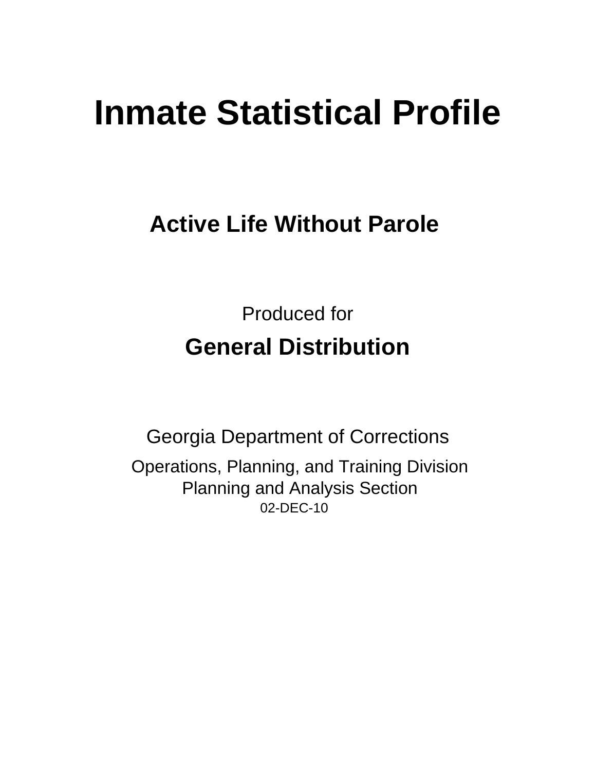# Inmate Statistical Profile

## Active Life Without Parole

Produced for

**General Distribution**

Georgia Department of Corrections

Operations, Planning, and Training Division
Planning and Analysis Section
02-DEC-10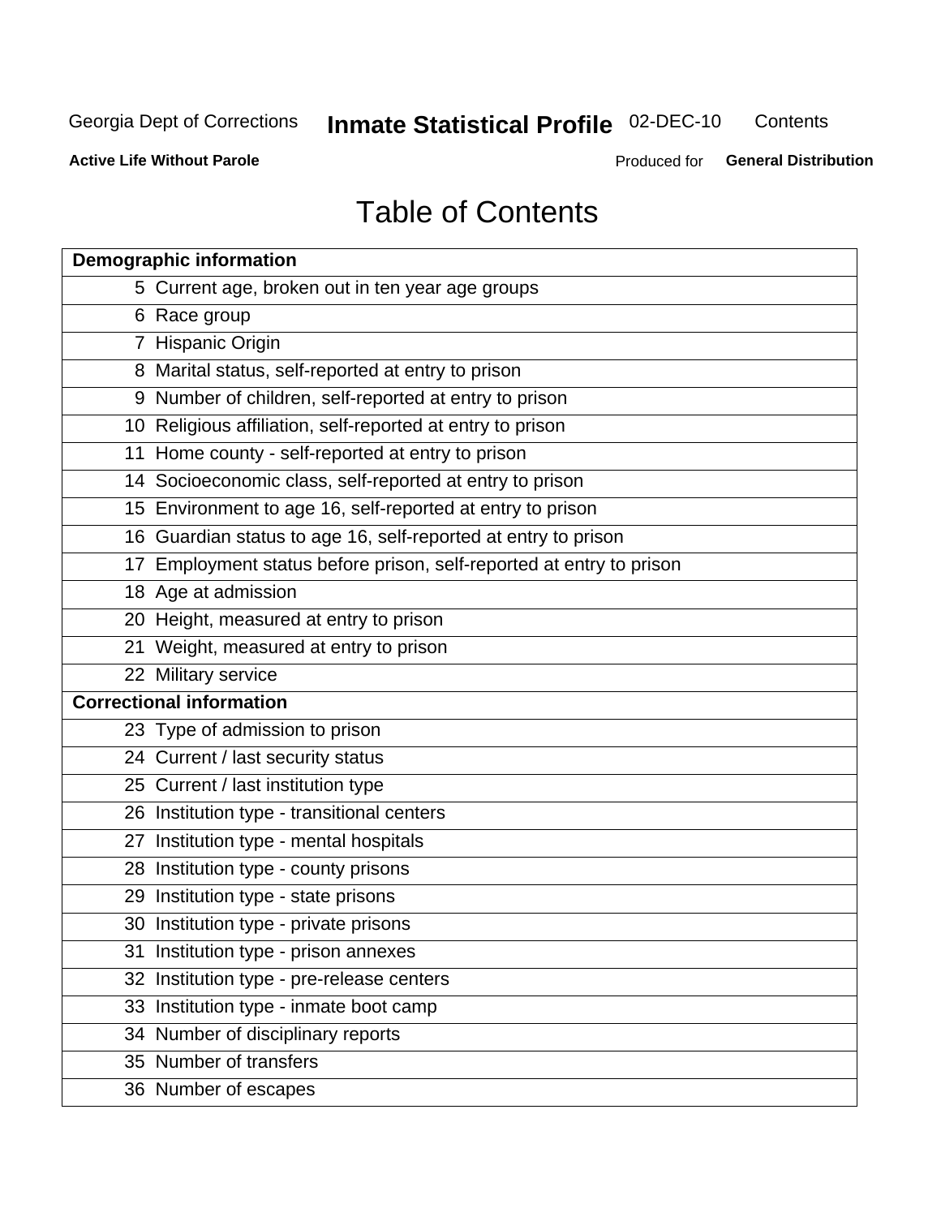Georgia Dept of Corrections **Inmate Statistical Profile** 02-DEC-10 Contents

**Active Life Without Parole** Produced for **General Distribution**

# Table of Contents

| **Demographic information** | |
|---|---|
| 5 | Current age, broken out in ten year age groups |
| 6 | Race group |
| 7 | Hispanic Origin |
| 8 | Marital status, self-reported at entry to prison |
| 9 | Number of children, self-reported at entry to prison |
| 10 | Religious affiliation, self-reported at entry to prison |
| 11 | Home county - self-reported at entry to prison |
| 14 | Socioeconomic class, self-reported at entry to prison |
| 15 | Environment to age 16, self-reported at entry to prison |
| 16 | Guardian status to age 16, self-reported at entry to prison |
| 17 | Employment status before prison, self-reported at entry to prison |
| 18 | Age at admission |
| 20 | Height, measured at entry to prison |
| 21 | Weight, measured at entry to prison |
| 22 | Military service |
| **Correctional information** | |
| 23 | Type of admission to prison |
| 24 | Current / last security status |
| 25 | Current / last institution type |
| 26 | Institution type - transitional centers |
| 27 | Institution type - mental hospitals |
| 28 | Institution type - county prisons |
| 29 | Institution type - state prisons |
| 30 | Institution type - private prisons |
| 31 | Institution type - prison annexes |
| 32 | Institution type - pre-release centers |
| 33 | Institution type - inmate boot camp |
| 34 | Number of disciplinary reports |
| 35 | Number of transfers |
| 36 | Number of escapes |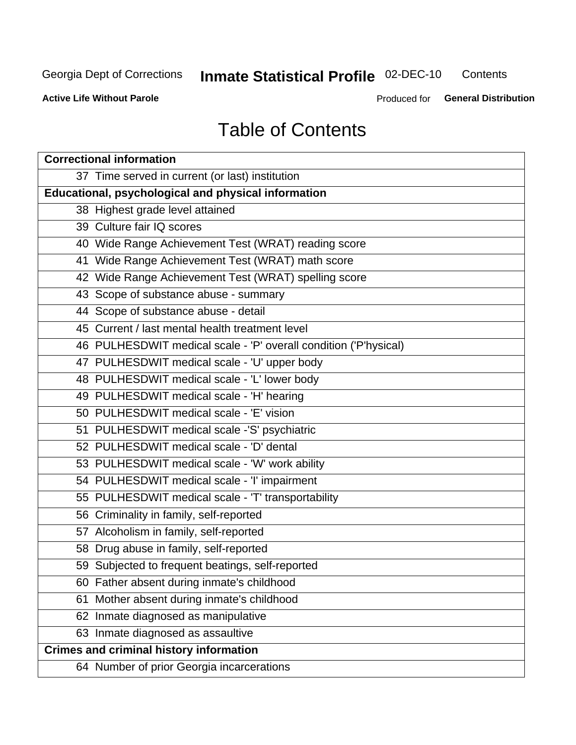# Table of Contents

| **Correctional information** |
|---|
| 37 Time served in current (or last) institution |
| **Educational, psychological and physical information** |
| 38 Highest grade level attained |
| 39 Culture fair IQ scores |
| 40 Wide Range Achievement Test (WRAT) reading score |
| 41 Wide Range Achievement Test (WRAT) math score |
| 42 Wide Range Achievement Test (WRAT) spelling score |
| 43 Scope of substance abuse - summary |
| 44 Scope of substance abuse - detail |
| 45 Current / last mental health treatment level |
| 46 PULHESDWIT medical scale - 'P' overall condition ('P'hysical) |
| 47 PULHESDWIT medical scale - 'U' upper body |
| 48 PULHESDWIT medical scale - 'L' lower body |
| 49 PULHESDWIT medical scale - 'H' hearing |
| 50 PULHESDWIT medical scale - 'E' vision |
| 51 PULHESDWIT medical scale -'S' psychiatric |
| 52 PULHESDWIT medical scale - 'D' dental |
| 53 PULHESDWIT medical scale - 'W' work ability |
| 54 PULHESDWIT medical scale - 'I' impairment |
| 55 PULHESDWIT medical scale - 'T' transportability |
| 56 Criminality in family, self-reported |
| 57 Alcoholism in family, self-reported |
| 58 Drug abuse in family, self-reported |
| 59 Subjected to frequent beatings, self-reported |
| 60 Father absent during inmate's childhood |
| 61 Mother absent during inmate's childhood |
| 62 Inmate diagnosed as manipulative |
| 63 Inmate diagnosed as assaultive |
| **Crimes and criminal history information** |
| 64 Number of prior Georgia incarcerations |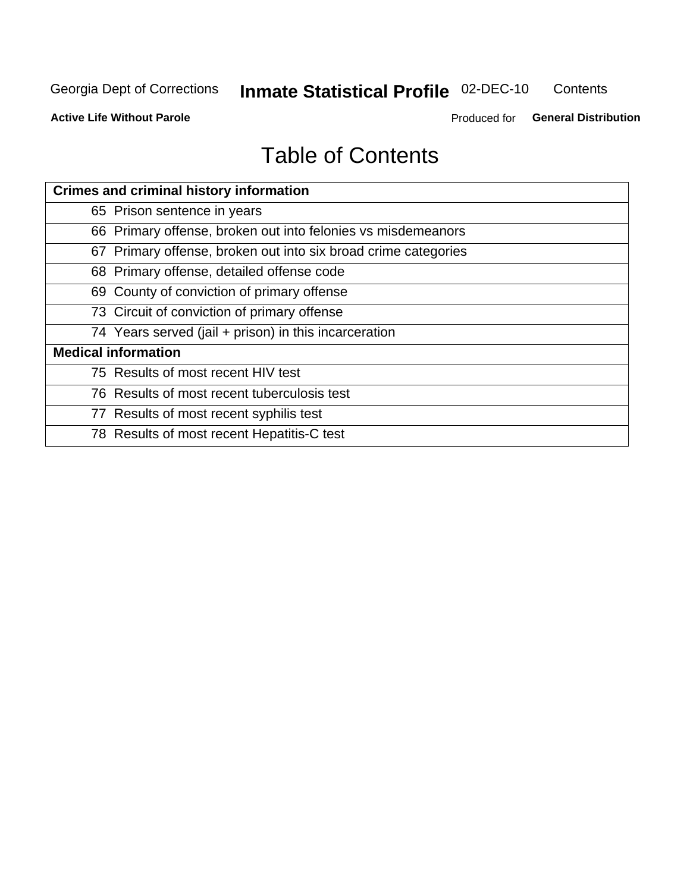# Table of Contents

| Crimes and criminal history information |
|---|
| 65 Prison sentence in years |
| 66 Primary offense, broken out into felonies vs misdemeanors |
| 67 Primary offense, broken out into six broad crime categories |
| 68 Primary offense, detailed offense code |
| 69 County of conviction of primary offense |
| 73 Circuit of conviction of primary offense |
| 74 Years served (jail + prison) in this incarceration |
| **Medical information** |
| 75 Results of most recent HIV test |
| 76 Results of most recent tuberculosis test |
| 77 Results of most recent syphilis test |
| 78 Results of most recent Hepatitis-C test |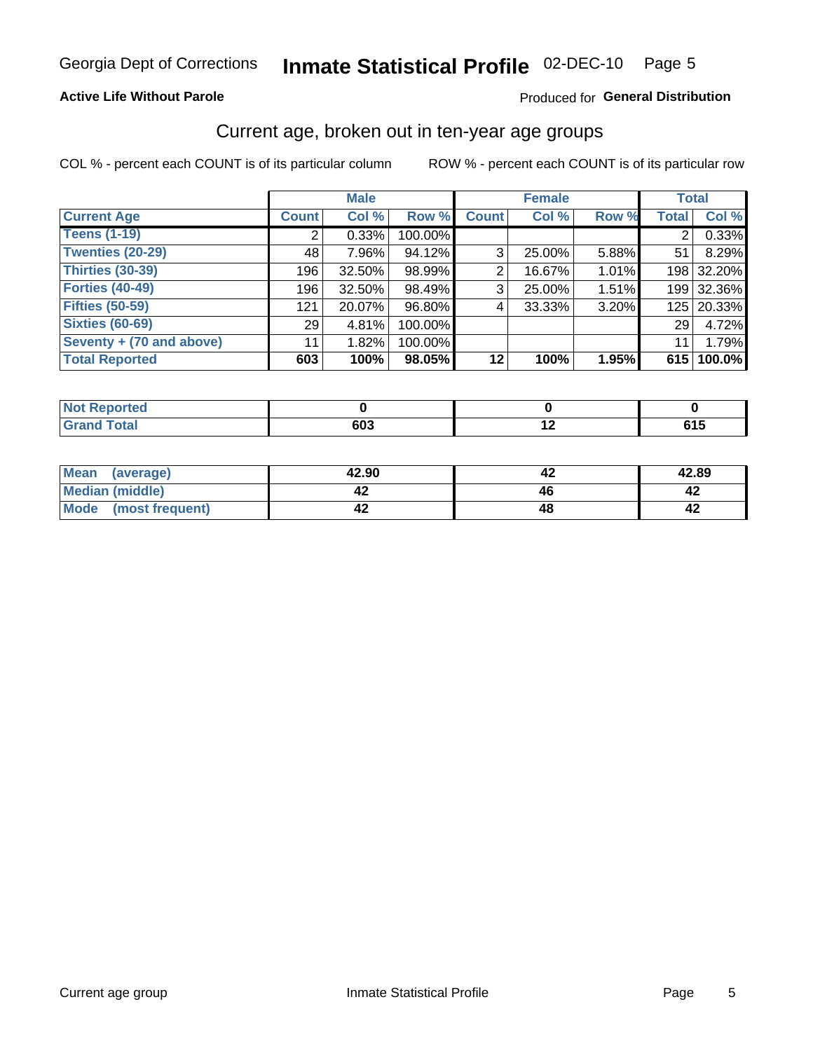Georgia Dept of Corrections **Inmate Statistical Profile** 02-DEC-10

**Active Life Without Parole**

Produced for **General Distribution**

## Current age, broken out in ten-year age groups

COL % - percent each COUNT is of its particular column ROW % - percent each COUNT is of its particular row

| | Male | | | Female | | | Total | |
|---|---|---|---|---|---|---|---|---|
| **Current Age** | **Count** | **Col %** | **Row %** | **Count** | **Col %** | **Row %** | **Total** | **Col %** |
| **Teens (1-19)** | 2 | 0.33% | 100.00% | | | | 2 | 0.33% |
| **Twenties (20-29)** | 48 | 7.96% | 94.12% | 3 | 25.00% | 5.88% | 51 | 8.29% |
| **Thirties (30-39)** | 196 | 32.50% | 98.99% | 2 | 16.67% | 1.01% | 198 | 32.20% |
| **Forties (40-49)** | 196 | 32.50% | 98.49% | 3 | 25.00% | 1.51% | 199 | 32.36% |
| **Fifties (50-59)** | 121 | 20.07% | 96.80% | 4 | 33.33% | 3.20% | 125 | 20.33% |
| **Sixties (60-69)** | 29 | 4.81% | 100.00% | | | | 29 | 4.72% |
| **Seventy + (70 and above)** | 11 | 1.82% | 100.00% | | | | 11 | 1.79% |
| **Total Reported** | **603** | **100%** | **98.05%** | **12** | **100%** | **1.95%** | **615** | **100.0%** |

| | Male | Female | Total |
|---|---|---|---|
| **Not Reported** | **0** | **0** | **0** |
| **Grand Total** | **603** | **12** | **615** |

| | Male | Female | Total |
|---|---|---|---|
| **Mean (average)** | **42.90** | **42** | **42.89** |
| **Median (middle)** | **42** | **46** | **42** |
| **Mode (most frequent)** | **42** | **48** | **42** |

Current age group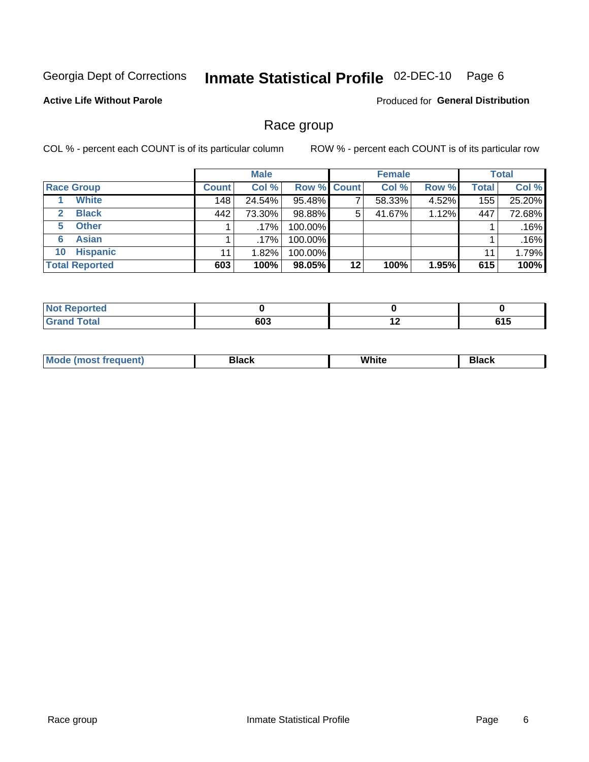Georgia Dept of Corrections **Inmate Statistical Profile** 02-DEC-10

**Active Life Without Parole**

Produced for **General Distribution**

## Race group

COL % - percent each COUNT is of its particular column ROW % - percent each COUNT is of its particular row

| | Male | | | Female | | | Total | |
|---|---|---|---|---|---|---|---|---|
| **Race Group** | **Count** | **Col %** | **Row %** | **Count** | **Col %** | **Row %** | **Total** | **Col %** |
| 1 White | 148 | 24.54% | 95.48% | 7 | 58.33% | 4.52% | 155 | 25.20% |
| 2 Black | 442 | 73.30% | 98.88% | 5 | 41.67% | 1.12% | 447 | 72.68% |
| 5 Other | 1 | .17% | 100.00% | | | | 1 | .16% |
| 6 Asian | 1 | .17% | 100.00% | | | | 1 | .16% |
| 10 Hispanic | 11 | 1.82% | 100.00% | | | | 11 | 1.79% |
| **Total Reported** | **603** | **100%** | **98.05%** | **12** | **100%** | **1.95%** | **615** | **100%** |

| | Male | Female | Total |
|---|---|---|---|
| **Not Reported** | **0** | **0** | **0** |
| **Grand Total** | **603** | **12** | **615** |

| | Male | Female | Total |
|---|---|---|---|
| **Mode (most frequent)** | **Black** | **White** | **Black** |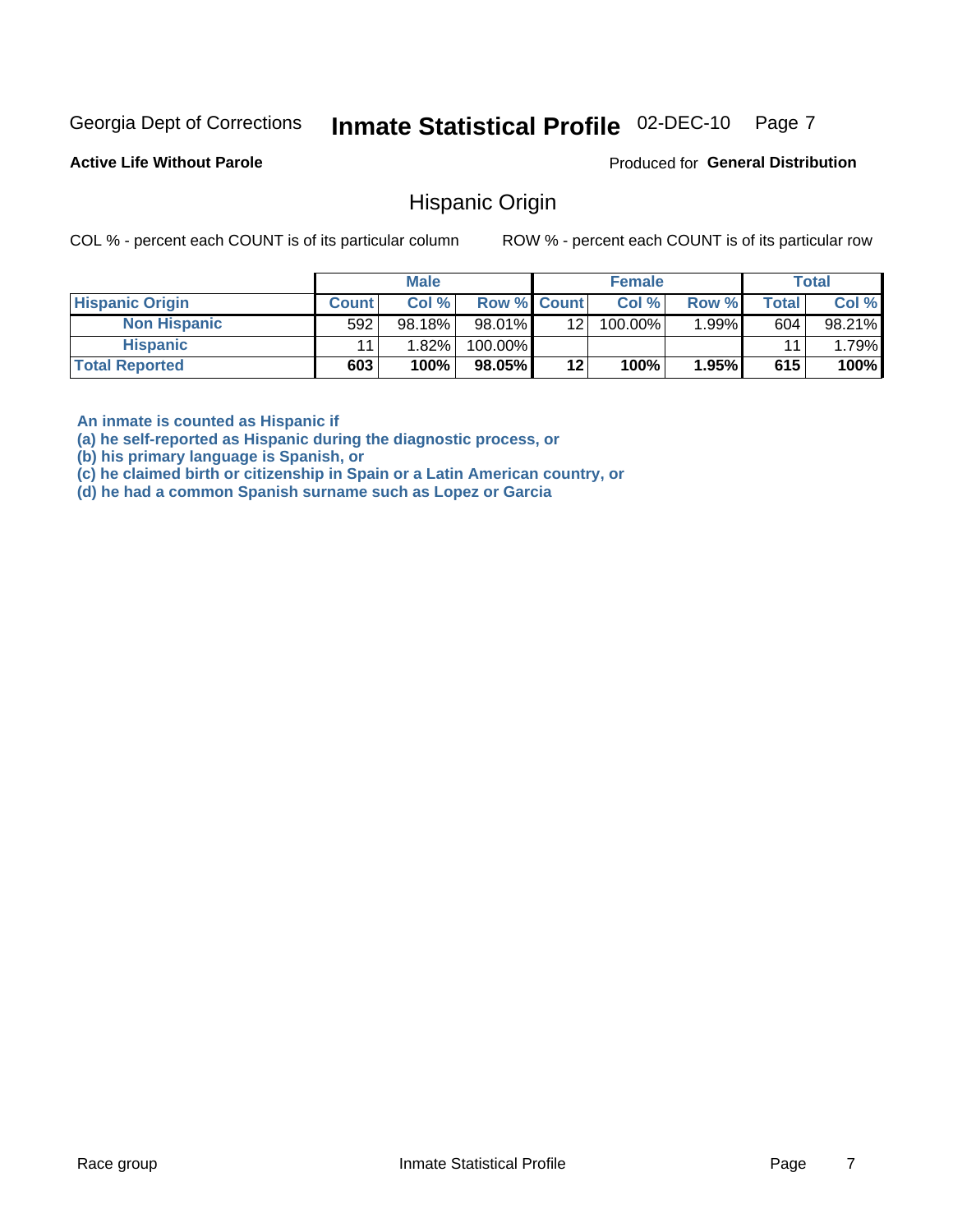Georgia Dept of Corrections **Inmate Statistical Profile** 02-DEC-10

**Active Life Without Parole**

Produced for **General Distribution**

## Hispanic Origin

COL % - percent each COUNT is of its particular column

ROW % - percent each COUNT is of its particular row

| | Male | | | Female | | | Total | |
|---|---|---|---|---|---|---|---|---|
| **Hispanic Origin** | **Count** | **Col %** | **Row %** | **Count** | **Col %** | **Row %** | **Total** | **Col %** |
| **Non Hispanic** | 592 | 98.18% | 98.01% | 12 | 100.00% | 1.99% | 604 | 98.21% |
| **Hispanic** | 11 | 1.82% | 100.00% | | | | 11 | 1.79% |
| **Total Reported** | **603** | **100%** | **98.05%** | **12** | **100%** | **1.95%** | **615** | **100%** |

**An inmate is counted as Hispanic if**
**(a) he self-reported as Hispanic during the diagnostic process, or**
**(b) his primary language is Spanish, or**
**(c) he claimed birth or citizenship in Spain or a Latin American country, or**
**(d) he had a common Spanish surname such as Lopez or Garcia**

Race group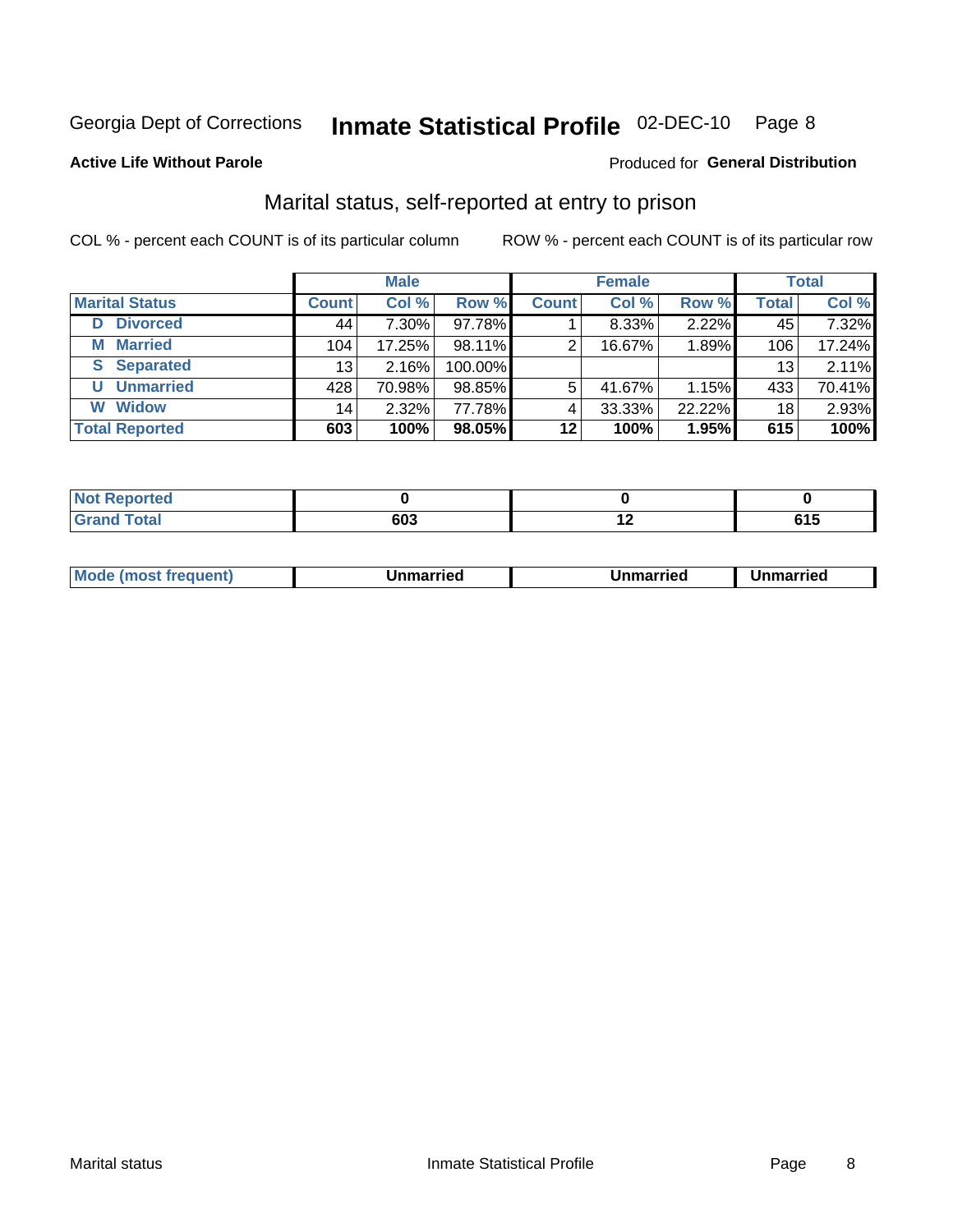Georgia Dept of Corrections **Inmate Statistical Profile** 02-DEC-10 Page 8

**Active Life Without Parole**

Produced for **General Distribution**

## Marital status, self-reported at entry to prison

COL % - percent each COUNT is of its particular column

ROW % - percent each COUNT is of its particular row

| | Male | | | Female | | | Total | |
|---|---|---|---|---|---|---|---|---|
| **Marital Status** | **Count** | **Col %** | **Row %** | **Count** | **Col %** | **Row %** | **Total** | **Col %** |
| **D Divorced** | 44 | 7.30% | 97.78% | 1 | 8.33% | 2.22% | 45 | 7.32% |
| **M Married** | 104 | 17.25% | 98.11% | 2 | 16.67% | 1.89% | 106 | 17.24% |
| **S Separated** | 13 | 2.16% | 100.00% | | | | 13 | 2.11% |
| **U Unmarried** | 428 | 70.98% | 98.85% | 5 | 41.67% | 1.15% | 433 | 70.41% |
| **W Widow** | 14 | 2.32% | 77.78% | 4 | 33.33% | 22.22% | 18 | 2.93% |
| **Total Reported** | **603** | **100%** | **98.05%** | **12** | **100%** | **1.95%** | **615** | **100%** |

| | Male | Female | Total |
|---|---|---|---|
| **Not Reported** | **0** | **0** | **0** |
| **Grand Total** | **603** | **12** | **615** |

| | Male | Female | Total |
|---|---|---|---|
| **Mode (most frequent)** | **Unmarried** | **Unmarried** | **Unmarried** |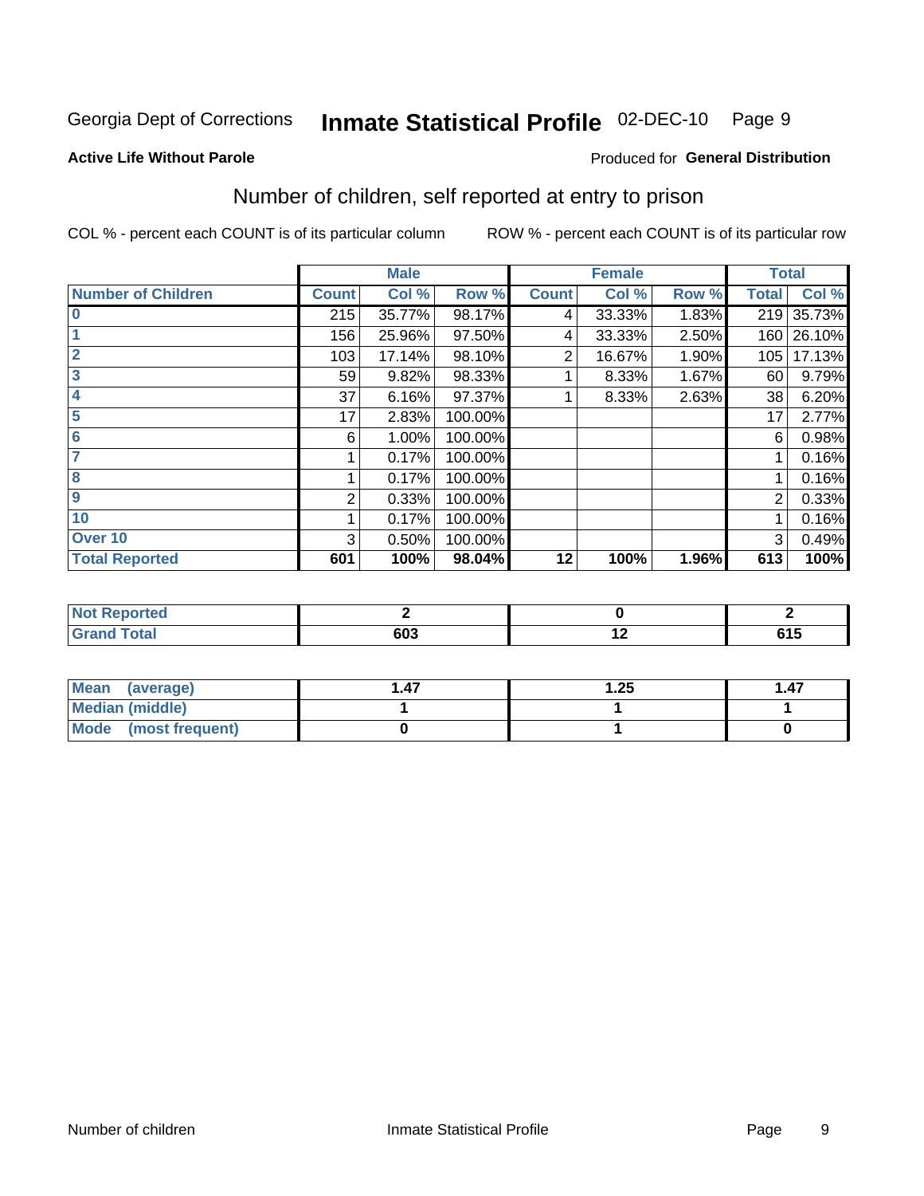Georgia Dept of Corrections **Inmate Statistical Profile** 02-DEC-10

**Active Life Without Parole**

Produced for **General Distribution**

## Number of children, self reported at entry to prison

COL % - percent each COUNT is of its particular column

ROW % - percent each COUNT is of its particular row

| | Male | | | Female | | | Total | |
|---|---|---|---|---|---|---|---|---|
| **Number of Children** | **Count** | **Col %** | **Row %** | **Count** | **Col %** | **Row %** | **Total** | **Col %** |
| **0** | 215 | 35.77% | 98.17% | 4 | 33.33% | 1.83% | 219 | 35.73% |
| **1** | 156 | 25.96% | 97.50% | 4 | 33.33% | 2.50% | 160 | 26.10% |
| **2** | 103 | 17.14% | 98.10% | 2 | 16.67% | 1.90% | 105 | 17.13% |
| **3** | 59 | 9.82% | 98.33% | 1 | 8.33% | 1.67% | 60 | 9.79% |
| **4** | 37 | 6.16% | 97.37% | 1 | 8.33% | 2.63% | 38 | 6.20% |
| **5** | 17 | 2.83% | 100.00% | | | | 17 | 2.77% |
| **6** | 6 | 1.00% | 100.00% | | | | 6 | 0.98% |
| **7** | 1 | 0.17% | 100.00% | | | | 1 | 0.16% |
| **8** | 1 | 0.17% | 100.00% | | | | 1 | 0.16% |
| **9** | 2 | 0.33% | 100.00% | | | | 2 | 0.33% |
| **10** | 1 | 0.17% | 100.00% | | | | 1 | 0.16% |
| **Over 10** | 3 | 0.50% | 100.00% | | | | 3 | 0.49% |
| **Total Reported** | **601** | **100%** | **98.04%** | **12** | **100%** | **1.96%** | **613** | **100%** |

| | Male | Female | Total |
|---|---|---|---|
| **Not Reported** | **2** | **0** | **2** |
| **Grand Total** | **603** | **12** | **615** |

| | Male | Female | Total |
|---|---|---|---|
| **Mean (average)** | **1.47** | **1.25** | **1.47** |
| **Median (middle)** | **1** | **1** | **1** |
| **Mode (most frequent)** | **0** | **1** | **0** |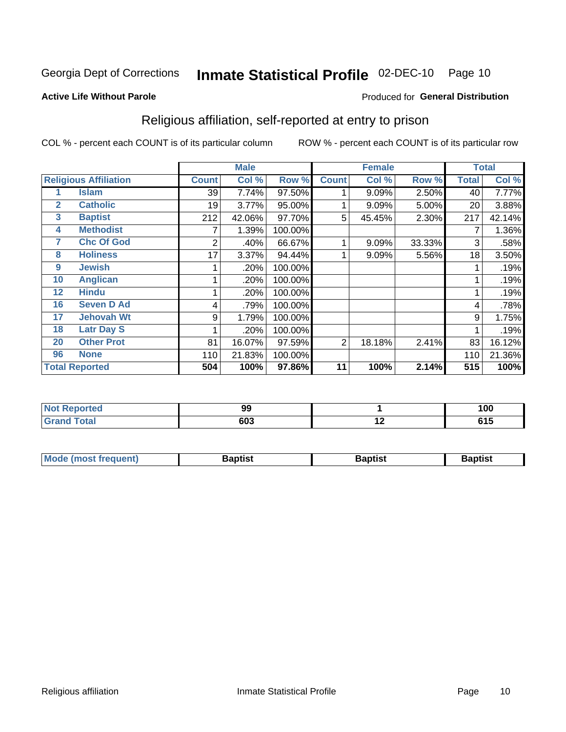Georgia Dept of Corrections **Inmate Statistical Profile** 02-DEC-10

**Active Life Without Parole**

Produced for **General Distribution**

## Religious affiliation, self-reported at entry to prison

COL % - percent each COUNT is of its particular column ROW % - percent each COUNT is of its particular row

| Religious Affiliation | | Male | | | Female | | | Total | |
|---|---|---|---|---|---|---|---|---|---|
| | | Count | Col % | Row % | Count | Col % | Row % | Total | Col % |
| 1 | Islam | 39 | 7.74% | 97.50% | 1 | 9.09% | 2.50% | 40 | 7.77% |
| 2 | Catholic | 19 | 3.77% | 95.00% | 1 | 9.09% | 5.00% | 20 | 3.88% |
| 3 | Baptist | 212 | 42.06% | 97.70% | 5 | 45.45% | 2.30% | 217 | 42.14% |
| 4 | Methodist | 7 | 1.39% | 100.00% | | | | 7 | 1.36% |
| 7 | Chc Of God | 2 | .40% | 66.67% | 1 | 9.09% | 33.33% | 3 | .58% |
| 8 | Holiness | 17 | 3.37% | 94.44% | 1 | 9.09% | 5.56% | 18 | 3.50% |
| 9 | Jewish | 1 | .20% | 100.00% | | | | 1 | .19% |
| 10 | Anglican | 1 | .20% | 100.00% | | | | 1 | .19% |
| 12 | Hindu | 1 | .20% | 100.00% | | | | 1 | .19% |
| 16 | Seven D Ad | 4 | .79% | 100.00% | | | | 4 | .78% |
| 17 | Jehovah Wt | 9 | 1.79% | 100.00% | | | | 9 | 1.75% |
| 18 | Latr Day S | 1 | .20% | 100.00% | | | | 1 | .19% |
| 20 | Other Prot | 81 | 16.07% | 97.59% | 2 | 18.18% | 2.41% | 83 | 16.12% |
| 96 | None | 110 | 21.83% | 100.00% | | | | 110 | 21.36% |
| **Total Reported** | | **504** | **100%** | **97.86%** | **11** | **100%** | **2.14%** | **515** | **100%** |

| | Male | Female | Total |
|---|---|---|---|
| Not Reported | 99 | 1 | 100 |
| Grand Total | 603 | 12 | 615 |

| | Male | Female | Total |
|---|---|---|---|
| Mode (most frequent) | Baptist | Baptist | Baptist |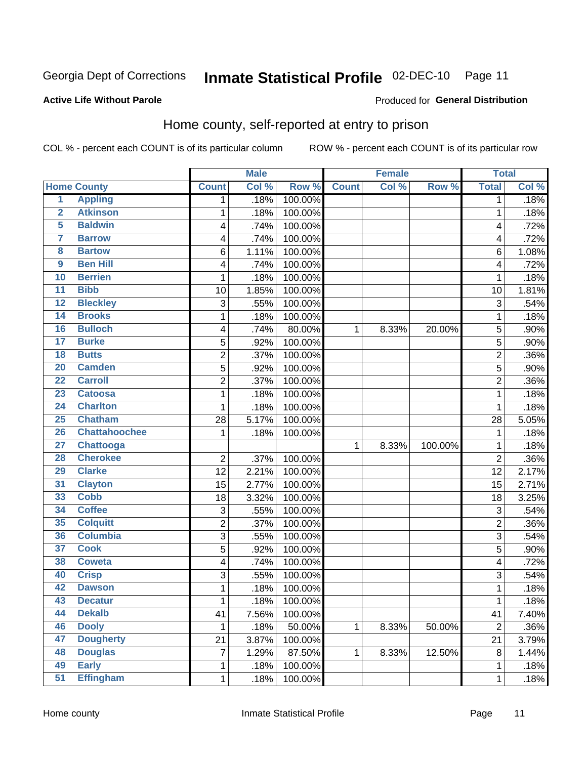Georgia Dept of Corrections **Inmate Statistical Profile** 02-DEC-10

**Active Life Without Parole** Produced for **General Distribution**

## Home county, self-reported at entry to prison

COL % - percent each COUNT is of its particular column ROW % - percent each COUNT is of its particular row

| Home County | | Male | | | Female | | | Total | |
|---|---|---|---|---|---|---|---|---|---|
| | | Count | Col % | Row % | Count | Col % | Row % | Total | Col % |
| 1 | Appling | 1 | .18% | 100.00% | | | | 1 | .18% |
| 2 | Atkinson | 1 | .18% | 100.00% | | | | 1 | .18% |
| 5 | Baldwin | 4 | .74% | 100.00% | | | | 4 | .72% |
| 7 | Barrow | 4 | .74% | 100.00% | | | | 4 | .72% |
| 8 | Bartow | 6 | 1.11% | 100.00% | | | | 6 | 1.08% |
| 9 | Ben Hill | 4 | .74% | 100.00% | | | | 4 | .72% |
| 10 | Berrien | 1 | .18% | 100.00% | | | | 1 | .18% |
| 11 | Bibb | 10 | 1.85% | 100.00% | | | | 10 | 1.81% |
| 12 | Bleckley | 3 | .55% | 100.00% | | | | 3 | .54% |
| 14 | Brooks | 1 | .18% | 100.00% | | | | 1 | .18% |
| 16 | Bulloch | 4 | .74% | 80.00% | 1 | 8.33% | 20.00% | 5 | .90% |
| 17 | Burke | 5 | .92% | 100.00% | | | | 5 | .90% |
| 18 | Butts | 2 | .37% | 100.00% | | | | 2 | .36% |
| 20 | Camden | 5 | .92% | 100.00% | | | | 5 | .90% |
| 22 | Carroll | 2 | .37% | 100.00% | | | | 2 | .36% |
| 23 | Catoosa | 1 | .18% | 100.00% | | | | 1 | .18% |
| 24 | Charlton | 1 | .18% | 100.00% | | | | 1 | .18% |
| 25 | Chatham | 28 | 5.17% | 100.00% | | | | 28 | 5.05% |
| 26 | Chattahoochee | 1 | .18% | 100.00% | | | | 1 | .18% |
| 27 | Chattooga | | | | 1 | 8.33% | 100.00% | 1 | .18% |
| 28 | Cherokee | 2 | .37% | 100.00% | | | | 2 | .36% |
| 29 | Clarke | 12 | 2.21% | 100.00% | | | | 12 | 2.17% |
| 31 | Clayton | 15 | 2.77% | 100.00% | | | | 15 | 2.71% |
| 33 | Cobb | 18 | 3.32% | 100.00% | | | | 18 | 3.25% |
| 34 | Coffee | 3 | .55% | 100.00% | | | | 3 | .54% |
| 35 | Colquitt | 2 | .37% | 100.00% | | | | 2 | .36% |
| 36 | Columbia | 3 | .55% | 100.00% | | | | 3 | .54% |
| 37 | Cook | 5 | .92% | 100.00% | | | | 5 | .90% |
| 38 | Coweta | 4 | .74% | 100.00% | | | | 4 | .72% |
| 40 | Crisp | 3 | .55% | 100.00% | | | | 3 | .54% |
| 42 | Dawson | 1 | .18% | 100.00% | | | | 1 | .18% |
| 43 | Decatur | 1 | .18% | 100.00% | | | | 1 | .18% |
| 44 | Dekalb | 41 | 7.56% | 100.00% | | | | 41 | 7.40% |
| 46 | Dooly | 1 | .18% | 50.00% | 1 | 8.33% | 50.00% | 2 | .36% |
| 47 | Dougherty | 21 | 3.87% | 100.00% | | | | 21 | 3.79% |
| 48 | Douglas | 7 | 1.29% | 87.50% | 1 | 8.33% | 12.50% | 8 | 1.44% |
| 49 | Early | 1 | .18% | 100.00% | | | | 1 | .18% |
| 51 | Effingham | 1 | .18% | 100.00% | | | | 1 | .18% |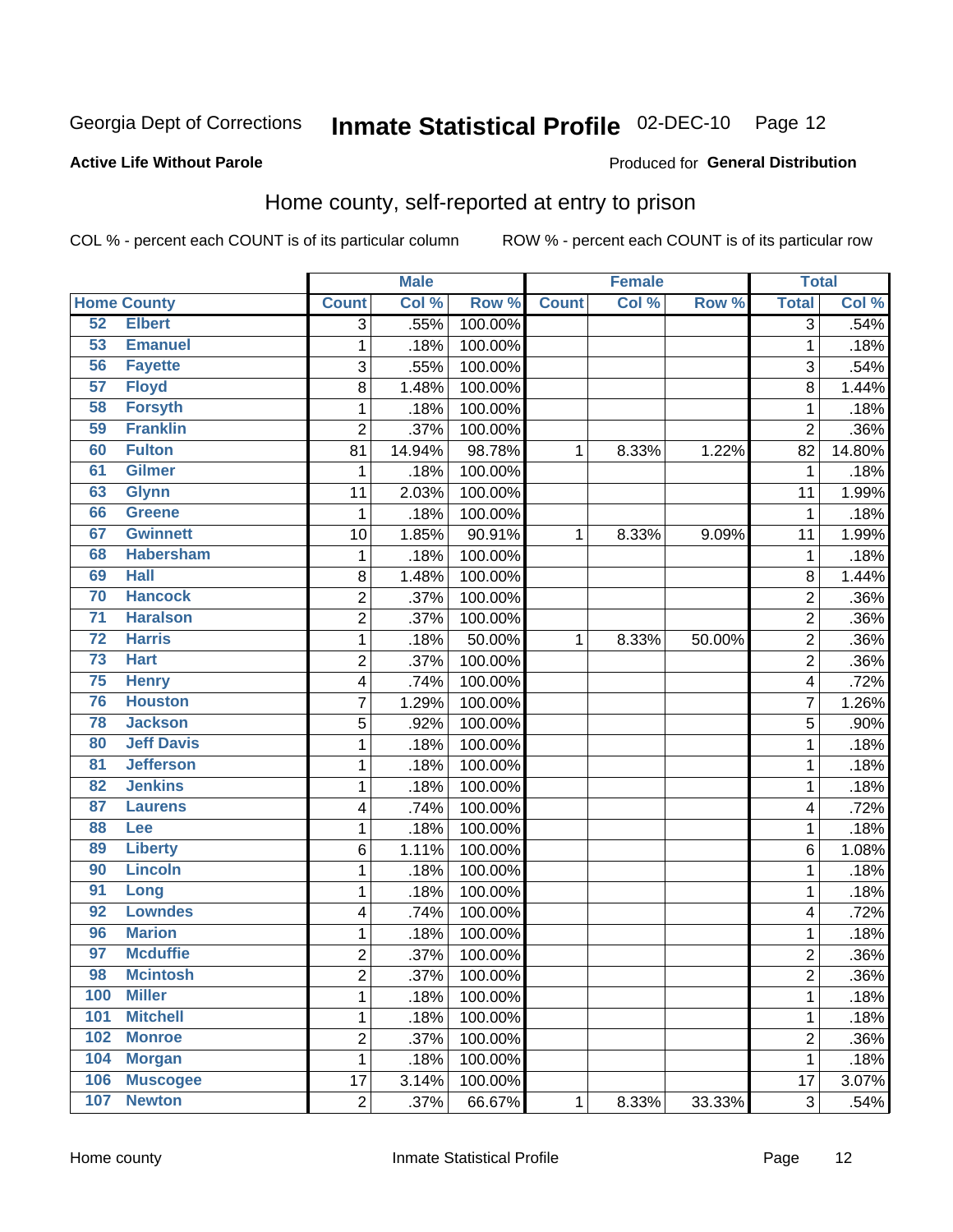Georgia Dept of Corrections **Inmate Statistical Profile** 02-DEC-10

**Active Life Without Parole**

Produced for **General Distribution**

## Home county, self-reported at entry to prison

COL % - percent each COUNT is of its particular column     ROW % - percent each COUNT is of its particular row

| | | Male | | | Female | | | Total | |
|---|---|---|---|---|---|---|---|---|---|
| Home County | | Count | Col % | Row % | Count | Col % | Row % | Total | Col % |
| 52 | Elbert | 3 | .55% | 100.00% | | | | 3 | .54% |
| 53 | Emanuel | 1 | .18% | 100.00% | | | | 1 | .18% |
| 56 | Fayette | 3 | .55% | 100.00% | | | | 3 | .54% |
| 57 | Floyd | 8 | 1.48% | 100.00% | | | | 8 | 1.44% |
| 58 | Forsyth | 1 | .18% | 100.00% | | | | 1 | .18% |
| 59 | Franklin | 2 | .37% | 100.00% | | | | 2 | .36% |
| 60 | Fulton | 81 | 14.94% | 98.78% | 1 | 8.33% | 1.22% | 82 | 14.80% |
| 61 | Gilmer | 1 | .18% | 100.00% | | | | 1 | .18% |
| 63 | Glynn | 11 | 2.03% | 100.00% | | | | 11 | 1.99% |
| 66 | Greene | 1 | .18% | 100.00% | | | | 1 | .18% |
| 67 | Gwinnett | 10 | 1.85% | 90.91% | 1 | 8.33% | 9.09% | 11 | 1.99% |
| 68 | Habersham | 1 | .18% | 100.00% | | | | 1 | .18% |
| 69 | Hall | 8 | 1.48% | 100.00% | | | | 8 | 1.44% |
| 70 | Hancock | 2 | .37% | 100.00% | | | | 2 | .36% |
| 71 | Haralson | 2 | .37% | 100.00% | | | | 2 | .36% |
| 72 | Harris | 1 | .18% | 50.00% | 1 | 8.33% | 50.00% | 2 | .36% |
| 73 | Hart | 2 | .37% | 100.00% | | | | 2 | .36% |
| 75 | Henry | 4 | .74% | 100.00% | | | | 4 | .72% |
| 76 | Houston | 7 | 1.29% | 100.00% | | | | 7 | 1.26% |
| 78 | Jackson | 5 | .92% | 100.00% | | | | 5 | .90% |
| 80 | Jeff Davis | 1 | .18% | 100.00% | | | | 1 | .18% |
| 81 | Jefferson | 1 | .18% | 100.00% | | | | 1 | .18% |
| 82 | Jenkins | 1 | .18% | 100.00% | | | | 1 | .18% |
| 87 | Laurens | 4 | .74% | 100.00% | | | | 4 | .72% |
| 88 | Lee | 1 | .18% | 100.00% | | | | 1 | .18% |
| 89 | Liberty | 6 | 1.11% | 100.00% | | | | 6 | 1.08% |
| 90 | Lincoln | 1 | .18% | 100.00% | | | | 1 | .18% |
| 91 | Long | 1 | .18% | 100.00% | | | | 1 | .18% |
| 92 | Lowndes | 4 | .74% | 100.00% | | | | 4 | .72% |
| 96 | Marion | 1 | .18% | 100.00% | | | | 1 | .18% |
| 97 | Mcduffie | 2 | .37% | 100.00% | | | | 2 | .36% |
| 98 | Mcintosh | 2 | .37% | 100.00% | | | | 2 | .36% |
| 100 | Miller | 1 | .18% | 100.00% | | | | 1 | .18% |
| 101 | Mitchell | 1 | .18% | 100.00% | | | | 1 | .18% |
| 102 | Monroe | 2 | .37% | 100.00% | | | | 2 | .36% |
| 104 | Morgan | 1 | .18% | 100.00% | | | | 1 | .18% |
| 106 | Muscogee | 17 | 3.14% | 100.00% | | | | 17 | 3.07% |
| 107 | Newton | 2 | .37% | 66.67% | 1 | 8.33% | 33.33% | 3 | .54% |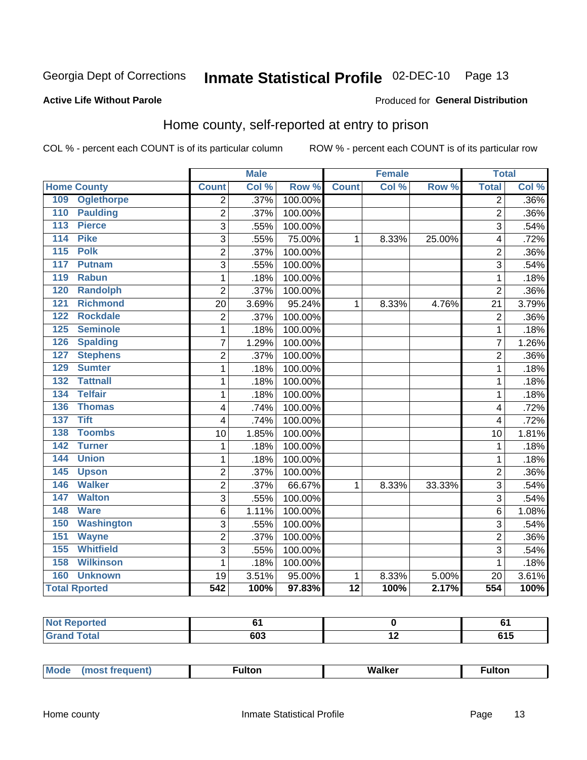Georgia Dept of Corrections **Inmate Statistical Profile** 02-DEC-10

**Active Life Without Parole**

Produced for **General Distribution**

## Home county, self-reported at entry to prison

COL % - percent each COUNT is of its particular column  ROW % - percent each COUNT is of its particular row

| Home County | Male | | | Female | | | Total | |
|---|---|---|---|---|---|---|---|---|
| | Count | Col % | Row % | Count | Col % | Row % | Total | Col % |
| 109 Oglethorpe | 2 | .37% | 100.00% | | | | 2 | .36% |
| 110 Paulding | 2 | .37% | 100.00% | | | | 2 | .36% |
| 113 Pierce | 3 | .55% | 100.00% | | | | 3 | .54% |
| 114 Pike | 3 | .55% | 75.00% | 1 | 8.33% | 25.00% | 4 | .72% |
| 115 Polk | 2 | .37% | 100.00% | | | | 2 | .36% |
| 117 Putnam | 3 | .55% | 100.00% | | | | 3 | .54% |
| 119 Rabun | 1 | .18% | 100.00% | | | | 1 | .18% |
| 120 Randolph | 2 | .37% | 100.00% | | | | 2 | .36% |
| 121 Richmond | 20 | 3.69% | 95.24% | 1 | 8.33% | 4.76% | 21 | 3.79% |
| 122 Rockdale | 2 | .37% | 100.00% | | | | 2 | .36% |
| 125 Seminole | 1 | .18% | 100.00% | | | | 1 | .18% |
| 126 Spalding | 7 | 1.29% | 100.00% | | | | 7 | 1.26% |
| 127 Stephens | 2 | .37% | 100.00% | | | | 2 | .36% |
| 129 Sumter | 1 | .18% | 100.00% | | | | 1 | .18% |
| 132 Tattnall | 1 | .18% | 100.00% | | | | 1 | .18% |
| 134 Telfair | 1 | .18% | 100.00% | | | | 1 | .18% |
| 136 Thomas | 4 | .74% | 100.00% | | | | 4 | .72% |
| 137 Tift | 4 | .74% | 100.00% | | | | 4 | .72% |
| 138 Toombs | 10 | 1.85% | 100.00% | | | | 10 | 1.81% |
| 142 Turner | 1 | .18% | 100.00% | | | | 1 | .18% |
| 144 Union | 1 | .18% | 100.00% | | | | 1 | .18% |
| 145 Upson | 2 | .37% | 100.00% | | | | 2 | .36% |
| 146 Walker | 2 | .37% | 66.67% | 1 | 8.33% | 33.33% | 3 | .54% |
| 147 Walton | 3 | .55% | 100.00% | | | | 3 | .54% |
| 148 Ware | 6 | 1.11% | 100.00% | | | | 6 | 1.08% |
| 150 Washington | 3 | .55% | 100.00% | | | | 3 | .54% |
| 151 Wayne | 2 | .37% | 100.00% | | | | 2 | .36% |
| 155 Whitfield | 3 | .55% | 100.00% | | | | 3 | .54% |
| 158 Wilkinson | 1 | .18% | 100.00% | | | | 1 | .18% |
| 160 Unknown | 19 | 3.51% | 95.00% | 1 | 8.33% | 5.00% | 20 | 3.61% |
| **Total Rported** | **542** | **100%** | **97.83%** | **12** | **100%** | **2.17%** | **554** | **100%** |

| | Male | Female | Total |
|---|---|---|---|
| **Not Reported** | **61** | **0** | **61** |
| **Grand Total** | **603** | **12** | **615** |

| | Male | Female | Total |
|---|---|---|---|
| **Mode (most frequent)** | **Fulton** | **Walker** | **Fulton** |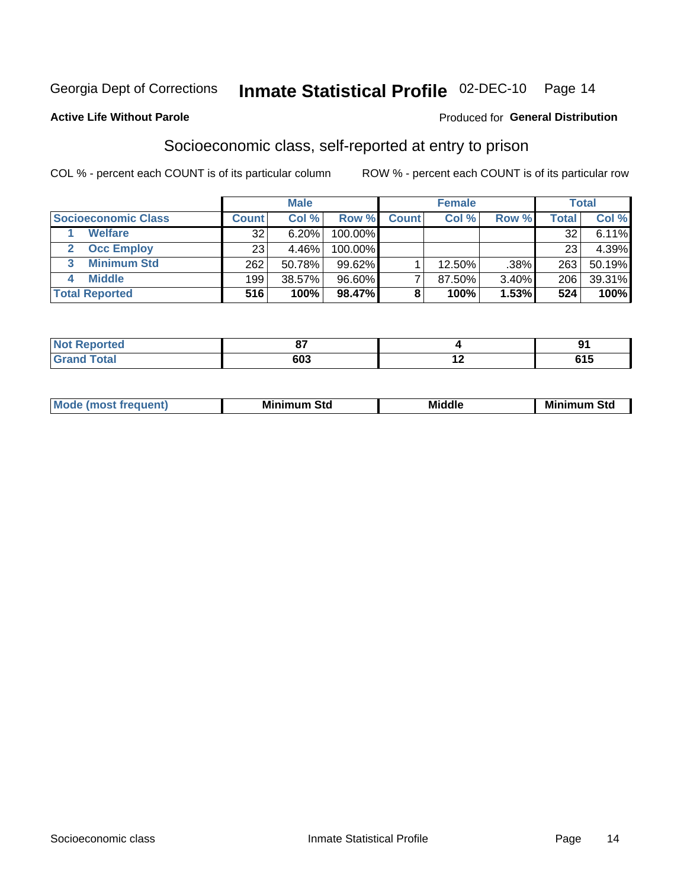Georgia Dept of Corrections **Inmate Statistical Profile** 02-DEC-10

**Active Life Without Parole**

Produced for **General Distribution**

## Socioeconomic class, self-reported at entry to prison

COL % - percent each COUNT is of its particular column ROW % - percent each COUNT is of its particular row

| | Male | | | Female | | | Total | |
|---|---|---|---|---|---|---|---|---|
| **Socioeconomic Class** | **Count** | **Col %** | **Row %** | **Count** | **Col %** | **Row %** | **Total** | **Col %** |
| 1 **Welfare** | 32 | 6.20% | 100.00% | | | | 32 | 6.11% |
| 2 **Occ Employ** | 23 | 4.46% | 100.00% | | | | 23 | 4.39% |
| 3 **Minimum Std** | 262 | 50.78% | 99.62% | 1 | 12.50% | .38% | 263 | 50.19% |
| 4 **Middle** | 199 | 38.57% | 96.60% | 7 | 87.50% | 3.40% | 206 | 39.31% |
| **Total Reported** | **516** | **100%** | **98.47%** | **8** | **100%** | **1.53%** | **524** | **100%** |

| | Male | Female | Total |
|---|---|---|---|
| **Not Reported** | **87** | **4** | **91** |
| **Grand Total** | **603** | **12** | **615** |

| | Male | Female | Total |
|---|---|---|---|
| **Mode (most frequent)** | **Minimum Std** | **Middle** | **Minimum Std** |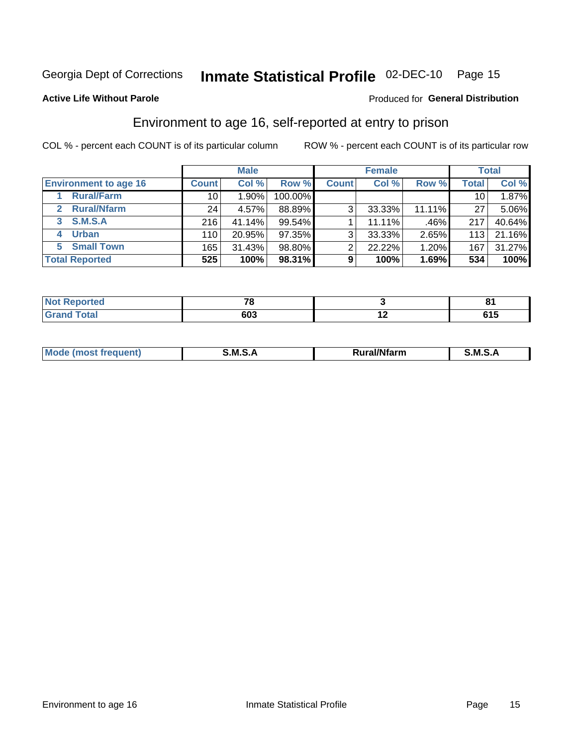Georgia Dept of Corrections **Inmate Statistical Profile** 02-DEC-10 Page 15

**Active Life Without Parole**

Produced for **General Distribution**

## Environment to age 16, self-reported at entry to prison

COL % - percent each COUNT is of its particular column ROW % - percent each COUNT is of its particular row

| | Male | | | Female | | | Total | |
|---|---|---|---|---|---|---|---|---|
| **Environment to age 16** | **Count** | **Col %** | **Row %** | **Count** | **Col %** | **Row %** | **Total** | **Col %** |
| **1 Rural/Farm** | 10 | 1.90% | 100.00% | | | | 10 | 1.87% |
| **2 Rural/Nfarm** | 24 | 4.57% | 88.89% | 3 | 33.33% | 11.11% | 27 | 5.06% |
| **3 S.M.S.A** | 216 | 41.14% | 99.54% | 1 | 11.11% | .46% | 217 | 40.64% |
| **4 Urban** | 110 | 20.95% | 97.35% | 3 | 33.33% | 2.65% | 113 | 21.16% |
| **5 Small Town** | 165 | 31.43% | 98.80% | 2 | 22.22% | 1.20% | 167 | 31.27% |
| **Total Reported** | **525** | **100%** | **98.31%** | **9** | **100%** | **1.69%** | **534** | **100%** |

| | Male | Female | Total |
|---|---|---|---|
| **Not Reported** | **78** | **3** | **81** |
| **Grand Total** | **603** | **12** | **615** |

| | Male | Female | Total |
|---|---|---|---|
| **Mode (most frequent)** | **S.M.S.A** | **Rural/Nfarm** | **S.M.S.A** |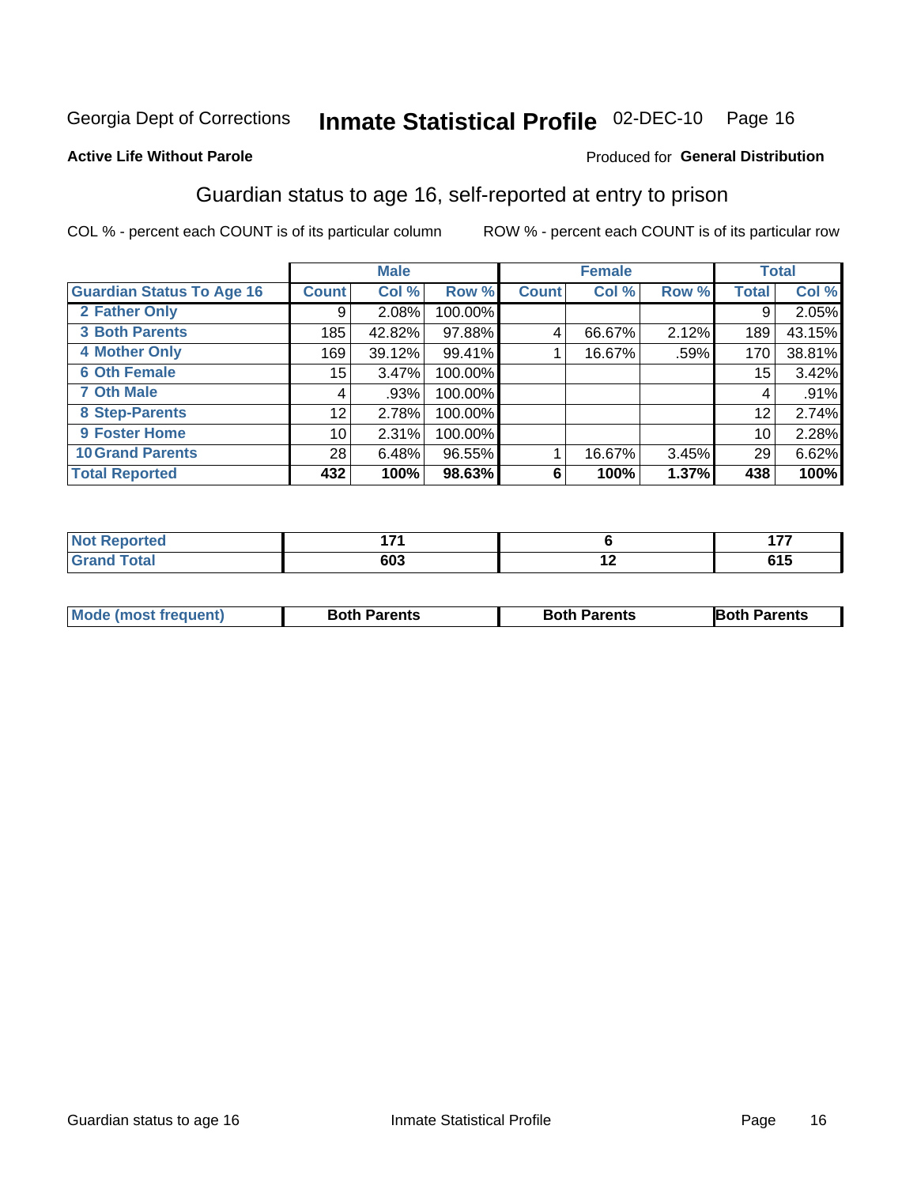Georgia Dept of Corrections **Inmate Statistical Profile** 02-DEC-10

**Active Life Without Parole**

Produced for **General Distribution**

## Guardian status to age 16, self-reported at entry to prison

COL % - percent each COUNT is of its particular column ROW % - percent each COUNT is of its particular row

| | Male | | | Female | | | Total | |
|---|---|---|---|---|---|---|---|---|
| **Guardian Status To Age 16** | **Count** | **Col %** | **Row %** | **Count** | **Col %** | **Row %** | **Total** | **Col %** |
| 2 Father Only | 9 | 2.08% | 100.00% | | | | 9 | 2.05% |
| 3 Both Parents | 185 | 42.82% | 97.88% | 4 | 66.67% | 2.12% | 189 | 43.15% |
| 4 Mother Only | 169 | 39.12% | 99.41% | 1 | 16.67% | .59% | 170 | 38.81% |
| 6 Oth Female | 15 | 3.47% | 100.00% | | | | 15 | 3.42% |
| 7 Oth Male | 4 | .93% | 100.00% | | | | 4 | .91% |
| 8 Step-Parents | 12 | 2.78% | 100.00% | | | | 12 | 2.74% |
| 9 Foster Home | 10 | 2.31% | 100.00% | | | | 10 | 2.28% |
| 10 Grand Parents | 28 | 6.48% | 96.55% | 1 | 16.67% | 3.45% | 29 | 6.62% |
| **Total Reported** | **432** | **100%** | **98.63%** | **6** | **100%** | **1.37%** | **438** | **100%** |

| | Male | Female | Total |
|---|---|---|---|
| Not Reported | 171 | 6 | 177 |
| Grand Total | 603 | 12 | 615 |

| | Male | Female | Total |
|---|---|---|---|
| Mode (most frequent) | Both Parents | Both Parents | Both Parents |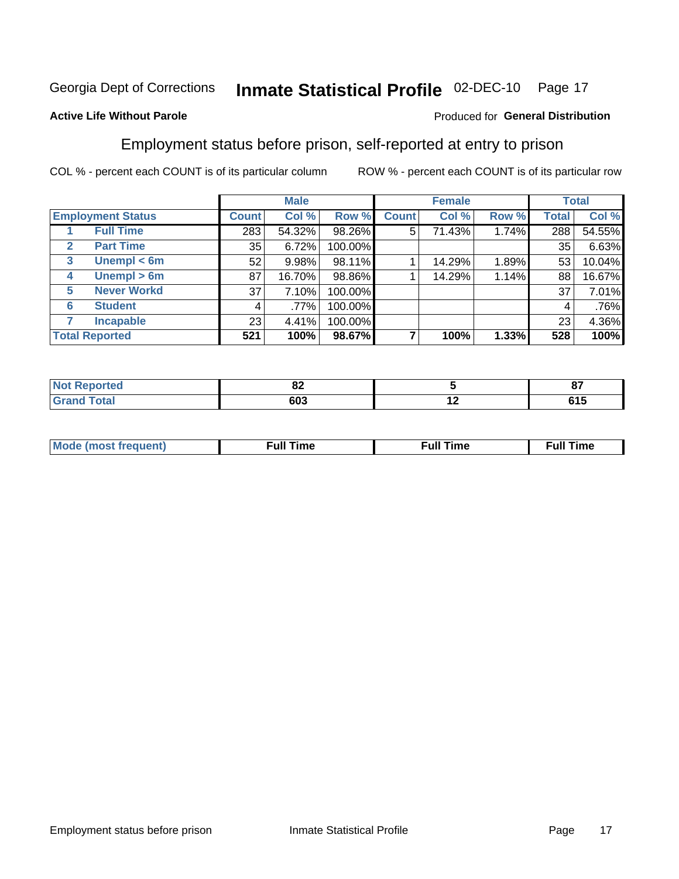Georgia Dept of Corrections **Inmate Statistical Profile** 02-DEC-10 Page 17

**Active Life Without Parole**

Produced for **General Distribution**

## Employment status before prison, self-reported at entry to prison

COL % - percent each COUNT is of its particular column ROW % - percent each COUNT is of its particular row

| | | Male | | | Female | | | Total | |
|---|---|---|---|---|---|---|---|---|---|
| **Employment Status** | | **Count** | **Col %** | **Row %** | **Count** | **Col %** | **Row %** | **Total** | **Col %** |
| 1 | **Full Time** | 283 | 54.32% | 98.26% | 5 | 71.43% | 1.74% | 288 | 54.55% |
| 2 | **Part Time** | 35 | 6.72% | 100.00% | | | | 35 | 6.63% |
| 3 | **Unempl < 6m** | 52 | 9.98% | 98.11% | 1 | 14.29% | 1.89% | 53 | 10.04% |
| 4 | **Unempl > 6m** | 87 | 16.70% | 98.86% | 1 | 14.29% | 1.14% | 88 | 16.67% |
| 5 | **Never Workd** | 37 | 7.10% | 100.00% | | | | 37 | 7.01% |
| 6 | **Student** | 4 | .77% | 100.00% | | | | 4 | .76% |
| 7 | **Incapable** | 23 | 4.41% | 100.00% | | | | 23 | 4.36% |
| **Total Reported** | | **521** | **100%** | **98.67%** | **7** | **100%** | **1.33%** | **528** | **100%** |

| | Male | Female | Total |
|---|---|---|---|
| **Not Reported** | **82** | **5** | **87** |
| **Grand Total** | **603** | **12** | **615** |

| | Male | Female | Total |
|---|---|---|---|
| **Mode (most frequent)** | **Full Time** | **Full Time** | **Full Time** |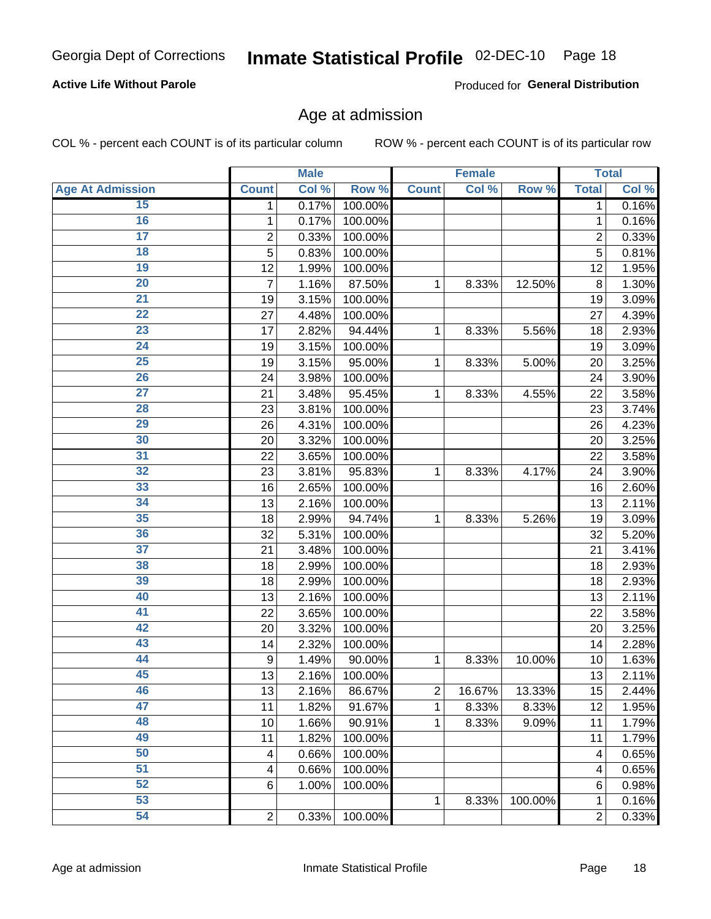Georgia Dept of Corrections **Inmate Statistical Profile** 02-DEC-10

**Active Life Without Parole**

Produced for **General Distribution**

## Age at admission

COL % - percent each COUNT is of its particular column

ROW % - percent each COUNT is of its particular row

| | Male | | | Female | | | Total | |
|---|---|---|---|---|---|---|---|---|
| **Age At Admission** | **Count** | **Col %** | **Row %** | **Count** | **Col %** | **Row %** | **Total** | **Col %** |
| 15 | 1 | 0.17% | 100.00% | | | | 1 | 0.16% |
| 16 | 1 | 0.17% | 100.00% | | | | 1 | 0.16% |
| 17 | 2 | 0.33% | 100.00% | | | | 2 | 0.33% |
| 18 | 5 | 0.83% | 100.00% | | | | 5 | 0.81% |
| 19 | 12 | 1.99% | 100.00% | | | | 12 | 1.95% |
| 20 | 7 | 1.16% | 87.50% | 1 | 8.33% | 12.50% | 8 | 1.30% |
| 21 | 19 | 3.15% | 100.00% | | | | 19 | 3.09% |
| 22 | 27 | 4.48% | 100.00% | | | | 27 | 4.39% |
| 23 | 17 | 2.82% | 94.44% | 1 | 8.33% | 5.56% | 18 | 2.93% |
| 24 | 19 | 3.15% | 100.00% | | | | 19 | 3.09% |
| 25 | 19 | 3.15% | 95.00% | 1 | 8.33% | 5.00% | 20 | 3.25% |
| 26 | 24 | 3.98% | 100.00% | | | | 24 | 3.90% |
| 27 | 21 | 3.48% | 95.45% | 1 | 8.33% | 4.55% | 22 | 3.58% |
| 28 | 23 | 3.81% | 100.00% | | | | 23 | 3.74% |
| 29 | 26 | 4.31% | 100.00% | | | | 26 | 4.23% |
| 30 | 20 | 3.32% | 100.00% | | | | 20 | 3.25% |
| 31 | 22 | 3.65% | 100.00% | | | | 22 | 3.58% |
| 32 | 23 | 3.81% | 95.83% | 1 | 8.33% | 4.17% | 24 | 3.90% |
| 33 | 16 | 2.65% | 100.00% | | | | 16 | 2.60% |
| 34 | 13 | 2.16% | 100.00% | | | | 13 | 2.11% |
| 35 | 18 | 2.99% | 94.74% | 1 | 8.33% | 5.26% | 19 | 3.09% |
| 36 | 32 | 5.31% | 100.00% | | | | 32 | 5.20% |
| 37 | 21 | 3.48% | 100.00% | | | | 21 | 3.41% |
| 38 | 18 | 2.99% | 100.00% | | | | 18 | 2.93% |
| 39 | 18 | 2.99% | 100.00% | | | | 18 | 2.93% |
| 40 | 13 | 2.16% | 100.00% | | | | 13 | 2.11% |
| 41 | 22 | 3.65% | 100.00% | | | | 22 | 3.58% |
| 42 | 20 | 3.32% | 100.00% | | | | 20 | 3.25% |
| 43 | 14 | 2.32% | 100.00% | | | | 14 | 2.28% |
| 44 | 9 | 1.49% | 90.00% | 1 | 8.33% | 10.00% | 10 | 1.63% |
| 45 | 13 | 2.16% | 100.00% | | | | 13 | 2.11% |
| 46 | 13 | 2.16% | 86.67% | 2 | 16.67% | 13.33% | 15 | 2.44% |
| 47 | 11 | 1.82% | 91.67% | 1 | 8.33% | 8.33% | 12 | 1.95% |
| 48 | 10 | 1.66% | 90.91% | 1 | 8.33% | 9.09% | 11 | 1.79% |
| 49 | 11 | 1.82% | 100.00% | | | | 11 | 1.79% |
| 50 | 4 | 0.66% | 100.00% | | | | 4 | 0.65% |
| 51 | 4 | 0.66% | 100.00% | | | | 4 | 0.65% |
| 52 | 6 | 1.00% | 100.00% | | | | 6 | 0.98% |
| 53 | | | | 1 | 8.33% | 100.00% | 1 | 0.16% |
| 54 | 2 | 0.33% | 100.00% | | | | 2 | 0.33% |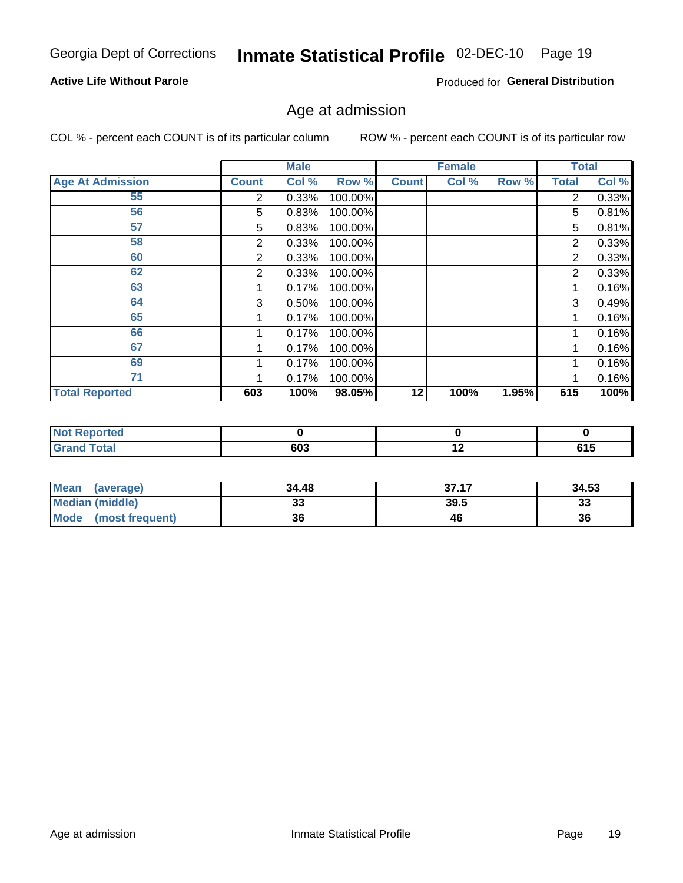Georgia Dept of Corrections **Inmate Statistical Profile** 02-DEC-10

**Active Life Without Parole**

Produced for **General Distribution**

## Age at admission

COL % - percent each COUNT is of its particular column

ROW % - percent each COUNT is of its particular row

| | Male | | | Female | | | Total | |
|---|---|---|---|---|---|---|---|---|
| **Age At Admission** | **Count** | **Col %** | **Row %** | **Count** | **Col %** | **Row %** | **Total** | **Col %** |
| 55 | 2 | 0.33% | 100.00% | | | | 2 | 0.33% |
| 56 | 5 | 0.83% | 100.00% | | | | 5 | 0.81% |
| 57 | 5 | 0.83% | 100.00% | | | | 5 | 0.81% |
| 58 | 2 | 0.33% | 100.00% | | | | 2 | 0.33% |
| 60 | 2 | 0.33% | 100.00% | | | | 2 | 0.33% |
| 62 | 2 | 0.33% | 100.00% | | | | 2 | 0.33% |
| 63 | 1 | 0.17% | 100.00% | | | | 1 | 0.16% |
| 64 | 3 | 0.50% | 100.00% | | | | 3 | 0.49% |
| 65 | 1 | 0.17% | 100.00% | | | | 1 | 0.16% |
| 66 | 1 | 0.17% | 100.00% | | | | 1 | 0.16% |
| 67 | 1 | 0.17% | 100.00% | | | | 1 | 0.16% |
| 69 | 1 | 0.17% | 100.00% | | | | 1 | 0.16% |
| 71 | 1 | 0.17% | 100.00% | | | | 1 | 0.16% |
| **Total Reported** | **603** | **100%** | **98.05%** | **12** | **100%** | **1.95%** | **615** | **100%** |

| | Male | Female | Total |
|---|---|---|---|
| **Not Reported** | **0** | **0** | **0** |
| **Grand Total** | **603** | **12** | **615** |

| | Male | Female | Total |
|---|---|---|---|
| **Mean (average)** | **34.48** | **37.17** | **34.53** |
| **Median (middle)** | **33** | **39.5** | **33** |
| **Mode (most frequent)** | **36** | **46** | **36** |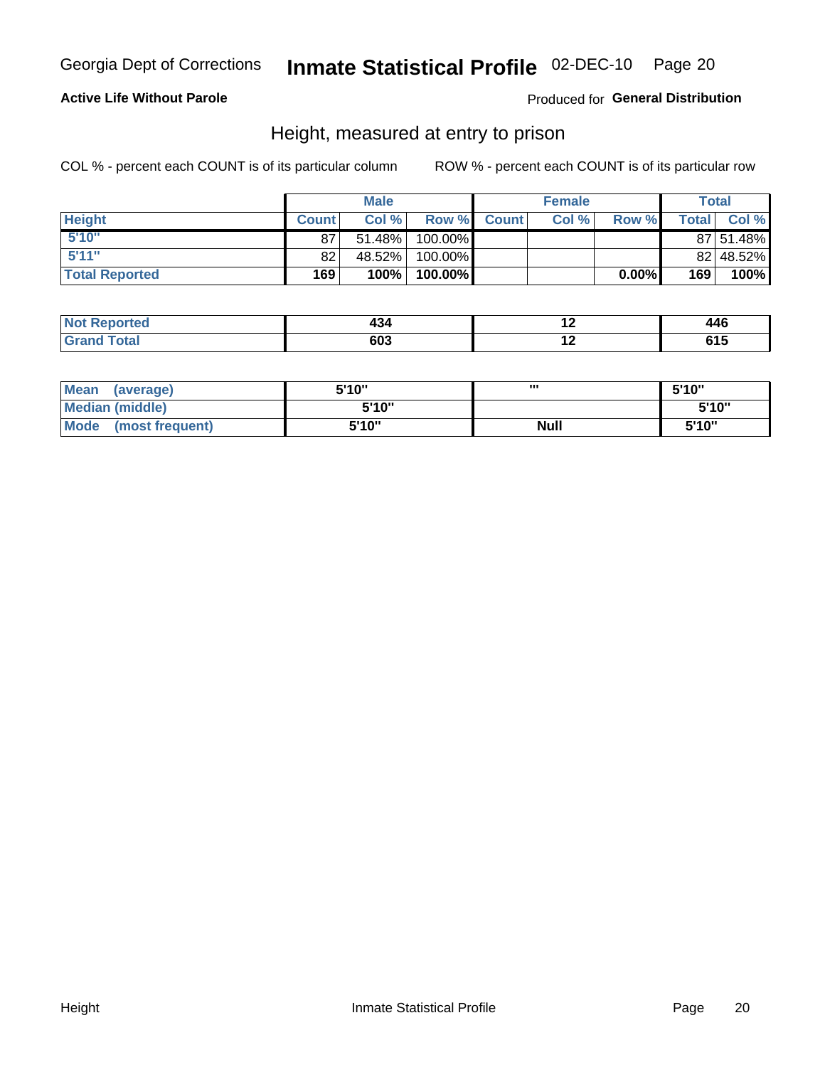Georgia Dept of Corrections **Inmate Statistical Profile** 02-DEC-10 Page 20

**Active Life Without Parole**

Produced for **General Distribution**

## Height, measured at entry to prison

COL % - percent each COUNT is of its particular column ROW % - percent each COUNT is of its particular row

| | Male | | | Female | | | Total | |
|---|---|---|---|---|---|---|---|---|
| **Height** | **Count** | **Col %** | **Row %** | **Count** | **Col %** | **Row %** | **Total** | **Col %** |
| 5'10" | 87 | 51.48% | 100.00% | | | | 87 | 51.48% |
| 5'11" | 82 | 48.52% | 100.00% | | | | 82 | 48.52% |
| **Total Reported** | **169** | **100%** | **100.00%** | | | **0.00%** | **169** | **100%** |

| | Male | Female | Total |
|---|---|---|---|
| **Not Reported** | **434** | **12** | **446** |
| **Grand Total** | **603** | **12** | **615** |

| | Male | Female | Total |
|---|---|---|---|
| **Mean (average)** | **5'10"** | **'''** | **5'10"** |
| **Median (middle)** | **5'10"** | | **5'10"** |
| **Mode (most frequent)** | **5'10"** | **Null** | **5'10"** |

Height Inmate Statistical Profile Page 20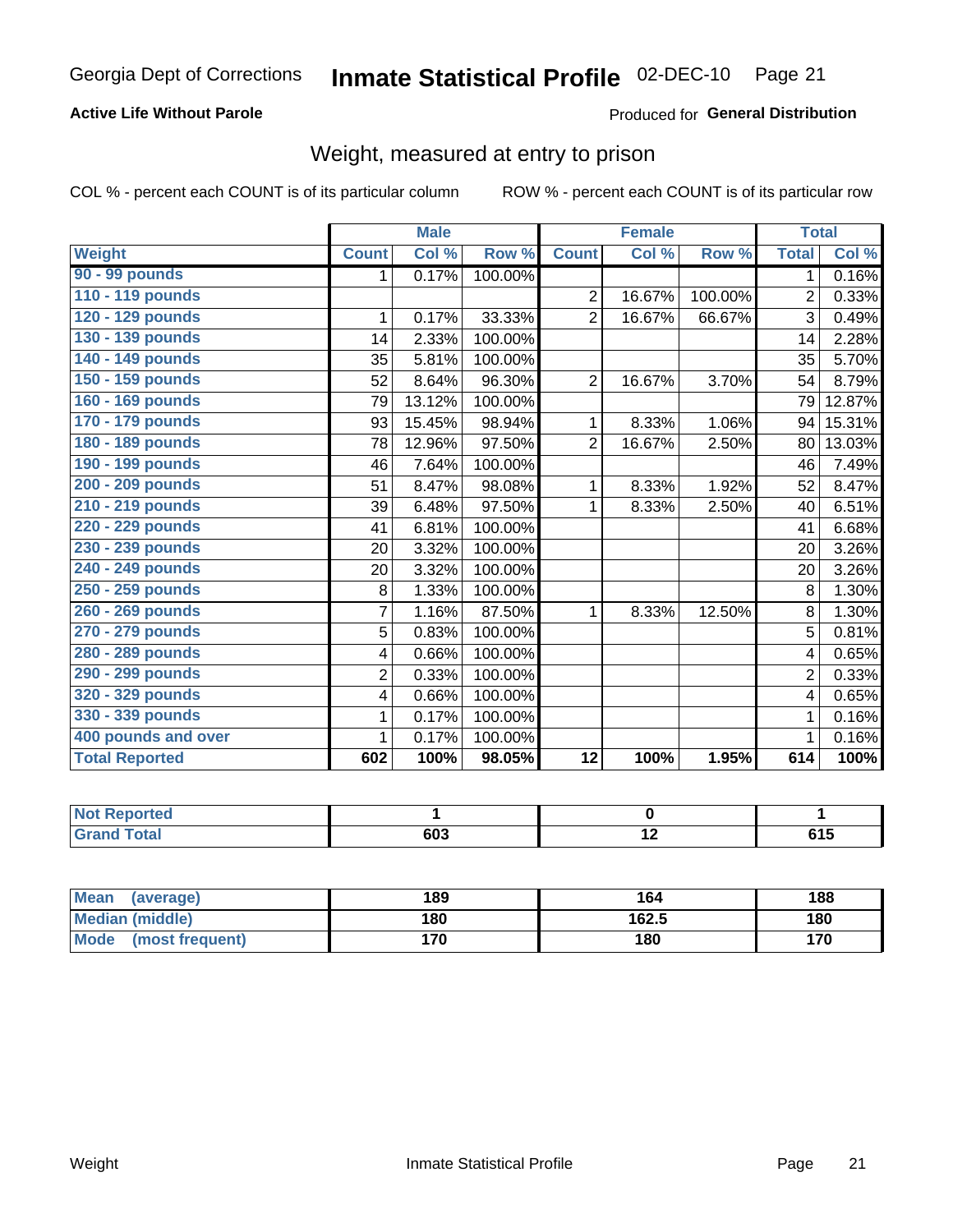Georgia Dept of Corrections **Inmate Statistical Profile** 02-DEC-10

**Active Life Without Parole**

Produced for **General Distribution**

## Weight, measured at entry to prison

COL % - percent each COUNT is of its particular column

ROW % - percent each COUNT is of its particular row

| Weight | Male | | | Female | | | Total | |
|---|---|---|---|---|---|---|---|---|
| | Count | Col % | Row % | Count | Col % | Row % | Total | Col % |
| 90 - 99 pounds | 1 | 0.17% | 100.00% | | | | 1 | 0.16% |
| 110 - 119 pounds | | | | 2 | 16.67% | 100.00% | 2 | 0.33% |
| 120 - 129 pounds | 1 | 0.17% | 33.33% | 2 | 16.67% | 66.67% | 3 | 0.49% |
| 130 - 139 pounds | 14 | 2.33% | 100.00% | | | | 14 | 2.28% |
| 140 - 149 pounds | 35 | 5.81% | 100.00% | | | | 35 | 5.70% |
| 150 - 159 pounds | 52 | 8.64% | 96.30% | 2 | 16.67% | 3.70% | 54 | 8.79% |
| 160 - 169 pounds | 79 | 13.12% | 100.00% | | | | 79 | 12.87% |
| 170 - 179 pounds | 93 | 15.45% | 98.94% | 1 | 8.33% | 1.06% | 94 | 15.31% |
| 180 - 189 pounds | 78 | 12.96% | 97.50% | 2 | 16.67% | 2.50% | 80 | 13.03% |
| 190 - 199 pounds | 46 | 7.64% | 100.00% | | | | 46 | 7.49% |
| 200 - 209 pounds | 51 | 8.47% | 98.08% | 1 | 8.33% | 1.92% | 52 | 8.47% |
| 210 - 219 pounds | 39 | 6.48% | 97.50% | 1 | 8.33% | 2.50% | 40 | 6.51% |
| 220 - 229 pounds | 41 | 6.81% | 100.00% | | | | 41 | 6.68% |
| 230 - 239 pounds | 20 | 3.32% | 100.00% | | | | 20 | 3.26% |
| 240 - 249 pounds | 20 | 3.32% | 100.00% | | | | 20 | 3.26% |
| 250 - 259 pounds | 8 | 1.33% | 100.00% | | | | 8 | 1.30% |
| 260 - 269 pounds | 7 | 1.16% | 87.50% | 1 | 8.33% | 12.50% | 8 | 1.30% |
| 270 - 279 pounds | 5 | 0.83% | 100.00% | | | | 5 | 0.81% |
| 280 - 289 pounds | 4 | 0.66% | 100.00% | | | | 4 | 0.65% |
| 290 - 299 pounds | 2 | 0.33% | 100.00% | | | | 2 | 0.33% |
| 320 - 329 pounds | 4 | 0.66% | 100.00% | | | | 4 | 0.65% |
| 330 - 339 pounds | 1 | 0.17% | 100.00% | | | | 1 | 0.16% |
| 400 pounds and over | 1 | 0.17% | 100.00% | | | | 1 | 0.16% |
| **Total Reported** | **602** | **100%** | **98.05%** | **12** | **100%** | **1.95%** | **614** | **100%** |

| | Male | Female | Total |
|---|---|---|---|
| Not Reported | 1 | 0 | 1 |
| Grand Total | 603 | 12 | 615 |

| | Male | Female | Total |
|---|---|---|---|
| Mean (average) | 189 | 164 | 188 |
| Median (middle) | 180 | 162.5 | 180 |
| Mode (most frequent) | 170 | 180 | 170 |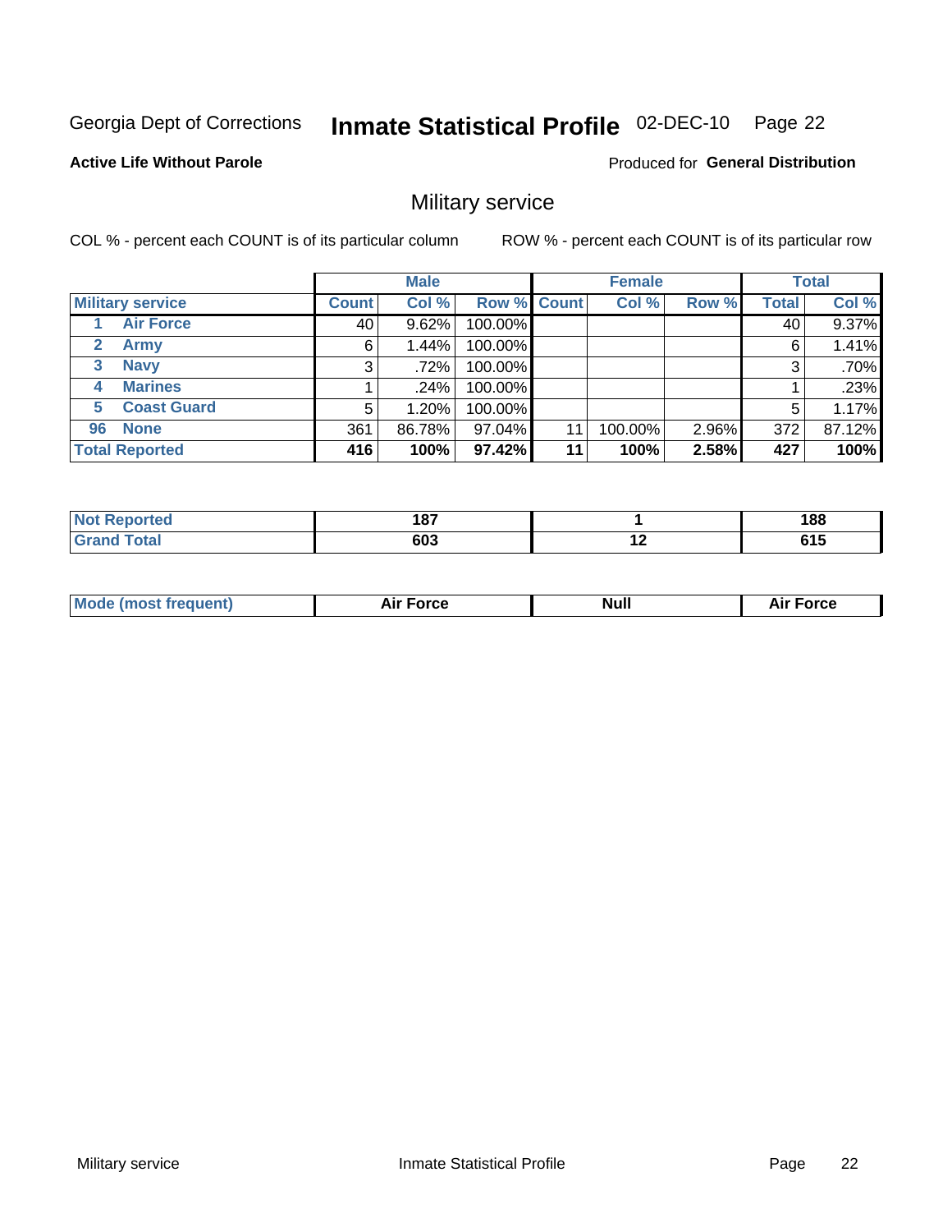Georgia Dept of Corrections **Inmate Statistical Profile** 02-DEC-10

**Active Life Without Parole**

Produced for **General Distribution**

## Military service

COL % - percent each COUNT is of its particular column     ROW % - percent each COUNT is of its particular row

| | | Male | | | Female | | | Total | |
|---|---|---|---|---|---|---|---|---|---|
| **Military service** | | **Count** | **Col %** | **Row %** | **Count** | **Col %** | **Row %** | **Total** | **Col %** |
| 1 | Air Force | 40 | 9.62% | 100.00% | | | | 40 | 9.37% |
| 2 | Army | 6 | 1.44% | 100.00% | | | | 6 | 1.41% |
| 3 | Navy | 3 | .72% | 100.00% | | | | 3 | .70% |
| 4 | Marines | 1 | .24% | 100.00% | | | | 1 | .23% |
| 5 | Coast Guard | 5 | 1.20% | 100.00% | | | | 5 | 1.17% |
| 96 | None | 361 | 86.78% | 97.04% | 11 | 100.00% | 2.96% | 372 | 87.12% |
| **Total Reported** | | **416** | **100%** | **97.42%** | **11** | **100%** | **2.58%** | **427** | **100%** |

| | Male | Female | Total |
|---|---|---|---|
| **Not Reported** | **187** | **1** | **188** |
| **Grand Total** | **603** | **12** | **615** |

| | Male | Female | Total |
|---|---|---|---|
| **Mode (most frequent)** | **Air Force** | **Null** | **Air Force** |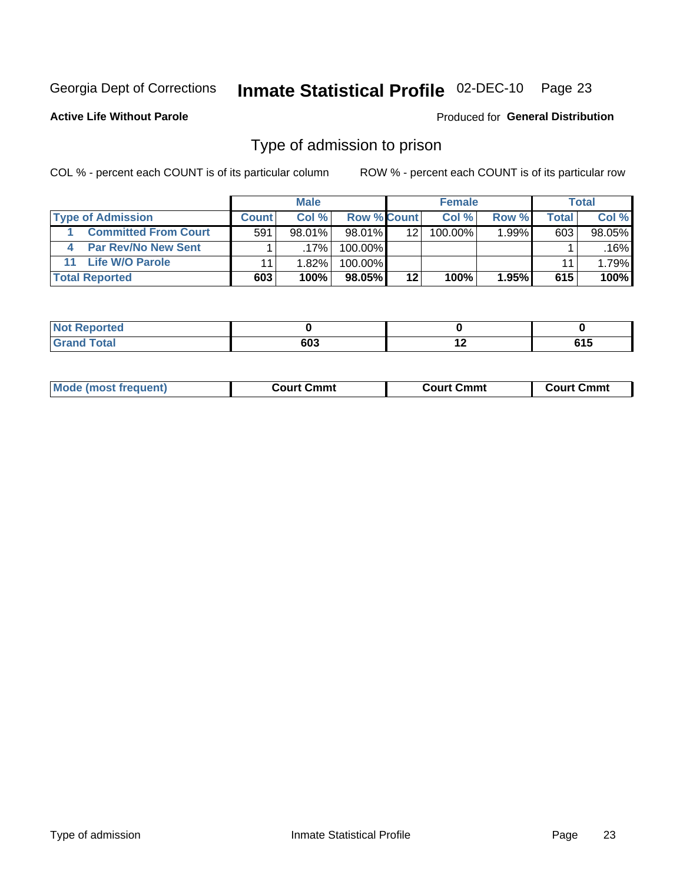Georgia Dept of Corrections **Inmate Statistical Profile** 02-DEC-10 Page 23

**Active Life Without Parole**

Produced for **General Distribution**

## Type of admission to prison

COL % - percent each COUNT is of its particular column

ROW % - percent each COUNT is of its particular row

| | Male | | | Female | | | Total | |
|---|---|---|---|---|---|---|---|---|
| **Type of Admission** | **Count** | **Col %** | **Row %** | **Count** | **Col %** | **Row %** | **Total** | **Col %** |
| 1 Committed From Court | 591 | 98.01% | 98.01% | 12 | 100.00% | 1.99% | 603 | 98.05% |
| 4 Par Rev/No New Sent | 1 | .17% | 100.00% | | | | 1 | .16% |
| 11 Life W/O Parole | 11 | 1.82% | 100.00% | | | | 11 | 1.79% |
| **Total Reported** | **603** | **100%** | **98.05%** | **12** | **100%** | **1.95%** | **615** | **100%** |

| | Male | Female | Total |
|---|---|---|---|
| **Not Reported** | **0** | **0** | **0** |
| **Grand Total** | **603** | **12** | **615** |

| | Male | Female | Total |
|---|---|---|---|
| **Mode (most frequent)** | **Court Cmmt** | **Court Cmmt** | **Court Cmmt** |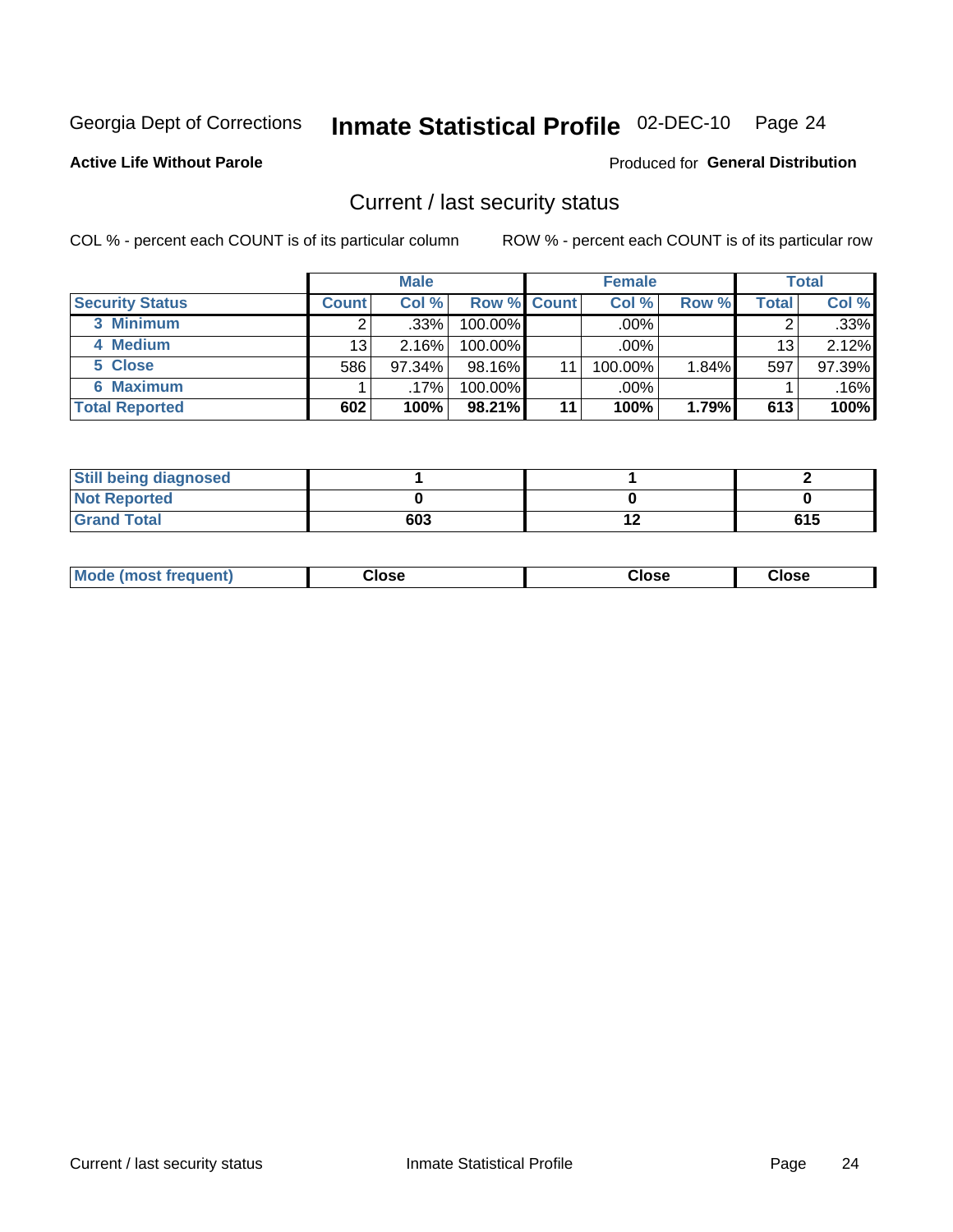Georgia Dept of Corrections **Inmate Statistical Profile** 02-DEC-10 Page 24

**Active Life Without Parole**

Produced for **General Distribution**

## Current / last security status

COL % - percent each COUNT is of its particular column

ROW % - percent each COUNT is of its particular row

| | Male | | | Female | | | Total | |
|---|---|---|---|---|---|---|---|---|
| **Security Status** | **Count** | **Col %** | **Row %** | **Count** | **Col %** | **Row %** | **Total** | **Col %** |
| 3 Minimum | 2 | .33% | 100.00% | | .00% | | 2 | .33% |
| 4 Medium | 13 | 2.16% | 100.00% | | .00% | | 13 | 2.12% |
| 5 Close | 586 | 97.34% | 98.16% | 11 | 100.00% | 1.84% | 597 | 97.39% |
| 6 Maximum | 1 | .17% | 100.00% | | .00% | | 1 | .16% |
| **Total Reported** | **602** | **100%** | **98.21%** | **11** | **100%** | **1.79%** | **613** | **100%** |

| | Male | Female | Total |
|---|---|---|---|
| **Still being diagnosed** | **1** | **1** | **2** |
| **Not Reported** | **0** | **0** | **0** |
| **Grand Total** | **603** | **12** | **615** |

| | Male | Female | Total |
|---|---|---|---|
| **Mode (most frequent)** | **Close** | **Close** | **Close** |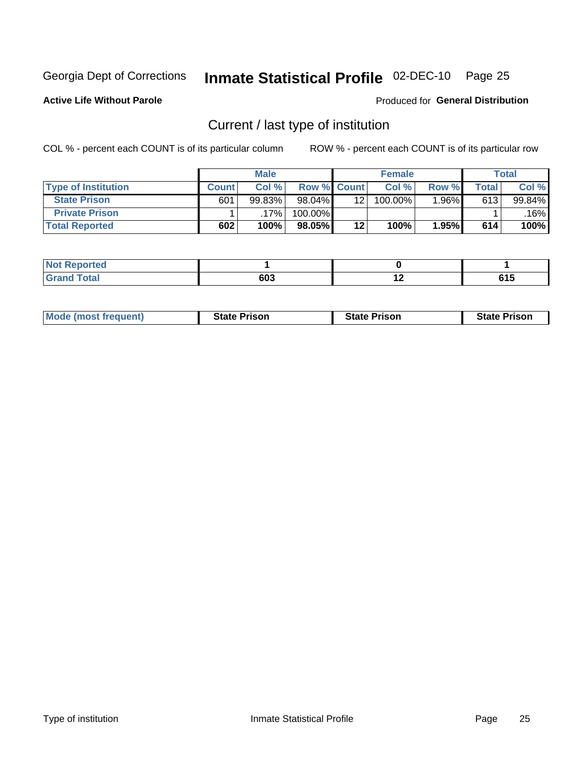Georgia Dept of Corrections **Inmate Statistical Profile** 02-DEC-10

**Active Life Without Parole**

Produced for **General Distribution**

## Current / last type of institution

COL % - percent each COUNT is of its particular column

ROW % - percent each COUNT is of its particular row

| | Male | | | Female | | | Total | |
|---|---|---|---|---|---|---|---|---|
| **Type of Institution** | **Count** | **Col %** | **Row %** | **Count** | **Col %** | **Row %** | **Total** | **Col %** |
| **State Prison** | 601 | 99.83% | 98.04% | 12 | 100.00% | 1.96% | 613 | 99.84% |
| **Private Prison** | 1 | .17% | 100.00% | | | | 1 | .16% |
| **Total Reported** | **602** | **100%** | **98.05%** | **12** | **100%** | **1.95%** | **614** | **100%** |

| | Male | Female | Total |
|---|---|---|---|
| **Not Reported** | **1** | **0** | **1** |
| **Grand Total** | **603** | **12** | **615** |

| | Male | Female | Total |
|---|---|---|---|
| **Mode (most frequent)** | **State Prison** | **State Prison** | **State Prison** |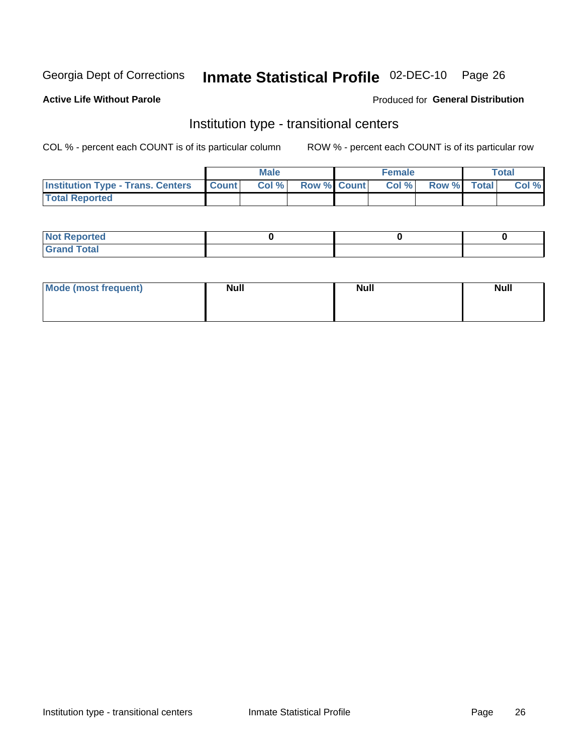Georgia Dept of Corrections **Inmate Statistical Profile** 02-DEC-10

**Active Life Without Parole**

Produced for **General Distribution**

## Institution type - transitional centers

COL % - percent each COUNT is of its particular column

ROW % - percent each COUNT is of its particular row

| | Male | | | Female | | | Total | |
|---|---|---|---|---|---|---|---|---|
| **Institution Type - Trans. Centers** | **Count** | **Col %** | **Row %** | **Count** | **Col %** | **Row %** | **Total** | **Col %** |
| **Total Reported** | | | | | | | | |

| | Male | Female | Total |
|---|---|---|---|
| **Not Reported** | 0 | 0 | 0 |
| **Grand Total** | | | |

| | Male | Female | Total |
|---|---|---|---|
| **Mode (most frequent)** | Null | Null | Null |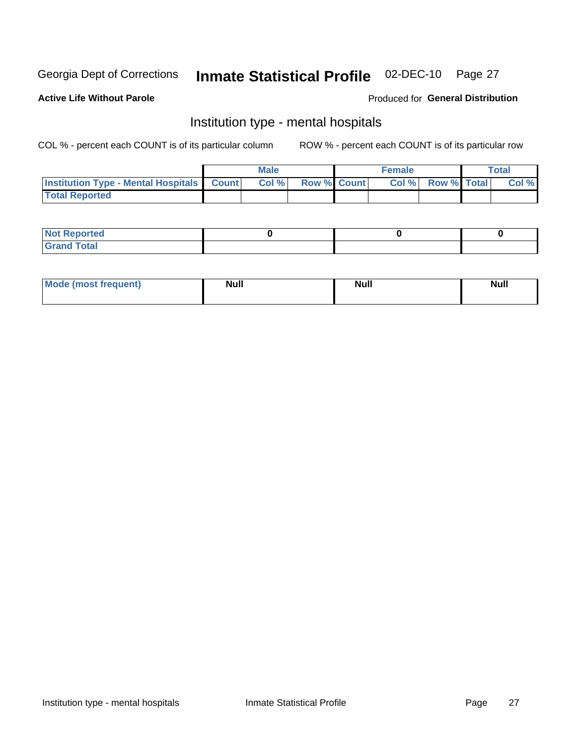Georgia Dept of Corrections **Inmate Statistical Profile** 02-DEC-10

**Active Life Without Parole**

Produced for **General Distribution**

## Institution type - mental hospitals

COL % - percent each COUNT is of its particular column

ROW % - percent each COUNT is of its particular row

| | Male | | | Female | | | Total | |
|---|---|---|---|---|---|---|---|---|
| Institution Type - Mental Hospitals | Count | Col % | Row % | Count | Col % | Row % | Total | Col % |
| Total Reported | | | | | | | | |

| | Male | Female | Total |
|---|---|---|---|
| Not Reported | 0 | 0 | 0 |
| Grand Total | | | |

| | Male | Female | Total |
|---|---|---|---|
| Mode (most frequent) | Null | Null | Null |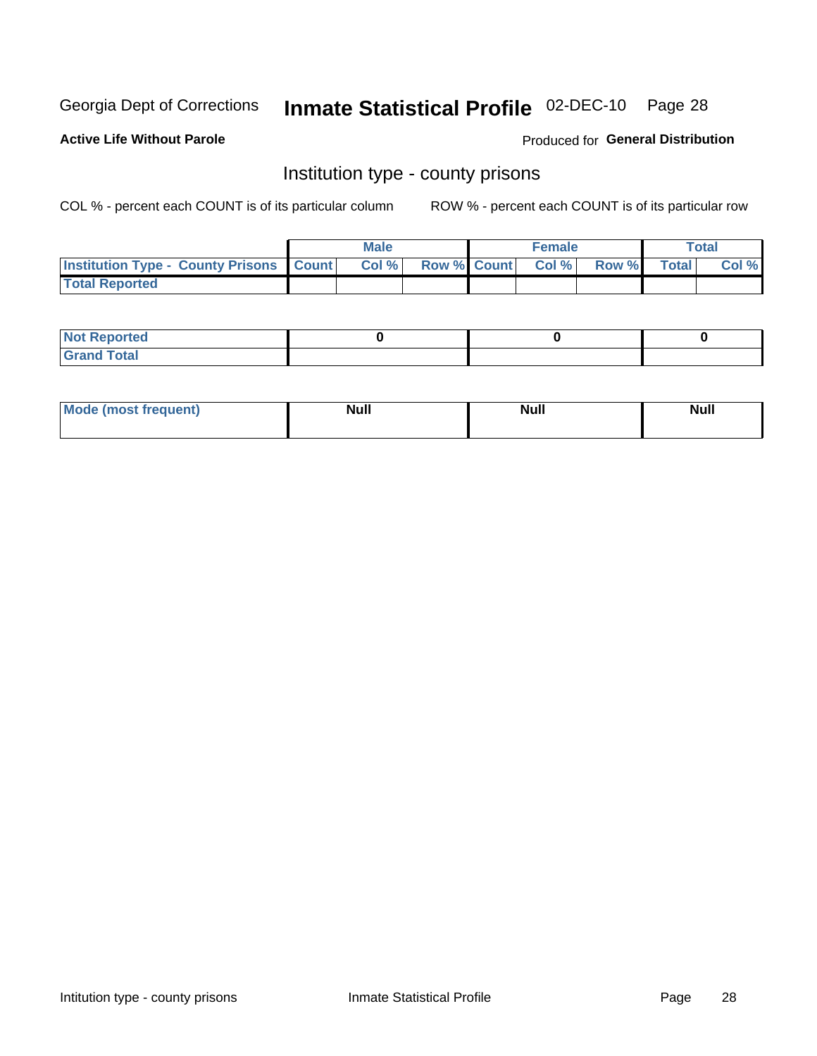Georgia Dept of Corrections **Inmate Statistical Profile** 02-DEC-10

**Active Life Without Parole**

Produced for **General Distribution**

## Institution type - county prisons

COL % - percent each COUNT is of its particular column     ROW % - percent each COUNT is of its particular row

| | Male | | | Female | | | Total | |
|---|---|---|---|---|---|---|---|---|
| **Institution Type - County Prisons** | **Count** | **Col %** | **Row %** | **Count** | **Col %** | **Row %** | **Total** | **Col %** |
| **Total Reported** | | | | | | | | |

| | Male | Female | Total |
|---|---|---|---|
| **Not Reported** | **0** | **0** | **0** |
| **Grand Total** | | | |

| | Male | Female | Total |
|---|---|---|---|
| **Mode (most frequent)** | **Null** | **Null** | **Null** |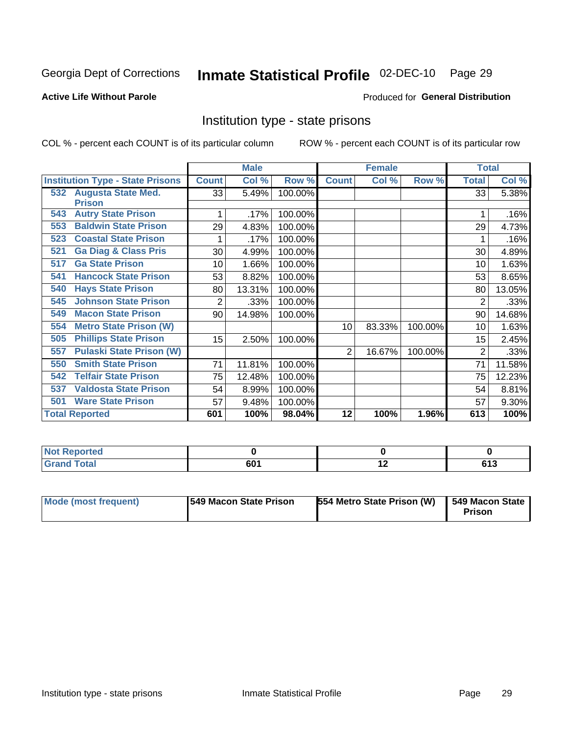Georgia Dept of Corrections **Inmate Statistical Profile** 02-DEC-10 Page 29

**Active Life Without Parole**

Produced for **General Distribution**

## Institution type - state prisons

COL % - percent each COUNT is of its particular column

ROW % - percent each COUNT is of its particular row

| Institution Type - State Prisons | Male | | | Female | | | Total | |
|---|---|---|---|---|---|---|---|---|
| | Count | Col % | Row % | Count | Col % | Row % | Total | Col % |
| 532 Augusta State Med. Prison | 33 | 5.49% | 100.00% | | | | 33 | 5.38% |
| 543 Autry State Prison | 1 | .17% | 100.00% | | | | 1 | .16% |
| 553 Baldwin State Prison | 29 | 4.83% | 100.00% | | | | 29 | 4.73% |
| 523 Coastal State Prison | 1 | .17% | 100.00% | | | | 1 | .16% |
| 521 Ga Diag & Class Pris | 30 | 4.99% | 100.00% | | | | 30 | 4.89% |
| 517 Ga State Prison | 10 | 1.66% | 100.00% | | | | 10 | 1.63% |
| 541 Hancock State Prison | 53 | 8.82% | 100.00% | | | | 53 | 8.65% |
| 540 Hays State Prison | 80 | 13.31% | 100.00% | | | | 80 | 13.05% |
| 545 Johnson State Prison | 2 | .33% | 100.00% | | | | 2 | .33% |
| 549 Macon State Prison | 90 | 14.98% | 100.00% | | | | 90 | 14.68% |
| 554 Metro State Prison (W) | | | | 10 | 83.33% | 100.00% | 10 | 1.63% |
| 505 Phillips State Prison | 15 | 2.50% | 100.00% | | | | 15 | 2.45% |
| 557 Pulaski State Prison (W) | | | | 2 | 16.67% | 100.00% | 2 | .33% |
| 550 Smith State Prison | 71 | 11.81% | 100.00% | | | | 71 | 11.58% |
| 542 Telfair State Prison | 75 | 12.48% | 100.00% | | | | 75 | 12.23% |
| 537 Valdosta State Prison | 54 | 8.99% | 100.00% | | | | 54 | 8.81% |
| 501 Ware State Prison | 57 | 9.48% | 100.00% | | | | 57 | 9.30% |
| **Total Reported** | **601** | **100%** | **98.04%** | **12** | **100%** | **1.96%** | **613** | **100%** |

| | Male | Female | Total |
|---|---|---|---|
| Not Reported | 0 | 0 | 0 |
| Grand Total | 601 | 12 | 613 |

| | Male | Female | Total |
|---|---|---|---|
| Mode (most frequent) | 549 Macon State Prison | 554 Metro State Prison (W) | 549 Macon State Prison |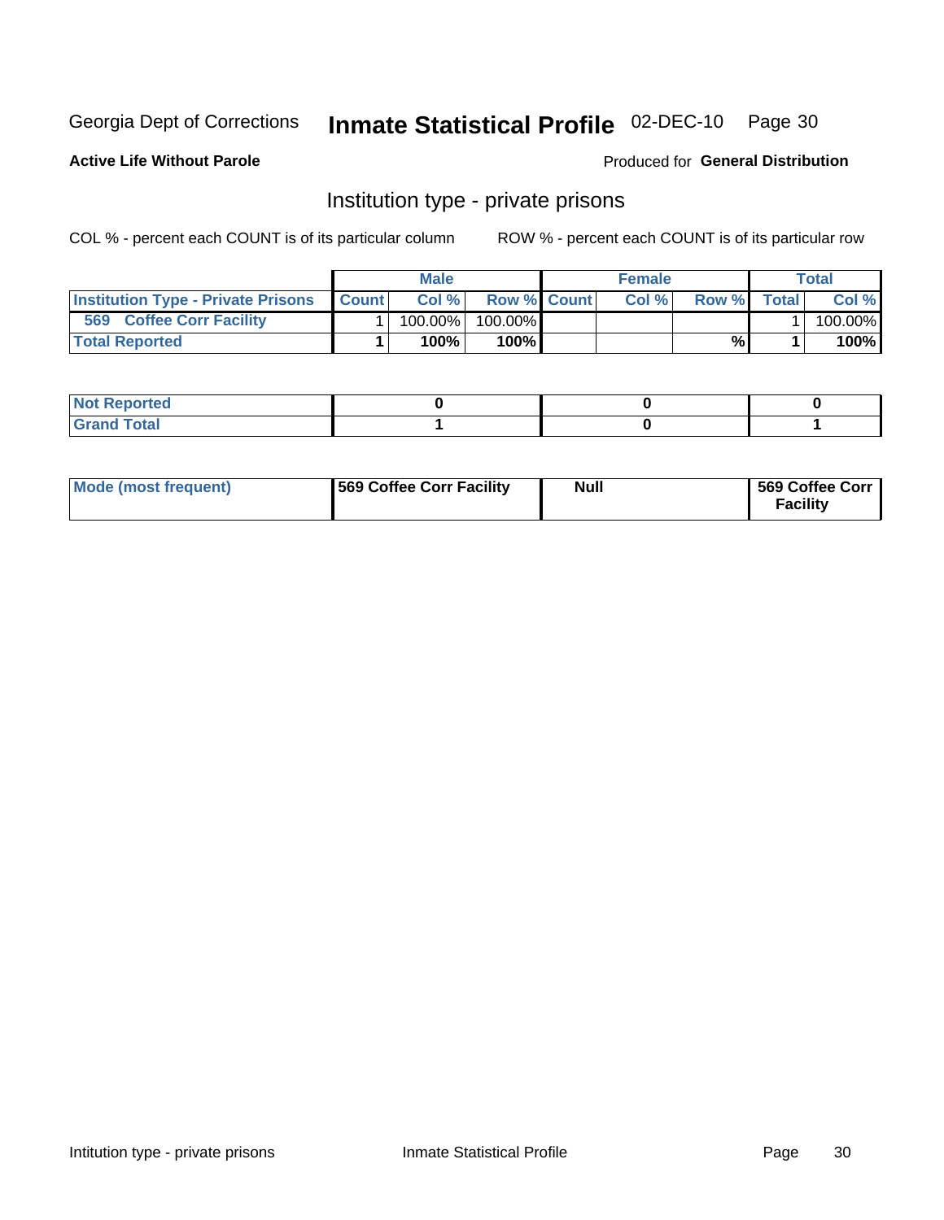Georgia Dept of Corrections **Inmate Statistical Profile** 02-DEC-10

**Active Life Without Parole**

Produced for **General Distribution**

## Institution type - private prisons

COL % - percent each COUNT is of its particular column

ROW % - percent each COUNT is of its particular row

| | Male | | | Female | | | Total | |
|---|---|---|---|---|---|---|---|---|
| **Institution Type - Private Prisons** | **Count** | **Col %** | **Row %** | **Count** | **Col %** | **Row %** | **Total** | **Col %** |
| **569 Coffee Corr Facility** | 1 | 100.00% | 100.00% | | | | 1 | 100.00% |
| **Total Reported** | **1** | **100%** | **100%** | | | **%** | **1** | **100%** |

| | Male | Female | Total |
|---|---|---|---|
| **Not Reported** | **0** | **0** | **0** |
| **Grand Total** | **1** | **0** | **1** |

| | Male | Female | Total |
|---|---|---|---|
| **Mode (most frequent)** | **569 Coffee Corr Facility** | **Null** | **569 Coffee Corr Facility** |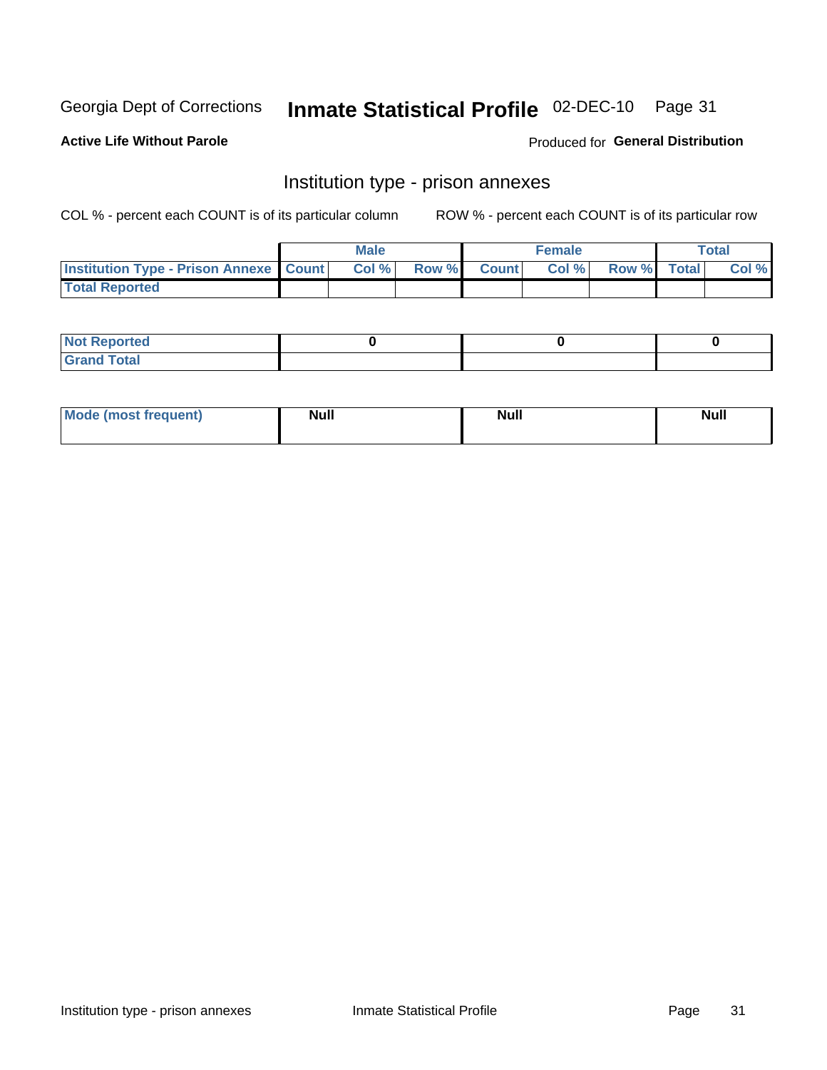Georgia Dept of Corrections **Inmate Statistical Profile** 02-DEC-10

**Active Life Without Parole**

Produced for **General Distribution**

## Institution type - prison annexes

COL % - percent each COUNT is of its particular column    ROW % - percent each COUNT is of its particular row

| | Male | | | Female | | | Total | |
|---|---|---|---|---|---|---|---|---|
| Institution Type - Prison Annexe | Count | Col % | Row % | Count | Col % | Row % | Total | Col % |
| Total Reported | | | | | | | | |

| | Male | Female | Total |
|---|---|---|---|
| Not Reported | 0 | 0 | 0 |
| Grand Total | | | |

| | Male | Female | Total |
|---|---|---|---|
| Mode (most frequent) | Null | Null | Null |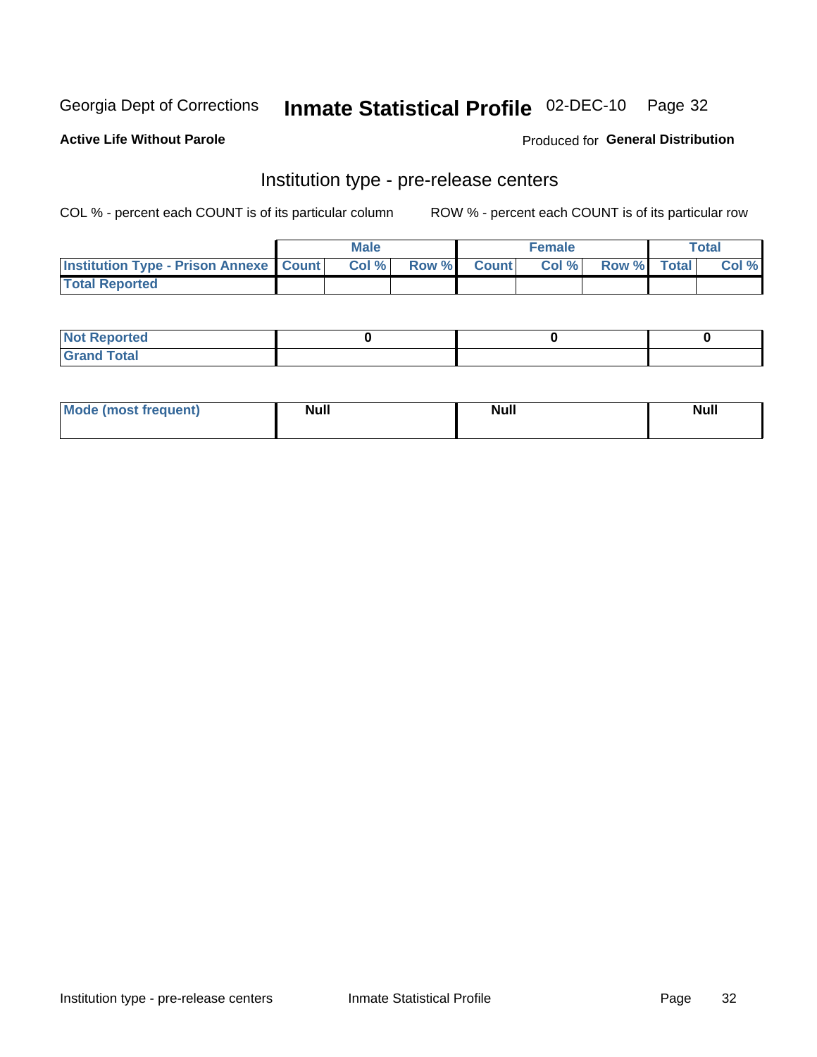Georgia Dept of Corrections **Inmate Statistical Profile** 02-DEC-10

**Active Life Without Parole**

Produced for **General Distribution**

## Institution type - pre-release centers

COL % - percent each COUNT is of its particular column     ROW % - percent each COUNT is of its particular row

| | Male | | | Female | | | Total | |
|---|---|---|---|---|---|---|---|---|
| **Institution Type - Prison Annexe** | **Count** | **Col %** | **Row %** | **Count** | **Col %** | **Row %** | **Total** | **Col %** |
| **Total Reported** | | | | | | | | |

| | Male | Female | Total |
|---|---|---|---|
| **Not Reported** | 0 | 0 | 0 |
| **Grand Total** | | | |

| | Male | Female | Total |
|---|---|---|---|
| **Mode (most frequent)** | Null | Null | Null |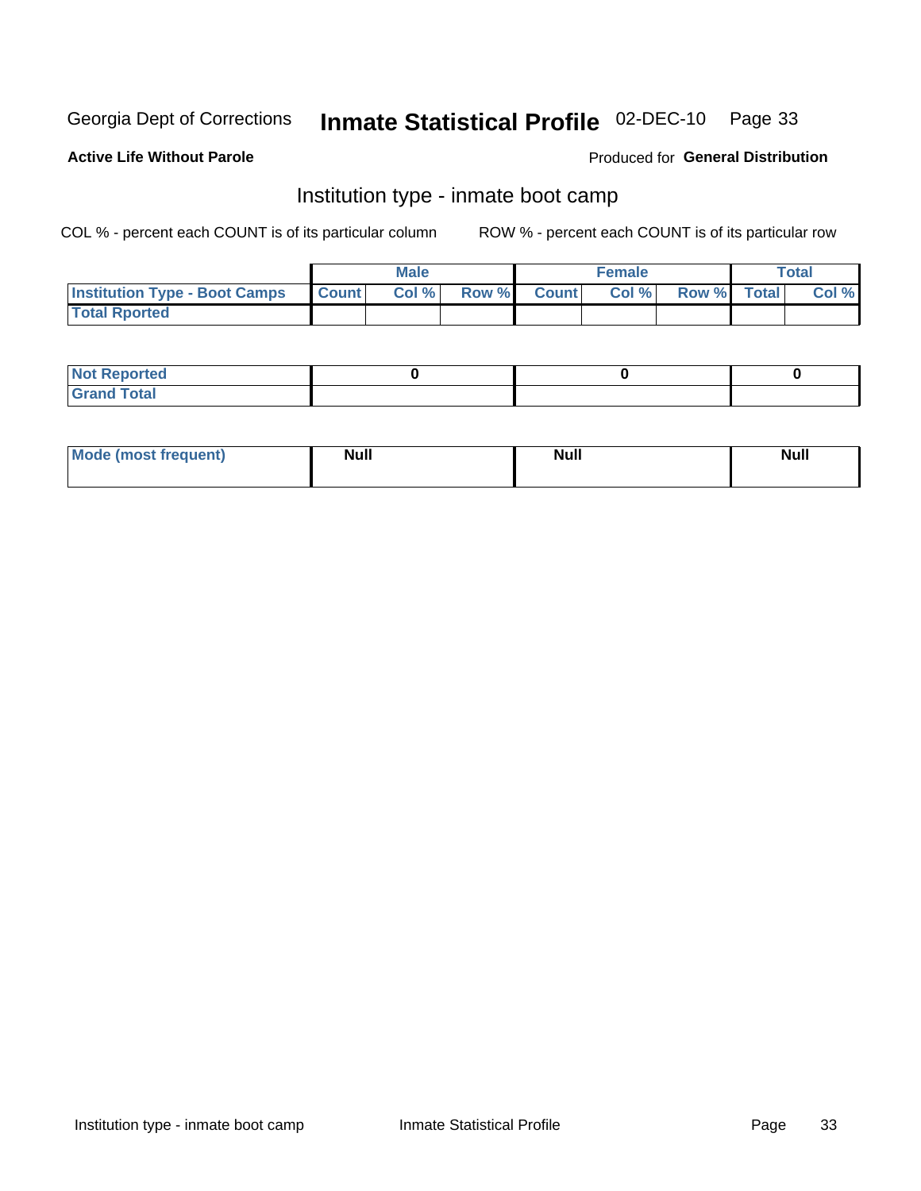Georgia Dept of Corrections **Inmate Statistical Profile** 02-DEC-10

**Active Life Without Parole**

Produced for **General Distribution**

## Institution type - inmate boot camp

COL % - percent each COUNT is of its particular column

ROW % - percent each COUNT is of its particular row

| | Male | | | Female | | | Total | |
|---|---|---|---|---|---|---|---|---|
| **Institution Type - Boot Camps** | **Count** | **Col %** | **Row %** | **Count** | **Col %** | **Row %** | **Total** | **Col %** |
| **Total Rported** | | | | | | | | |

| | Male | Female | Total |
|---|---|---|---|
| **Not Reported** | 0 | 0 | 0 |
| **Grand Total** | | | |

| | Male | Female | Total |
|---|---|---|---|
| **Mode (most frequent)** | Null | Null | Null |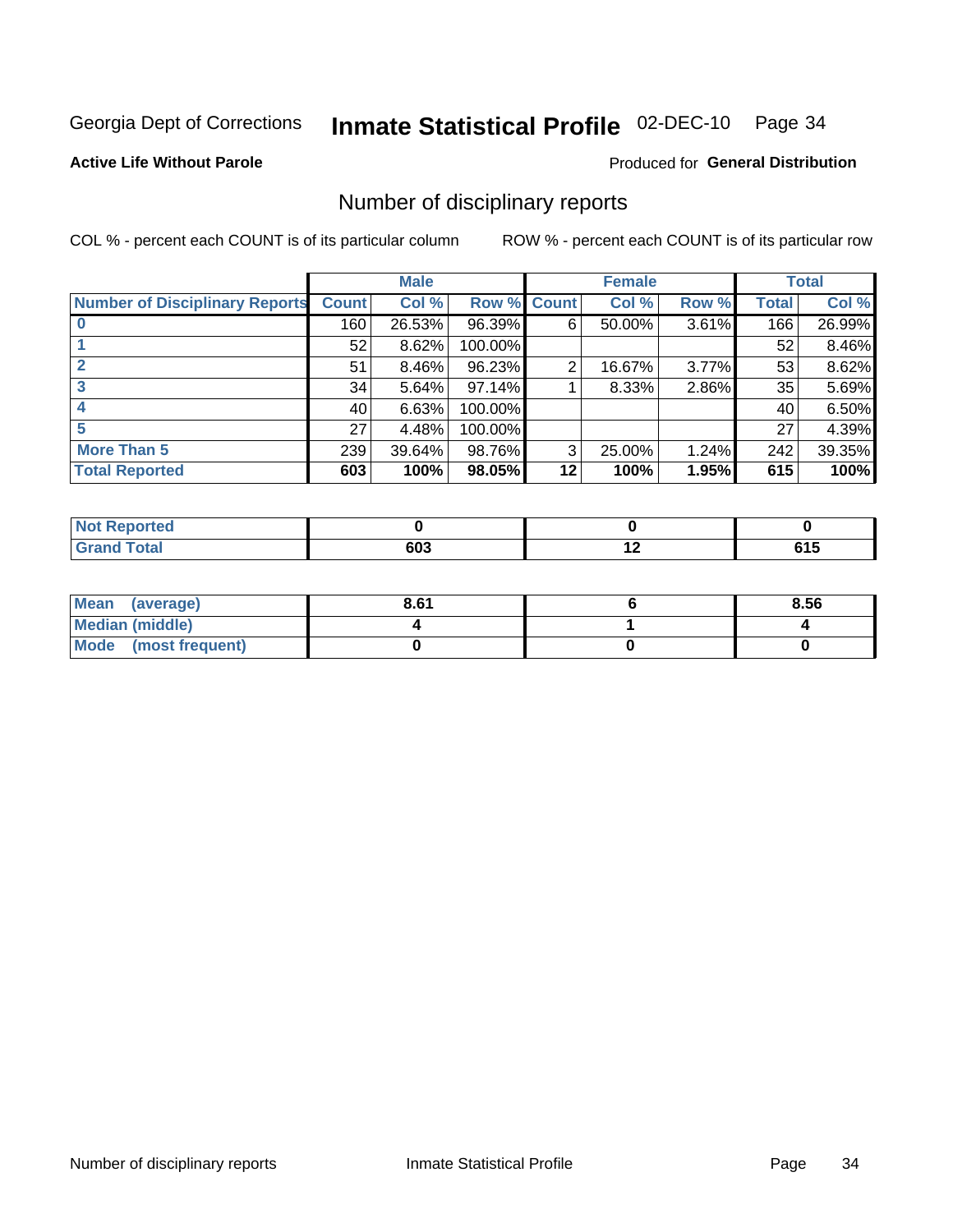Georgia Dept of Corrections **Inmate Statistical Profile** 02-DEC-10

**Active Life Without Parole**

Produced for **General Distribution**

## Number of disciplinary reports

COL % - percent each COUNT is of its particular column    ROW % - percent each COUNT is of its particular row

| | Male | | | Female | | | Total | |
|---|---|---|---|---|---|---|---|---|
| **Number of Disciplinary Reports** | **Count** | **Col %** | **Row %** | **Count** | **Col %** | **Row %** | **Total** | **Col %** |
| **0** | 160 | 26.53% | 96.39% | 6 | 50.00% | 3.61% | 166 | 26.99% |
| **1** | 52 | 8.62% | 100.00% | | | | 52 | 8.46% |
| **2** | 51 | 8.46% | 96.23% | 2 | 16.67% | 3.77% | 53 | 8.62% |
| **3** | 34 | 5.64% | 97.14% | 1 | 8.33% | 2.86% | 35 | 5.69% |
| **4** | 40 | 6.63% | 100.00% | | | | 40 | 6.50% |
| **5** | 27 | 4.48% | 100.00% | | | | 27 | 4.39% |
| **More Than 5** | 239 | 39.64% | 98.76% | 3 | 25.00% | 1.24% | 242 | 39.35% |
| **Total Reported** | **603** | **100%** | **98.05%** | **12** | **100%** | **1.95%** | **615** | **100%** |

| | Male | Female | Total |
|---|---|---|---|
| **Not Reported** | **0** | **0** | **0** |
| **Grand Total** | **603** | **12** | **615** |

| | Male | Female | Total |
|---|---|---|---|
| **Mean (average)** | **8.61** | **6** | **8.56** |
| **Median (middle)** | **4** | **1** | **4** |
| **Mode (most frequent)** | **0** | **0** | **0** |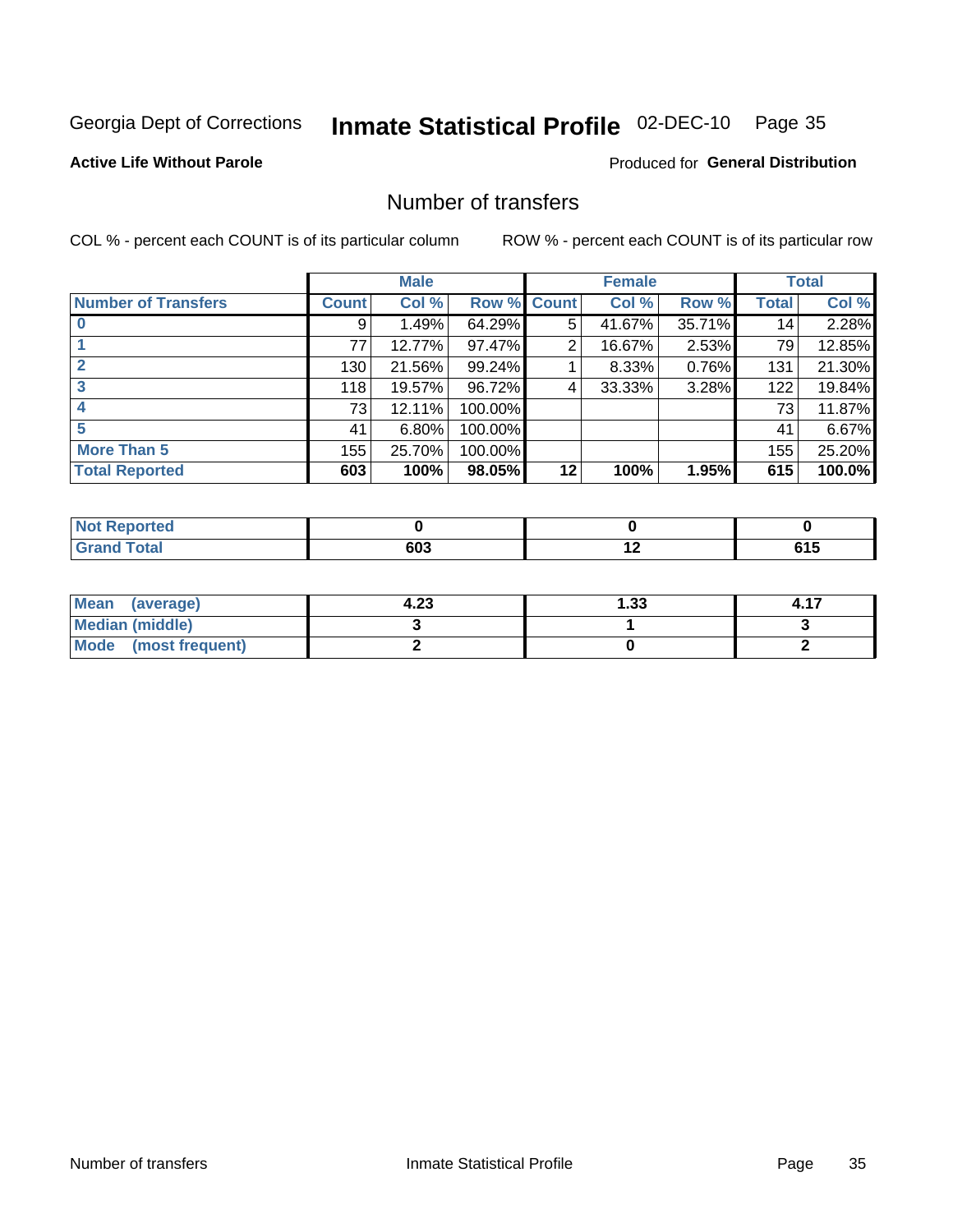Georgia Dept of Corrections **Inmate Statistical Profile** 02-DEC-10 Page 35

**Active Life Without Parole**

Produced for **General Distribution**

## Number of transfers

COL % - percent each COUNT is of its particular column ROW % - percent each COUNT is of its particular row

| | Male | | | Female | | | Total | |
|---|---|---|---|---|---|---|---|---|
| **Number of Transfers** | **Count** | **Col %** | **Row %** | **Count** | **Col %** | **Row %** | **Total** | **Col %** |
| **0** | 9 | 1.49% | 64.29% | 5 | 41.67% | 35.71% | 14 | 2.28% |
| **1** | 77 | 12.77% | 97.47% | 2 | 16.67% | 2.53% | 79 | 12.85% |
| **2** | 130 | 21.56% | 99.24% | 1 | 8.33% | 0.76% | 131 | 21.30% |
| **3** | 118 | 19.57% | 96.72% | 4 | 33.33% | 3.28% | 122 | 19.84% |
| **4** | 73 | 12.11% | 100.00% | | | | 73 | 11.87% |
| **5** | 41 | 6.80% | 100.00% | | | | 41 | 6.67% |
| **More Than 5** | 155 | 25.70% | 100.00% | | | | 155 | 25.20% |
| **Total Reported** | **603** | **100%** | **98.05%** | **12** | **100%** | **1.95%** | **615** | **100.0%** |

| | Male | Female | Total |
|---|---|---|---|
| **Not Reported** | **0** | **0** | **0** |
| **Grand Total** | **603** | **12** | **615** |

| | Male | Female | Total |
|---|---|---|---|
| **Mean (average)** | **4.23** | **1.33** | **4.17** |
| **Median (middle)** | **3** | **1** | **3** |
| **Mode (most frequent)** | **2** | **0** | **2** |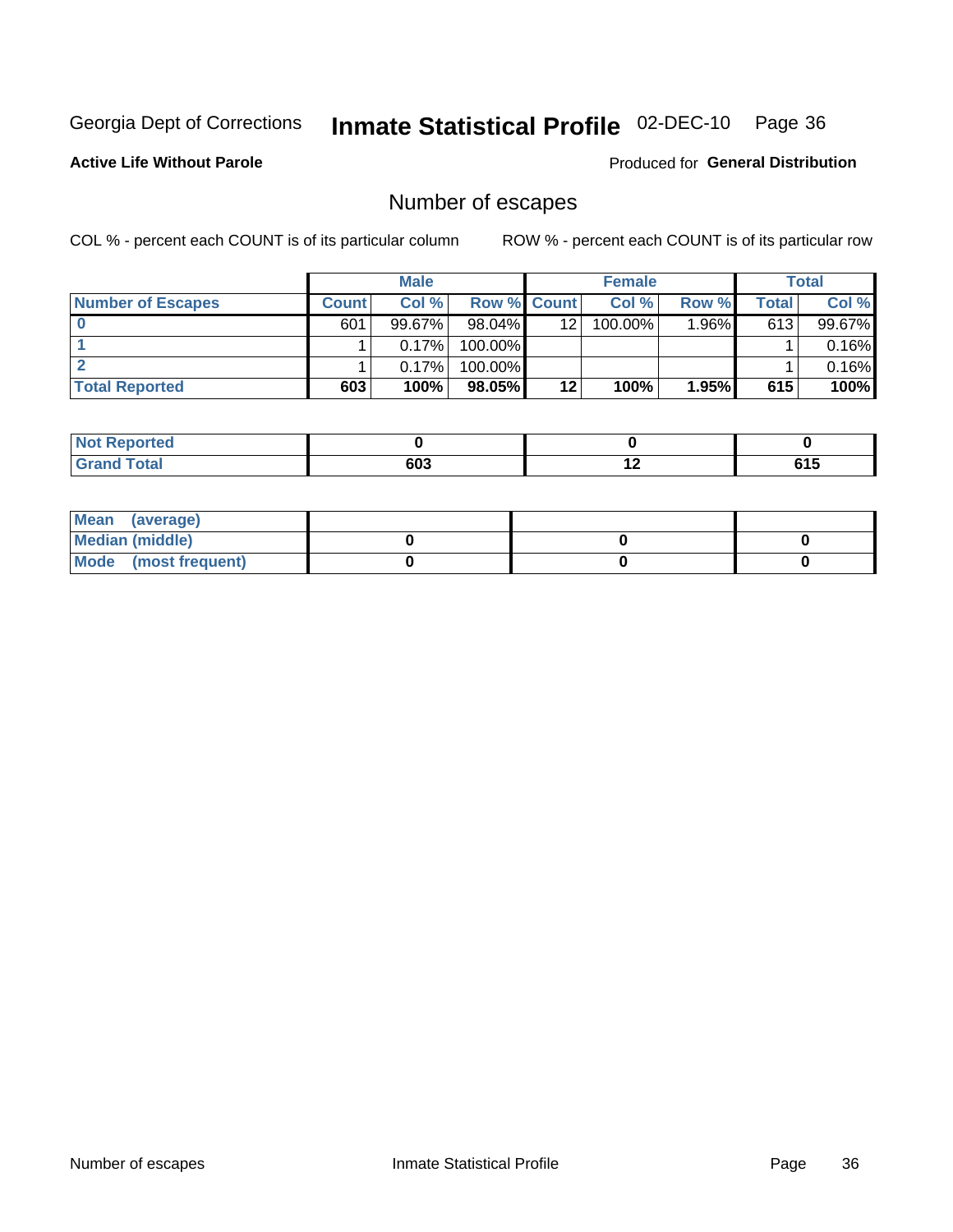Georgia Dept of Corrections **Inmate Statistical Profile** 02-DEC-10

**Active Life Without Parole**

Produced for **General Distribution**

## Number of escapes

COL % - percent each COUNT is of its particular column ROW % - percent each COUNT is of its particular row

| | Male | | | Female | | | Total | |
|---|---|---|---|---|---|---|---|---|
| **Number of Escapes** | **Count** | **Col %** | **Row %** | **Count** | **Col %** | **Row %** | **Total** | **Col %** |
| **0** | 601 | 99.67% | 98.04% | 12 | 100.00% | 1.96% | 613 | 99.67% |
| **1** | 1 | 0.17% | 100.00% | | | | 1 | 0.16% |
| **2** | 1 | 0.17% | 100.00% | | | | 1 | 0.16% |
| **Total Reported** | **603** | **100%** | **98.05%** | **12** | **100%** | **1.95%** | **615** | **100%** |

| | Male | Female | Total |
|---|---|---|---|
| **Not Reported** | **0** | **0** | **0** |
| **Grand Total** | **603** | **12** | **615** |

| | Male | Female | Total |
|---|---|---|---|
| **Mean (average)** | | | |
| **Median (middle)** | **0** | **0** | **0** |
| **Mode (most frequent)** | **0** | **0** | **0** |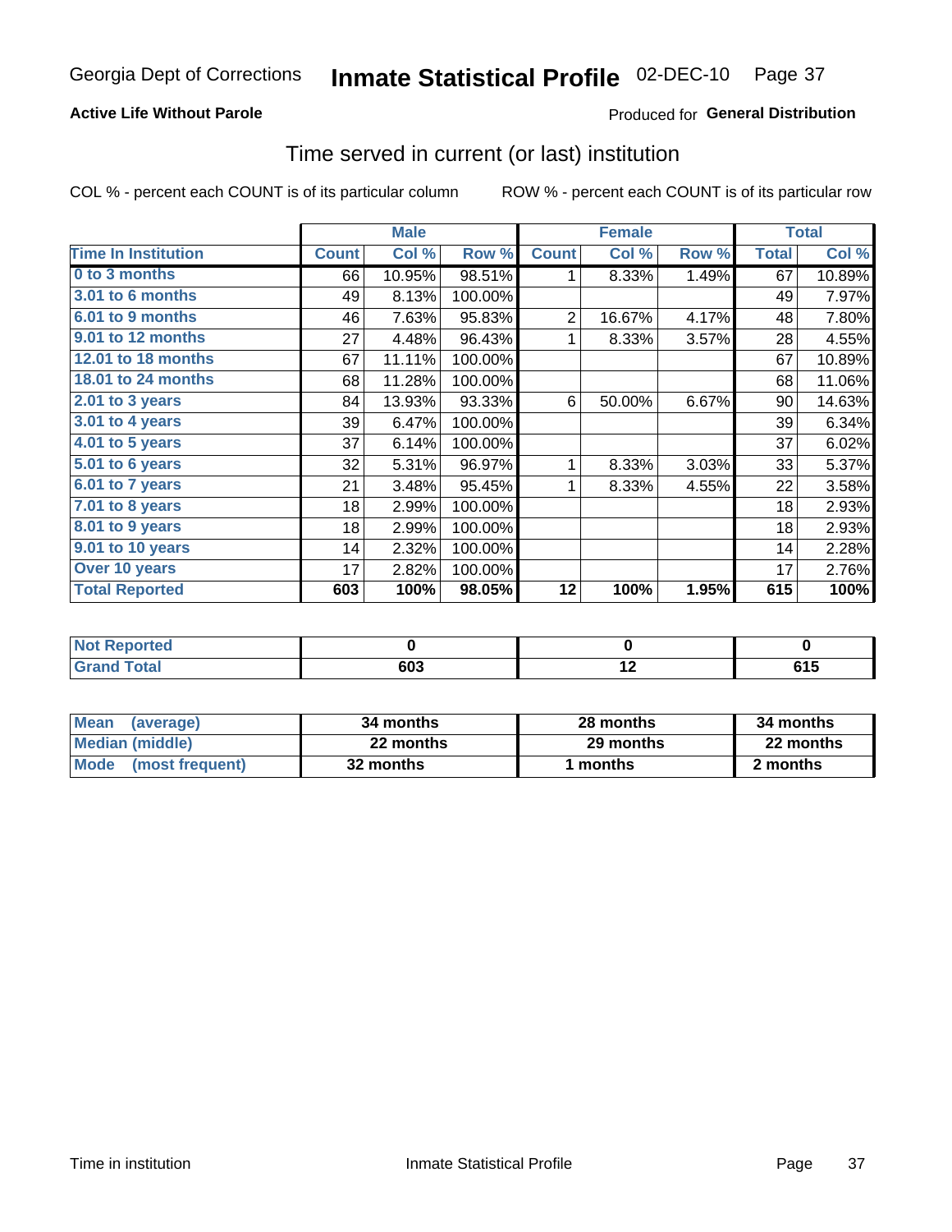Georgia Dept of Corrections **Inmate Statistical Profile** 02-DEC-10

**Active Life Without Parole**

Produced for **General Distribution**

## Time served in current (or last) institution

COL % - percent each COUNT is of its particular column ROW % - percent each COUNT is of its particular row

| | Male | | | Female | | | Total | |
|---|---|---|---|---|---|---|---|---|
| **Time In Institution** | **Count** | **Col %** | **Row %** | **Count** | **Col %** | **Row %** | **Total** | **Col %** |
| **0 to 3 months** | 66 | 10.95% | 98.51% | 1 | 8.33% | 1.49% | 67 | 10.89% |
| **3.01 to 6 months** | 49 | 8.13% | 100.00% | | | | 49 | 7.97% |
| **6.01 to 9 months** | 46 | 7.63% | 95.83% | 2 | 16.67% | 4.17% | 48 | 7.80% |
| **9.01 to 12 months** | 27 | 4.48% | 96.43% | 1 | 8.33% | 3.57% | 28 | 4.55% |
| **12.01 to 18 months** | 67 | 11.11% | 100.00% | | | | 67 | 10.89% |
| **18.01 to 24 months** | 68 | 11.28% | 100.00% | | | | 68 | 11.06% |
| **2.01 to 3 years** | 84 | 13.93% | 93.33% | 6 | 50.00% | 6.67% | 90 | 14.63% |
| **3.01 to 4 years** | 39 | 6.47% | 100.00% | | | | 39 | 6.34% |
| **4.01 to 5 years** | 37 | 6.14% | 100.00% | | | | 37 | 6.02% |
| **5.01 to 6 years** | 32 | 5.31% | 96.97% | 1 | 8.33% | 3.03% | 33 | 5.37% |
| **6.01 to 7 years** | 21 | 3.48% | 95.45% | 1 | 8.33% | 4.55% | 22 | 3.58% |
| **7.01 to 8 years** | 18 | 2.99% | 100.00% | | | | 18 | 2.93% |
| **8.01 to 9 years** | 18 | 2.99% | 100.00% | | | | 18 | 2.93% |
| **9.01 to 10 years** | 14 | 2.32% | 100.00% | | | | 14 | 2.28% |
| **Over 10 years** | 17 | 2.82% | 100.00% | | | | 17 | 2.76% |
| **Total Reported** | **603** | **100%** | **98.05%** | **12** | **100%** | **1.95%** | **615** | **100%** |

| | Male | Female | Total |
|---|---|---|---|
| **Not Reported** | **0** | **0** | **0** |
| **Grand Total** | **603** | **12** | **615** |

| | Male | Female | Total |
|---|---|---|---|
| **Mean (average)** | **34 months** | **28 months** | **34 months** |
| **Median (middle)** | **22 months** | **29 months** | **22 months** |
| **Mode (most frequent)** | **32 months** | **1 months** | **2 months** |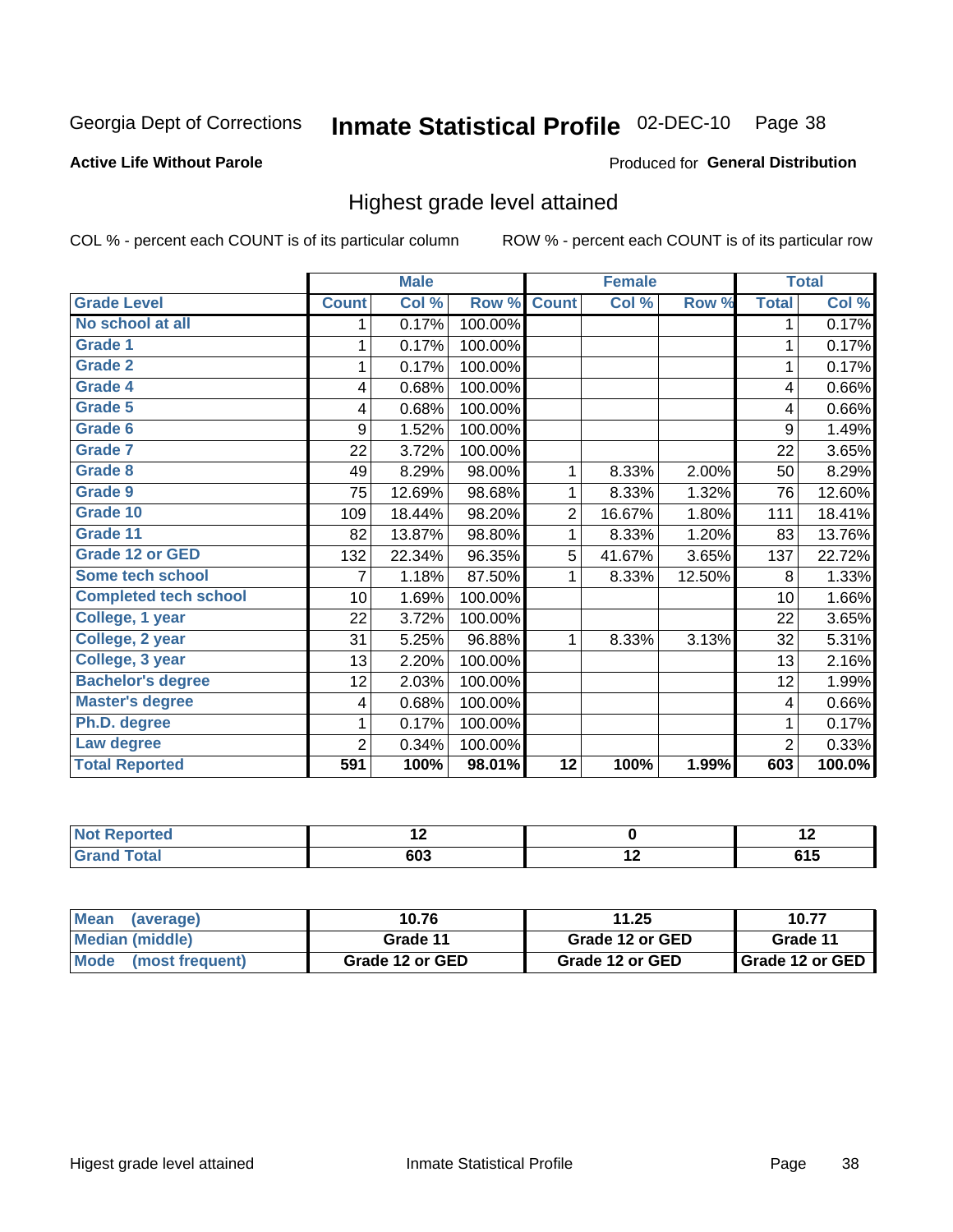Georgia Dept of Corrections **Inmate Statistical Profile** 02-DEC-10

**Active Life Without Parole**

Produced for **General Distribution**

## Highest grade level attained

COL % - percent each COUNT is of its particular column

ROW % - percent each COUNT is of its particular row

| | Male | | | Female | | | Total | |
|---|---|---|---|---|---|---|---|---|
| Grade Level | Count | Col % | Row % | Count | Col % | Row % | Total | Col % |
| No school at all | 1 | 0.17% | 100.00% | | | | 1 | 0.17% |
| Grade 1 | 1 | 0.17% | 100.00% | | | | 1 | 0.17% |
| Grade 2 | 1 | 0.17% | 100.00% | | | | 1 | 0.17% |
| Grade 4 | 4 | 0.68% | 100.00% | | | | 4 | 0.66% |
| Grade 5 | 4 | 0.68% | 100.00% | | | | 4 | 0.66% |
| Grade 6 | 9 | 1.52% | 100.00% | | | | 9 | 1.49% |
| Grade 7 | 22 | 3.72% | 100.00% | | | | 22 | 3.65% |
| Grade 8 | 49 | 8.29% | 98.00% | 1 | 8.33% | 2.00% | 50 | 8.29% |
| Grade 9 | 75 | 12.69% | 98.68% | 1 | 8.33% | 1.32% | 76 | 12.60% |
| Grade 10 | 109 | 18.44% | 98.20% | 2 | 16.67% | 1.80% | 111 | 18.41% |
| Grade 11 | 82 | 13.87% | 98.80% | 1 | 8.33% | 1.20% | 83 | 13.76% |
| Grade 12 or GED | 132 | 22.34% | 96.35% | 5 | 41.67% | 3.65% | 137 | 22.72% |
| Some tech school | 7 | 1.18% | 87.50% | 1 | 8.33% | 12.50% | 8 | 1.33% |
| Completed tech school | 10 | 1.69% | 100.00% | | | | 10 | 1.66% |
| College, 1 year | 22 | 3.72% | 100.00% | | | | 22 | 3.65% |
| College, 2 year | 31 | 5.25% | 96.88% | 1 | 8.33% | 3.13% | 32 | 5.31% |
| College, 3 year | 13 | 2.20% | 100.00% | | | | 13 | 2.16% |
| Bachelor's degree | 12 | 2.03% | 100.00% | | | | 12 | 1.99% |
| Master's degree | 4 | 0.68% | 100.00% | | | | 4 | 0.66% |
| Ph.D. degree | 1 | 0.17% | 100.00% | | | | 1 | 0.17% |
| Law degree | 2 | 0.34% | 100.00% | | | | 2 | 0.33% |
| **Total Reported** | **591** | **100%** | **98.01%** | **12** | **100%** | **1.99%** | **603** | **100.0%** |

| | Male | Female | Total |
|---|---|---|---|
| Not Reported | 12 | 0 | 12 |
| Grand Total | 603 | 12 | 615 |

| | Male | Female | Total |
|---|---|---|---|
| Mean (average) | 10.76 | 11.25 | 10.77 |
| Median (middle) | Grade 11 | Grade 12 or GED | Grade 11 |
| Mode (most frequent) | Grade 12 or GED | Grade 12 or GED | Grade 12 or GED |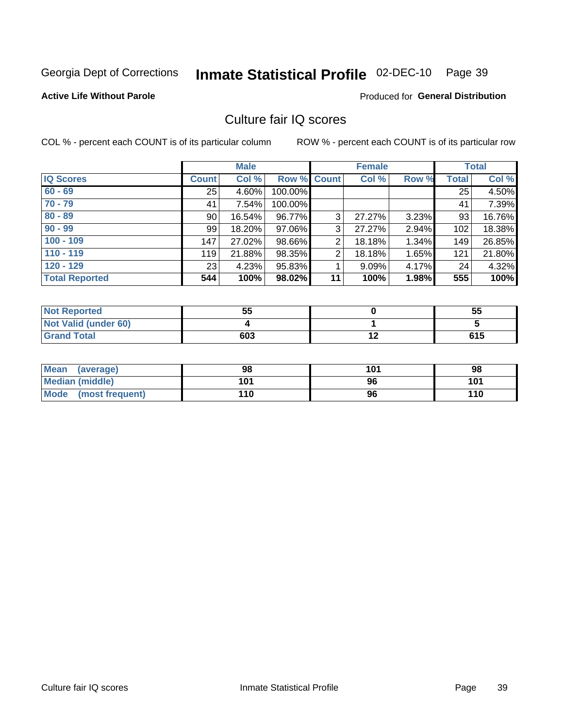Georgia Dept of Corrections **Inmate Statistical Profile** 02-DEC-10

**Active Life Without Parole**

Produced for **General Distribution**

## Culture fair IQ scores

COL % - percent each COUNT is of its particular column

ROW % - percent each COUNT is of its particular row

| | Male | | | Female | | | Total | |
|---|---|---|---|---|---|---|---|---|
| **IQ Scores** | **Count** | **Col %** | **Row %** | **Count** | **Col %** | **Row %** | **Total** | **Col %** |
| 60 - 69 | 25 | 4.60% | 100.00% | | | | 25 | 4.50% |
| 70 - 79 | 41 | 7.54% | 100.00% | | | | 41 | 7.39% |
| 80 - 89 | 90 | 16.54% | 96.77% | 3 | 27.27% | 3.23% | 93 | 16.76% |
| 90 - 99 | 99 | 18.20% | 97.06% | 3 | 27.27% | 2.94% | 102 | 18.38% |
| 100 - 109 | 147 | 27.02% | 98.66% | 2 | 18.18% | 1.34% | 149 | 26.85% |
| 110 - 119 | 119 | 21.88% | 98.35% | 2 | 18.18% | 1.65% | 121 | 21.80% |
| 120 - 129 | 23 | 4.23% | 95.83% | 1 | 9.09% | 4.17% | 24 | 4.32% |
| **Total Reported** | **544** | **100%** | **98.02%** | **11** | **100%** | **1.98%** | **555** | **100%** |

| | Male | Female | Total |
|---|---|---|---|
| Not Reported | 55 | 0 | 55 |
| Not Valid (under 60) | 4 | 1 | 5 |
| Grand Total | 603 | 12 | 615 |

| | Male | Female | Total |
|---|---|---|---|
| Mean (average) | 98 | 101 | 98 |
| Median (middle) | 101 | 96 | 101 |
| Mode (most frequent) | 110 | 96 | 110 |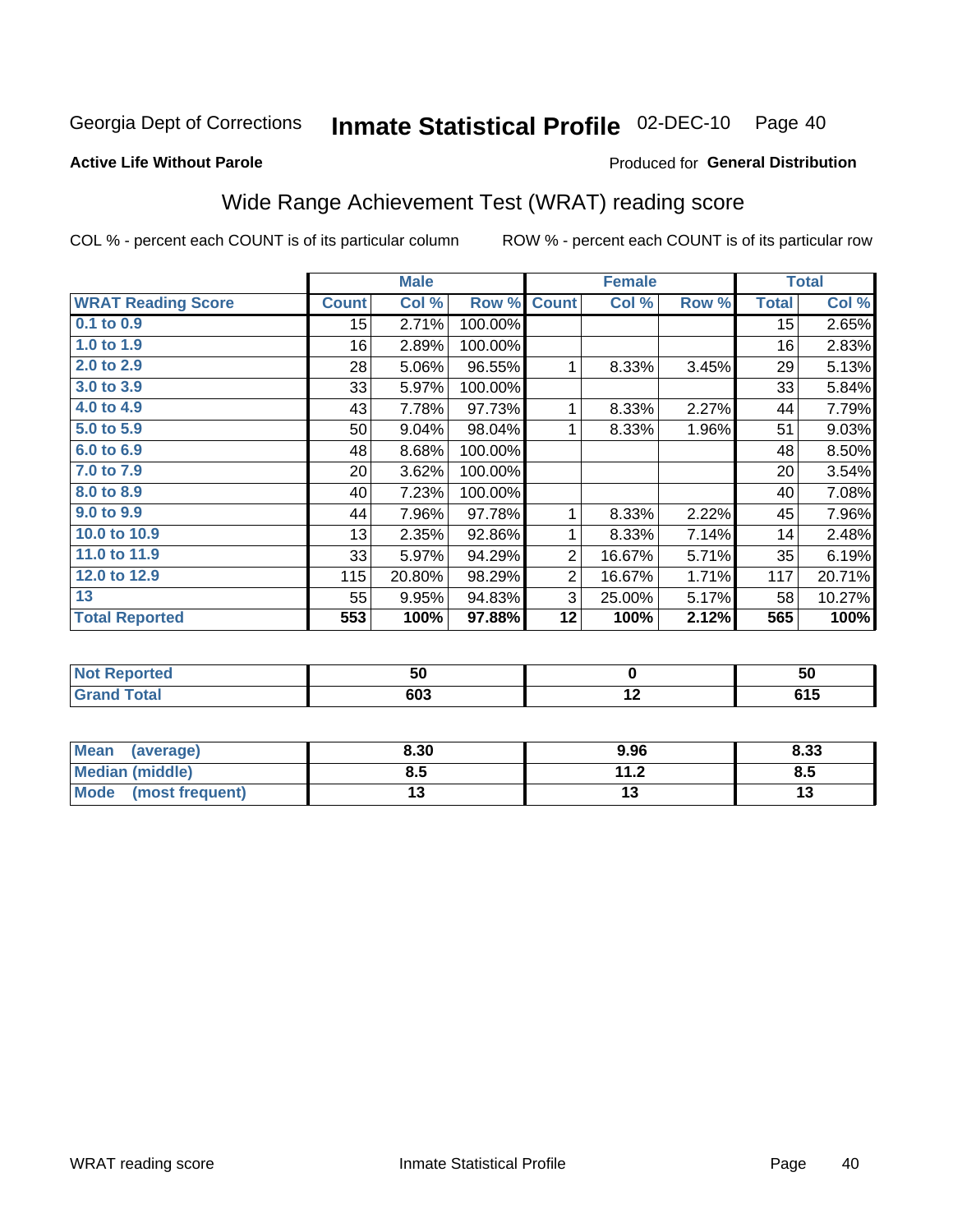Georgia Dept of Corrections **Inmate Statistical Profile** 02-DEC-10

**Active Life Without Parole**

Produced for **General Distribution**

## Wide Range Achievement Test (WRAT) reading score

COL % - percent each COUNT is of its particular column

ROW % - percent each COUNT is of its particular row

| | Male | | | Female | | | Total | |
|---|---|---|---|---|---|---|---|---|
| **WRAT Reading Score** | **Count** | **Col %** | **Row %** | **Count** | **Col %** | **Row %** | **Total** | **Col %** |
| **0.1 to 0.9** | 15 | 2.71% | 100.00% | | | | 15 | 2.65% |
| **1.0 to 1.9** | 16 | 2.89% | 100.00% | | | | 16 | 2.83% |
| **2.0 to 2.9** | 28 | 5.06% | 96.55% | 1 | 8.33% | 3.45% | 29 | 5.13% |
| **3.0 to 3.9** | 33 | 5.97% | 100.00% | | | | 33 | 5.84% |
| **4.0 to 4.9** | 43 | 7.78% | 97.73% | 1 | 8.33% | 2.27% | 44 | 7.79% |
| **5.0 to 5.9** | 50 | 9.04% | 98.04% | 1 | 8.33% | 1.96% | 51 | 9.03% |
| **6.0 to 6.9** | 48 | 8.68% | 100.00% | | | | 48 | 8.50% |
| **7.0 to 7.9** | 20 | 3.62% | 100.00% | | | | 20 | 3.54% |
| **8.0 to 8.9** | 40 | 7.23% | 100.00% | | | | 40 | 7.08% |
| **9.0 to 9.9** | 44 | 7.96% | 97.78% | 1 | 8.33% | 2.22% | 45 | 7.96% |
| **10.0 to 10.9** | 13 | 2.35% | 92.86% | 1 | 8.33% | 7.14% | 14 | 2.48% |
| **11.0 to 11.9** | 33 | 5.97% | 94.29% | 2 | 16.67% | 5.71% | 35 | 6.19% |
| **12.0 to 12.9** | 115 | 20.80% | 98.29% | 2 | 16.67% | 1.71% | 117 | 20.71% |
| **13** | 55 | 9.95% | 94.83% | 3 | 25.00% | 5.17% | 58 | 10.27% |
| **Total Reported** | **553** | **100%** | **97.88%** | **12** | **100%** | **2.12%** | **565** | **100%** |

| | Male | Female | Total |
|---|---|---|---|
| **Not Reported** | **50** | **0** | **50** |
| **Grand Total** | **603** | **12** | **615** |

| | Male | Female | Total |
|---|---|---|---|
| **Mean (average)** | **8.30** | **9.96** | **8.33** |
| **Median (middle)** | **8.5** | **11.2** | **8.5** |
| **Mode (most frequent)** | **13** | **13** | **13** |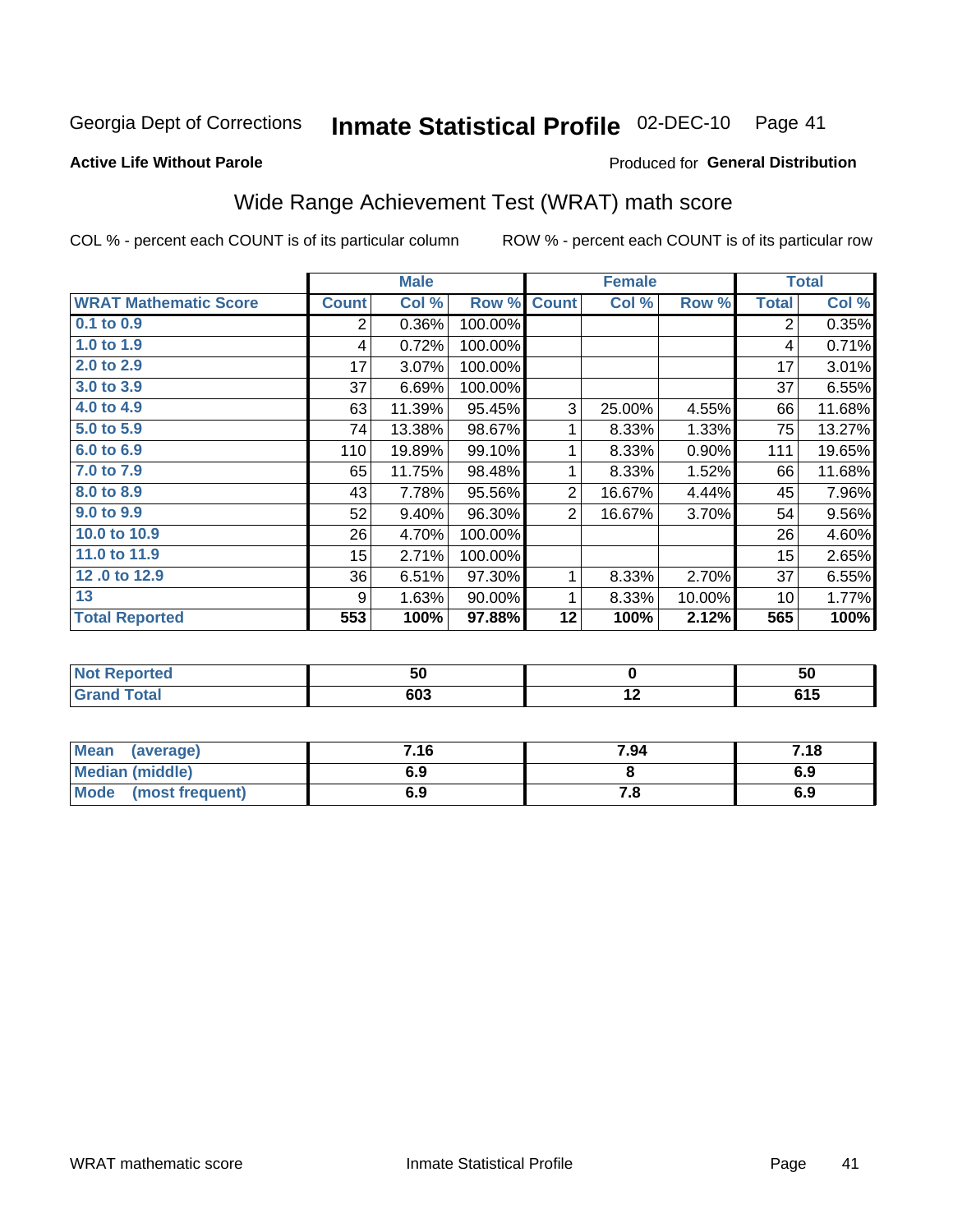Georgia Dept of Corrections **Inmate Statistical Profile** 02-DEC-10

**Active Life Without Parole**

Produced for **General Distribution**

## Wide Range Achievement Test (WRAT) math score

COL % - percent each COUNT is of its particular column     ROW % - percent each COUNT is of its particular row

| | Male | | | Female | | | Total | |
|---|---|---|---|---|---|---|---|---|
| **WRAT Mathematic Score** | **Count** | **Col %** | **Row %** | **Count** | **Col %** | **Row %** | **Total** | **Col %** |
| 0.1 to 0.9 | 2 | 0.36% | 100.00% | | | | 2 | 0.35% |
| 1.0 to 1.9 | 4 | 0.72% | 100.00% | | | | 4 | 0.71% |
| 2.0 to 2.9 | 17 | 3.07% | 100.00% | | | | 17 | 3.01% |
| 3.0 to 3.9 | 37 | 6.69% | 100.00% | | | | 37 | 6.55% |
| 4.0 to 4.9 | 63 | 11.39% | 95.45% | 3 | 25.00% | 4.55% | 66 | 11.68% |
| 5.0 to 5.9 | 74 | 13.38% | 98.67% | 1 | 8.33% | 1.33% | 75 | 13.27% |
| 6.0 to 6.9 | 110 | 19.89% | 99.10% | 1 | 8.33% | 0.90% | 111 | 19.65% |
| 7.0 to 7.9 | 65 | 11.75% | 98.48% | 1 | 8.33% | 1.52% | 66 | 11.68% |
| 8.0 to 8.9 | 43 | 7.78% | 95.56% | 2 | 16.67% | 4.44% | 45 | 7.96% |
| 9.0 to 9.9 | 52 | 9.40% | 96.30% | 2 | 16.67% | 3.70% | 54 | 9.56% |
| 10.0 to 10.9 | 26 | 4.70% | 100.00% | | | | 26 | 4.60% |
| 11.0 to 11.9 | 15 | 2.71% | 100.00% | | | | 15 | 2.65% |
| 12 .0 to 12.9 | 36 | 6.51% | 97.30% | 1 | 8.33% | 2.70% | 37 | 6.55% |
| 13 | 9 | 1.63% | 90.00% | 1 | 8.33% | 10.00% | 10 | 1.77% |
| **Total Reported** | **553** | **100%** | **97.88%** | **12** | **100%** | **2.12%** | **565** | **100%** |

| | Male | Female | Total |
|---|---|---|---|
| **Not Reported** | **50** | **0** | **50** |
| **Grand Total** | **603** | **12** | **615** |

| | Male | Female | Total |
|---|---|---|---|
| **Mean (average)** | **7.16** | **7.94** | **7.18** |
| **Median (middle)** | **6.9** | **8** | **6.9** |
| **Mode (most frequent)** | **6.9** | **7.8** | **6.9** |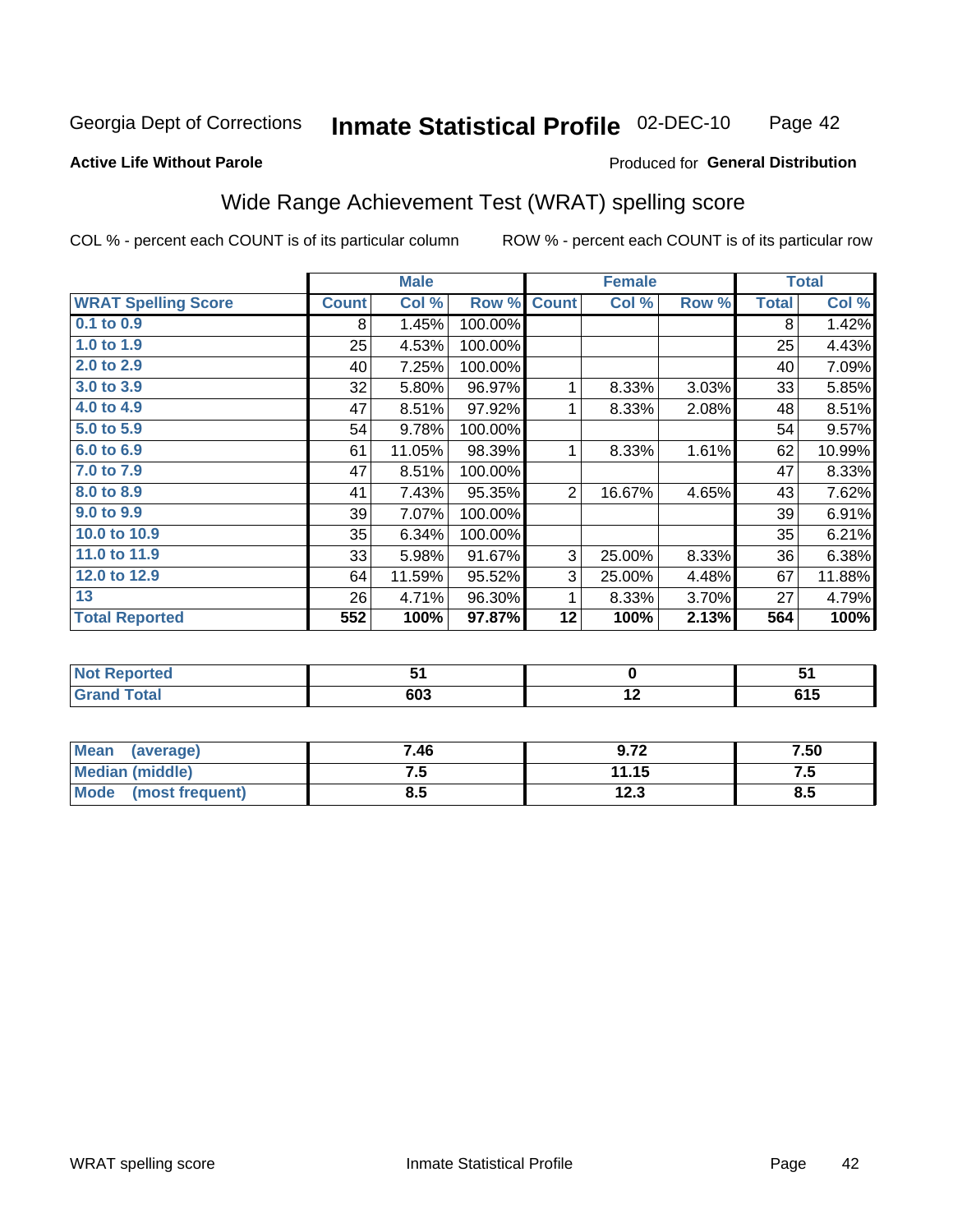Georgia Dept of Corrections **Inmate Statistical Profile** 02-DEC-10

**Active Life Without Parole**

Produced for **General Distribution**

## Wide Range Achievement Test (WRAT) spelling score

COL % - percent each COUNT is of its particular column ROW % - percent each COUNT is of its particular row

| | Male | | | Female | | | Total | |
|---|---|---|---|---|---|---|---|---|
| **WRAT Spelling Score** | **Count** | **Col %** | **Row %** | **Count** | **Col %** | **Row %** | **Total** | **Col %** |
| **0.1 to 0.9** | 8 | 1.45% | 100.00% | | | | 8 | 1.42% |
| **1.0 to 1.9** | 25 | 4.53% | 100.00% | | | | 25 | 4.43% |
| **2.0 to 2.9** | 40 | 7.25% | 100.00% | | | | 40 | 7.09% |
| **3.0 to 3.9** | 32 | 5.80% | 96.97% | 1 | 8.33% | 3.03% | 33 | 5.85% |
| **4.0 to 4.9** | 47 | 8.51% | 97.92% | 1 | 8.33% | 2.08% | 48 | 8.51% |
| **5.0 to 5.9** | 54 | 9.78% | 100.00% | | | | 54 | 9.57% |
| **6.0 to 6.9** | 61 | 11.05% | 98.39% | 1 | 8.33% | 1.61% | 62 | 10.99% |
| **7.0 to 7.9** | 47 | 8.51% | 100.00% | | | | 47 | 8.33% |
| **8.0 to 8.9** | 41 | 7.43% | 95.35% | 2 | 16.67% | 4.65% | 43 | 7.62% |
| **9.0 to 9.9** | 39 | 7.07% | 100.00% | | | | 39 | 6.91% |
| **10.0 to 10.9** | 35 | 6.34% | 100.00% | | | | 35 | 6.21% |
| **11.0 to 11.9** | 33 | 5.98% | 91.67% | 3 | 25.00% | 8.33% | 36 | 6.38% |
| **12.0 to 12.9** | 64 | 11.59% | 95.52% | 3 | 25.00% | 4.48% | 67 | 11.88% |
| **13** | 26 | 4.71% | 96.30% | 1 | 8.33% | 3.70% | 27 | 4.79% |
| **Total Reported** | **552** | **100%** | **97.87%** | **12** | **100%** | **2.13%** | **564** | **100%** |

| | Male | Female | Total |
|---|---|---|---|
| **Not Reported** | **51** | **0** | **51** |
| **Grand Total** | **603** | **12** | **615** |

| | Male | Female | Total |
|---|---|---|---|
| **Mean (average)** | **7.46** | **9.72** | **7.50** |
| **Median (middle)** | **7.5** | **11.15** | **7.5** |
| **Mode (most frequent)** | **8.5** | **12.3** | **8.5** |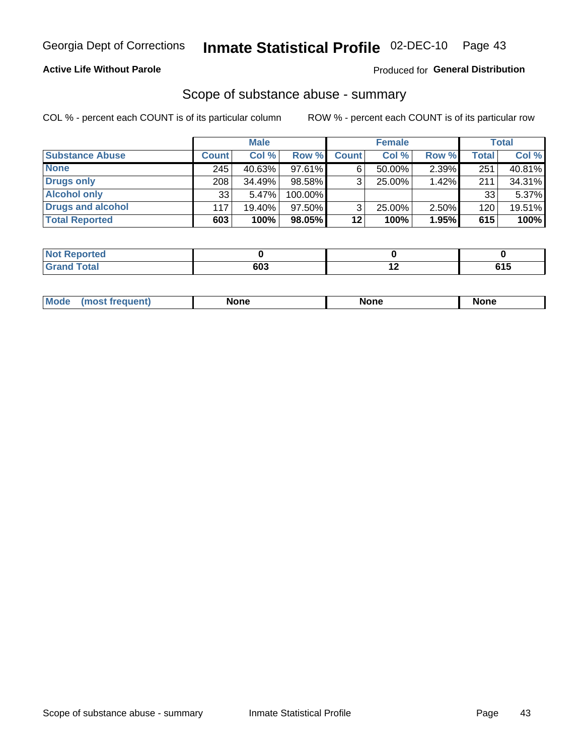Georgia Dept of Corrections **Inmate Statistical Profile** 02-DEC-10

**Active Life Without Parole**

Produced for **General Distribution**

## Scope of substance abuse - summary

COL % - percent each COUNT is of its particular column ROW % - percent each COUNT is of its particular row

| | Male | | | Female | | | Total | |
|---|---|---|---|---|---|---|---|---|
| **Substance Abuse** | **Count** | **Col %** | **Row %** | **Count** | **Col %** | **Row %** | **Total** | **Col %** |
| **None** | 245 | 40.63% | 97.61% | 6 | 50.00% | 2.39% | 251 | 40.81% |
| **Drugs only** | 208 | 34.49% | 98.58% | 3 | 25.00% | 1.42% | 211 | 34.31% |
| **Alcohol only** | 33 | 5.47% | 100.00% | | | | 33 | 5.37% |
| **Drugs and alcohol** | 117 | 19.40% | 97.50% | 3 | 25.00% | 2.50% | 120 | 19.51% |
| **Total Reported** | **603** | **100%** | **98.05%** | **12** | **100%** | **1.95%** | **615** | **100%** |

| | Male | Female | Total |
|---|---|---|---|
| **Not Reported** | **0** | **0** | **0** |
| **Grand Total** | **603** | **12** | **615** |

| | Male | Female | Total |
|---|---|---|---|
| **Mode (most frequent)** | **None** | **None** | **None** |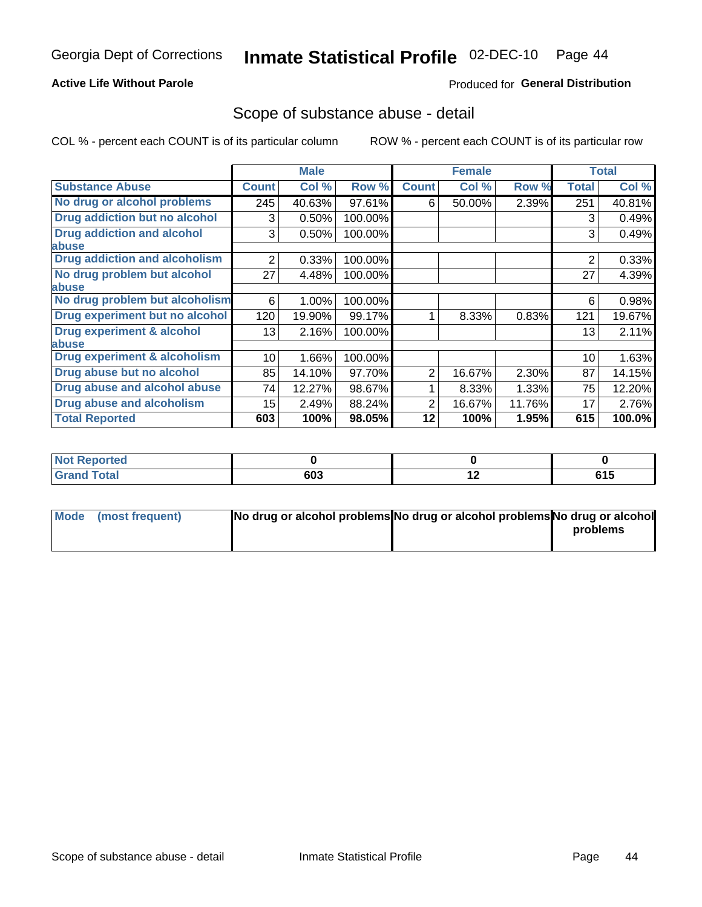Georgia Dept of Corrections **Inmate Statistical Profile** 02-DEC-10

**Active Life Without Parole**

Produced for **General Distribution**

## Scope of substance abuse - detail

COL % - percent each COUNT is of its particular column ROW % - percent each COUNT is of its particular row

| | Male | | | Female | | | Total | |
|---|---|---|---|---|---|---|---|---|
| **Substance Abuse** | **Count** | **Col %** | **Row %** | **Count** | **Col %** | **Row %** | **Total** | **Col %** |
| **No drug or alcohol problems** | 245 | 40.63% | 97.61% | 6 | 50.00% | 2.39% | 251 | 40.81% |
| **Drug addiction but no alcohol** | 3 | 0.50% | 100.00% | | | | 3 | 0.49% |
| **Drug addiction and alcohol abuse** | 3 | 0.50% | 100.00% | | | | 3 | 0.49% |
| **Drug addiction and alcoholism** | 2 | 0.33% | 100.00% | | | | 2 | 0.33% |
| **No drug problem but alcohol abuse** | 27 | 4.48% | 100.00% | | | | 27 | 4.39% |
| **No drug problem but alcoholism** | 6 | 1.00% | 100.00% | | | | 6 | 0.98% |
| **Drug experiment but no alcohol** | 120 | 19.90% | 99.17% | 1 | 8.33% | 0.83% | 121 | 19.67% |
| **Drug experiment & alcohol abuse** | 13 | 2.16% | 100.00% | | | | 13 | 2.11% |
| **Drug experiment & alcoholism** | 10 | 1.66% | 100.00% | | | | 10 | 1.63% |
| **Drug abuse but no alcohol** | 85 | 14.10% | 97.70% | 2 | 16.67% | 2.30% | 87 | 14.15% |
| **Drug abuse and alcohol abuse** | 74 | 12.27% | 98.67% | 1 | 8.33% | 1.33% | 75 | 12.20% |
| **Drug abuse and alcoholism** | 15 | 2.49% | 88.24% | 2 | 16.67% | 11.76% | 17 | 2.76% |
| **Total Reported** | **603** | **100%** | **98.05%** | **12** | **100%** | **1.95%** | **615** | **100.0%** |

| | Male | Female | Total |
|---|---|---|---|
| **Not Reported** | **0** | **0** | **0** |
| **Grand Total** | **603** | **12** | **615** |

| | Male | Female | Total |
|---|---|---|---|
| **Mode (most frequent)** | **No drug or alcohol problems** | **No drug or alcohol problems** | **No drug or alcohol problems** |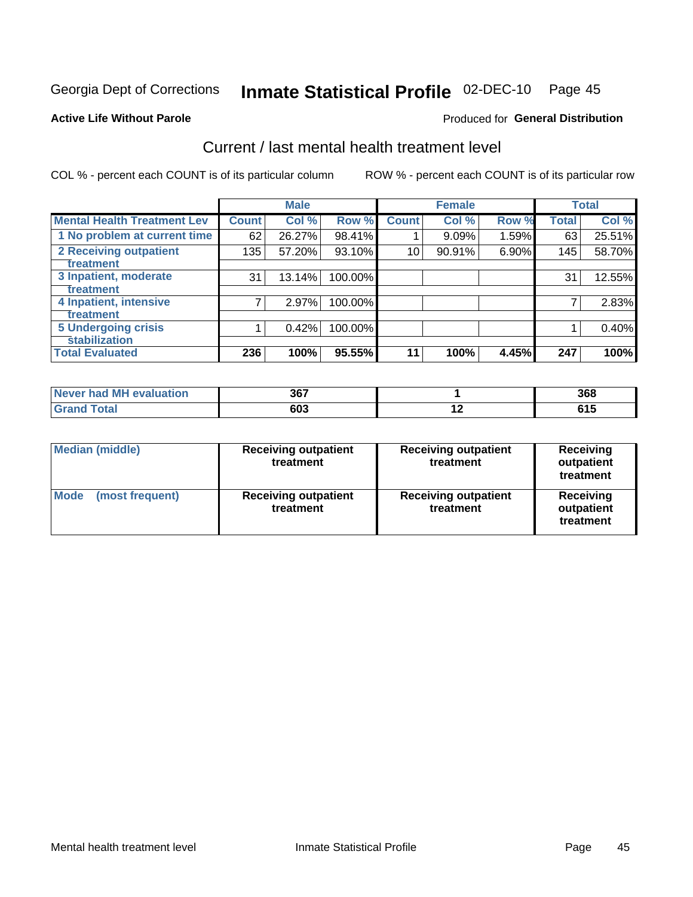Georgia Dept of Corrections **Inmate Statistical Profile** 02-DEC-10

**Active Life Without Parole** Produced for **General Distribution**

## Current / last mental health treatment level

COL % - percent each COUNT is of its particular column ROW % - percent each COUNT is of its particular row

| | Male | | | Female | | | Total | |
|---|---|---|---|---|---|---|---|---|
| **Mental Health Treatment Lev** | **Count** | **Col %** | **Row %** | **Count** | **Col %** | **Row %** | **Total** | **Col %** |
| 1 No problem at current time | 62 | 26.27% | 98.41% | 1 | 9.09% | 1.59% | 63 | 25.51% |
| 2 Receiving outpatient treatment | 135 | 57.20% | 93.10% | 10 | 90.91% | 6.90% | 145 | 58.70% |
| 3 Inpatient, moderate treatment | 31 | 13.14% | 100.00% | | | | 31 | 12.55% |
| 4 Inpatient, intensive treatment | 7 | 2.97% | 100.00% | | | | 7 | 2.83% |
| 5 Undergoing crisis stabilization | 1 | 0.42% | 100.00% | | | | 1 | 0.40% |
| **Total Evaluated** | **236** | **100%** | **95.55%** | **11** | **100%** | **4.45%** | **247** | **100%** |

| | Male | Female | Total |
|---|---|---|---|
| Never had MH evaluation | **367** | **1** | **368** |
| Grand Total | **603** | **12** | **615** |

| | Male | Female | Total |
|---|---|---|---|
| Median (middle) | **Receiving outpatient treatment** | **Receiving outpatient treatment** | **Receiving outpatient treatment** |
| Mode (most frequent) | **Receiving outpatient treatment** | **Receiving outpatient treatment** | **Receiving outpatient treatment** |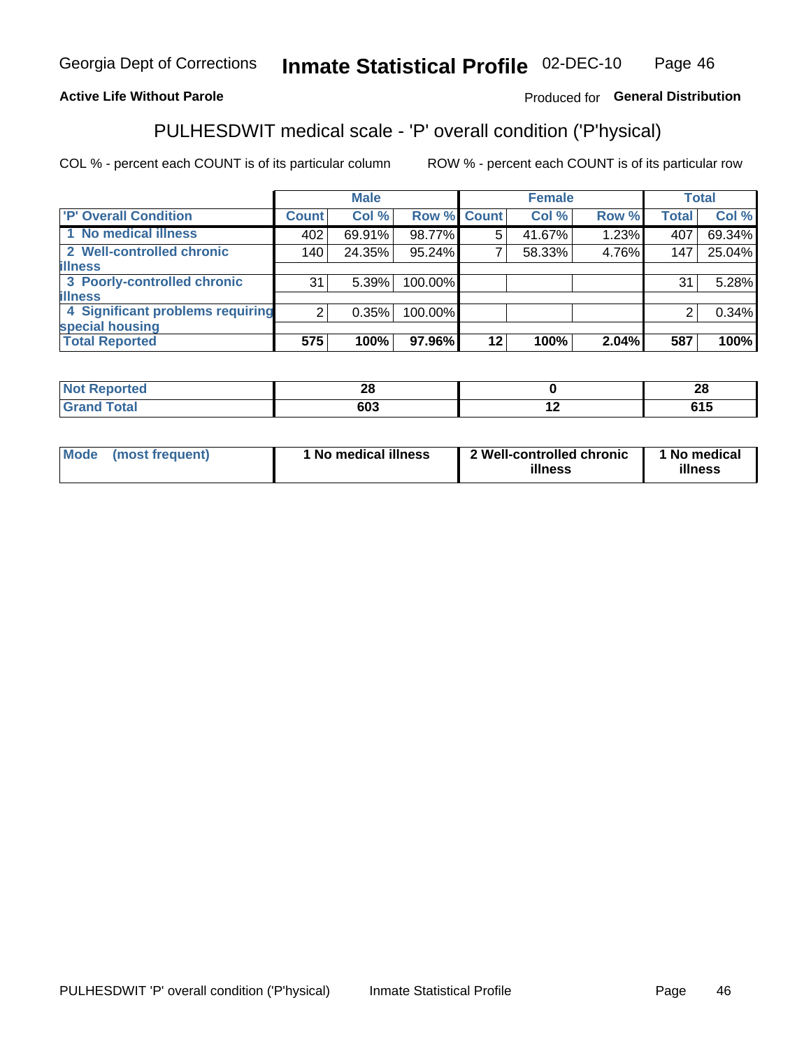Georgia Dept of Corrections **Inmate Statistical Profile** 02-DEC-10

**Active Life Without Parole**

Produced for **General Distribution**

## PULHESDWIT medical scale - 'P' overall condition ('P'hysical)

COL % - percent each COUNT is of its particular column

ROW % - percent each COUNT is of its particular row

| | Male | | | Female | | | Total | |
|---|---|---|---|---|---|---|---|---|
| 'P' Overall Condition | Count | Col % | Row % | Count | Col % | Row % | Total | Col % |
| 1 No medical illness | 402 | 69.91% | 98.77% | 5 | 41.67% | 1.23% | 407 | 69.34% |
| 2 Well-controlled chronic illness | 140 | 24.35% | 95.24% | 7 | 58.33% | 4.76% | 147 | 25.04% |
| 3 Poorly-controlled chronic illness | 31 | 5.39% | 100.00% | | | | 31 | 5.28% |
| 4 Significant problems requiring special housing | 2 | 0.35% | 100.00% | | | | 2 | 0.34% |
| **Total Reported** | **575** | **100%** | **97.96%** | **12** | **100%** | **2.04%** | **587** | **100%** |

| | Male | Female | Total |
|---|---|---|---|
| Not Reported | 28 | 0 | 28 |
| Grand Total | 603 | 12 | 615 |

| | Male | Female | Total |
|---|---|---|---|
| Mode (most frequent) | 1 No medical illness | 2 Well-controlled chronic illness | 1 No medical illness |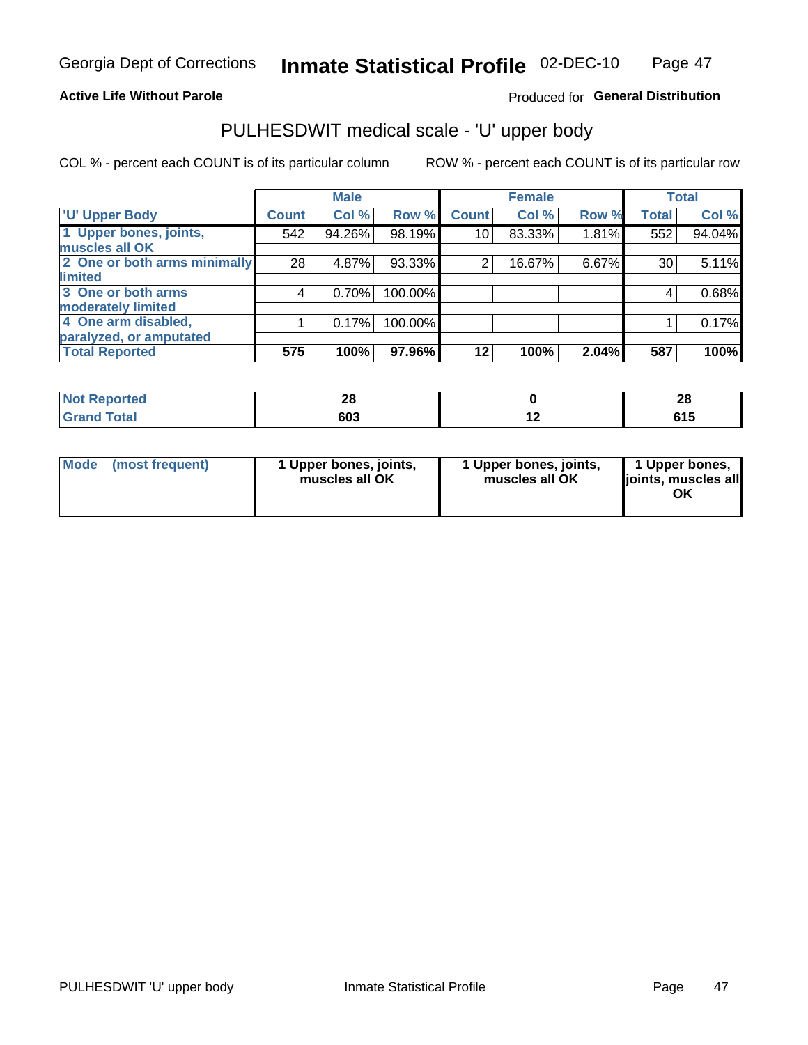Georgia Dept of Corrections **Inmate Statistical Profile** 02-DEC-10

**Active Life Without Parole**

Produced for **General Distribution**

## PULHESDWIT medical scale - 'U' upper body

COL % - percent each COUNT is of its particular column

ROW % - percent each COUNT is of its particular row

| | Male | | | Female | | | Total | |
|---|---|---|---|---|---|---|---|---|
| 'U' Upper Body | Count | Col % | Row % | Count | Col % | Row % | Total | Col % |
| 1 Upper bones, joints, muscles all OK | 542 | 94.26% | 98.19% | 10 | 83.33% | 1.81% | 552 | 94.04% |
| 2 One or both arms minimally limited | 28 | 4.87% | 93.33% | 2 | 16.67% | 6.67% | 30 | 5.11% |
| 3 One or both arms moderately limited | 4 | 0.70% | 100.00% | | | | 4 | 0.68% |
| 4 One arm disabled, paralyzed, or amputated | 1 | 0.17% | 100.00% | | | | 1 | 0.17% |
| **Total Reported** | **575** | **100%** | **97.96%** | **12** | **100%** | **2.04%** | **587** | **100%** |

| | Male | Female | Total |
|---|---|---|---|
| Not Reported | 28 | 0 | 28 |
| Grand Total | 603 | 12 | 615 |

| | Male | Female | Total |
|---|---|---|---|
| Mode (most frequent) | 1 Upper bones, joints, muscles all OK | 1 Upper bones, joints, muscles all OK | 1 Upper bones, joints, muscles all OK |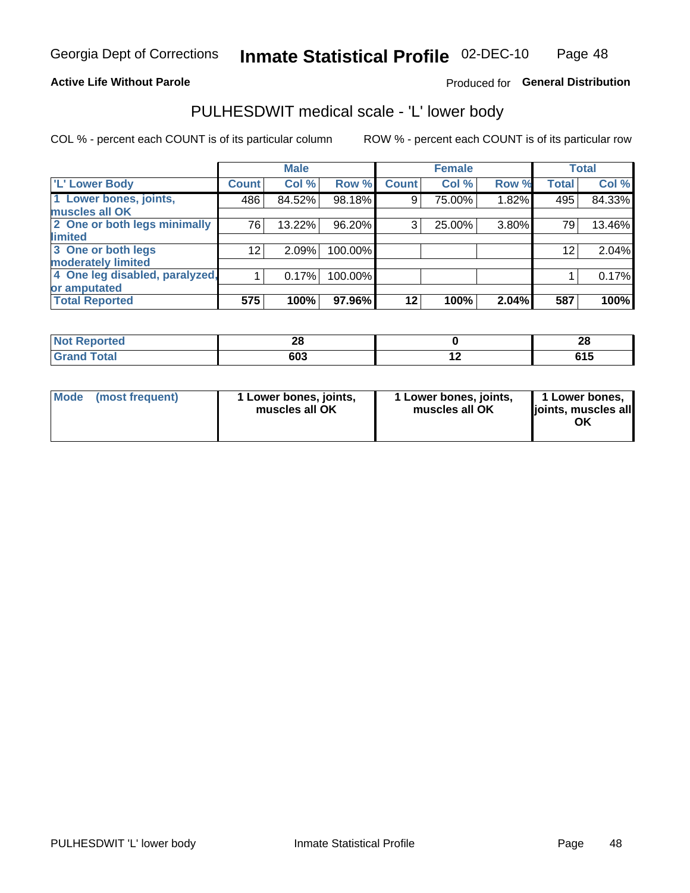Georgia Dept of Corrections **Inmate Statistical Profile** 02-DEC-10

**Active Life Without Parole**

Produced for **General Distribution**

## PULHESDWIT medical scale - 'L' lower body

COL % - percent each COUNT is of its particular column

ROW % - percent each COUNT is of its particular row

| | Male | | | Female | | | Total | |
|---|---|---|---|---|---|---|---|---|
| 'L' Lower Body | Count | Col % | Row % | Count | Col % | Row % | Total | Col % |
| 1 Lower bones, joints, muscles all OK | 486 | 84.52% | 98.18% | 9 | 75.00% | 1.82% | 495 | 84.33% |
| 2 One or both legs minimally limited | 76 | 13.22% | 96.20% | 3 | 25.00% | 3.80% | 79 | 13.46% |
| 3 One or both legs moderately limited | 12 | 2.09% | 100.00% | | | | 12 | 2.04% |
| 4 One leg disabled, paralyzed, or amputated | 1 | 0.17% | 100.00% | | | | 1 | 0.17% |
| **Total Reported** | **575** | **100%** | **97.96%** | **12** | **100%** | **2.04%** | **587** | **100%** |

| | Male | Female | Total |
|---|---|---|---|
| Not Reported | 28 | 0 | 28 |
| Grand Total | 603 | 12 | 615 |

| | Male | Female | Total |
|---|---|---|---|
| Mode (most frequent) | 1 Lower bones, joints, muscles all OK | 1 Lower bones, joints, muscles all OK | 1 Lower bones, joints, muscles all OK |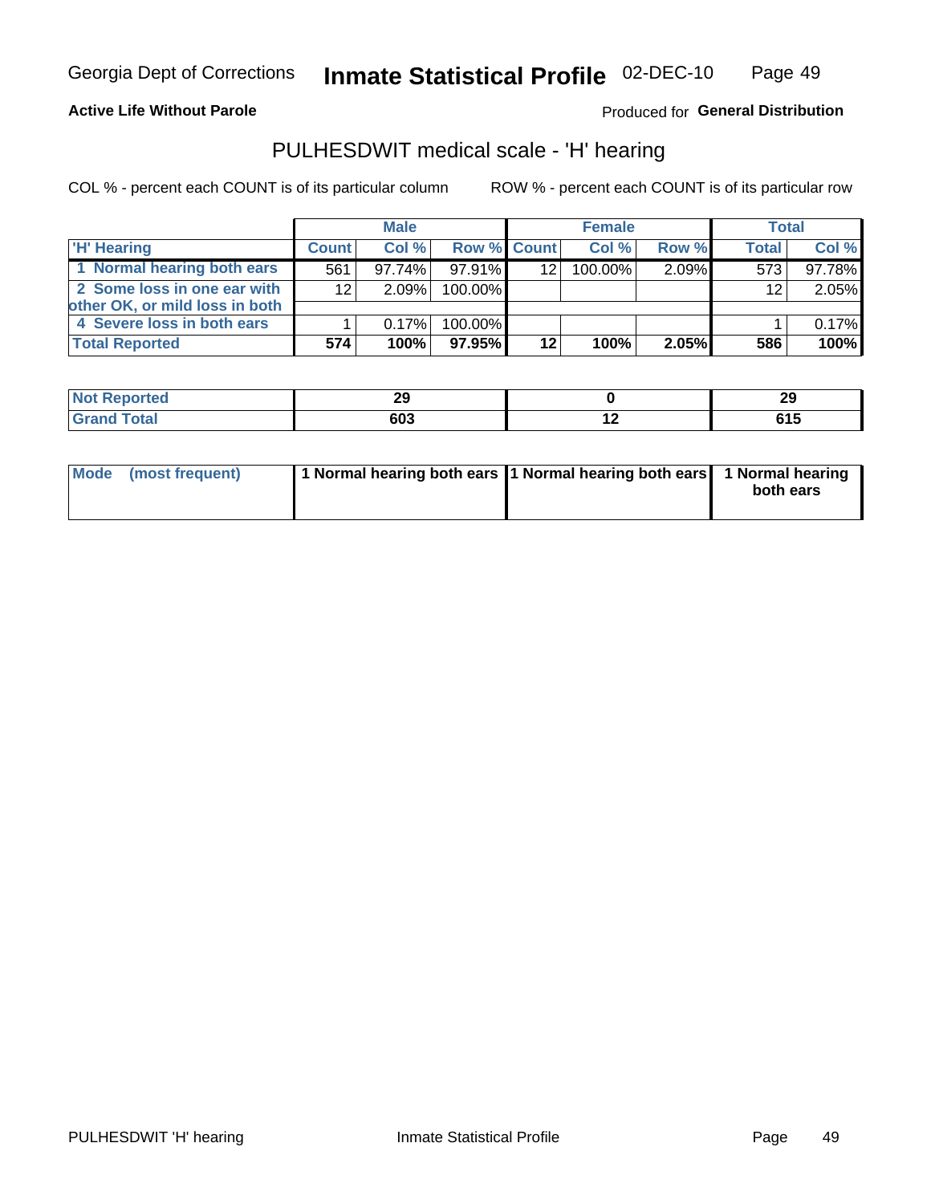Georgia Dept of Corrections **Inmate Statistical Profile** 02-DEC-10

**Active Life Without Parole**

Produced for **General Distribution**

## PULHESDWIT medical scale - 'H' hearing

COL % - percent each COUNT is of its particular column

ROW % - percent each COUNT is of its particular row

| | Male | | | Female | | | Total | |
|---|---|---|---|---|---|---|---|---|
| 'H' Hearing | Count | Col % | Row % | Count | Col % | Row % | Total | Col % |
| 1 Normal hearing both ears | 561 | 97.74% | 97.91% | 12 | 100.00% | 2.09% | 573 | 97.78% |
| 2 Some loss in one ear with other OK, or mild loss in both | 12 | 2.09% | 100.00% | | | | 12 | 2.05% |
| 4 Severe loss in both ears | 1 | 0.17% | 100.00% | | | | 1 | 0.17% |
| **Total Reported** | **574** | **100%** | **97.95%** | **12** | **100%** | **2.05%** | **586** | **100%** |

| | Male | Female | Total |
|---|---|---|---|
| Not Reported | 29 | 0 | 29 |
| Grand Total | 603 | 12 | 615 |

| | Male | Female | Total |
|---|---|---|---|
| Mode (most frequent) | 1 Normal hearing both ears | 1 Normal hearing both ears | 1 Normal hearing both ears |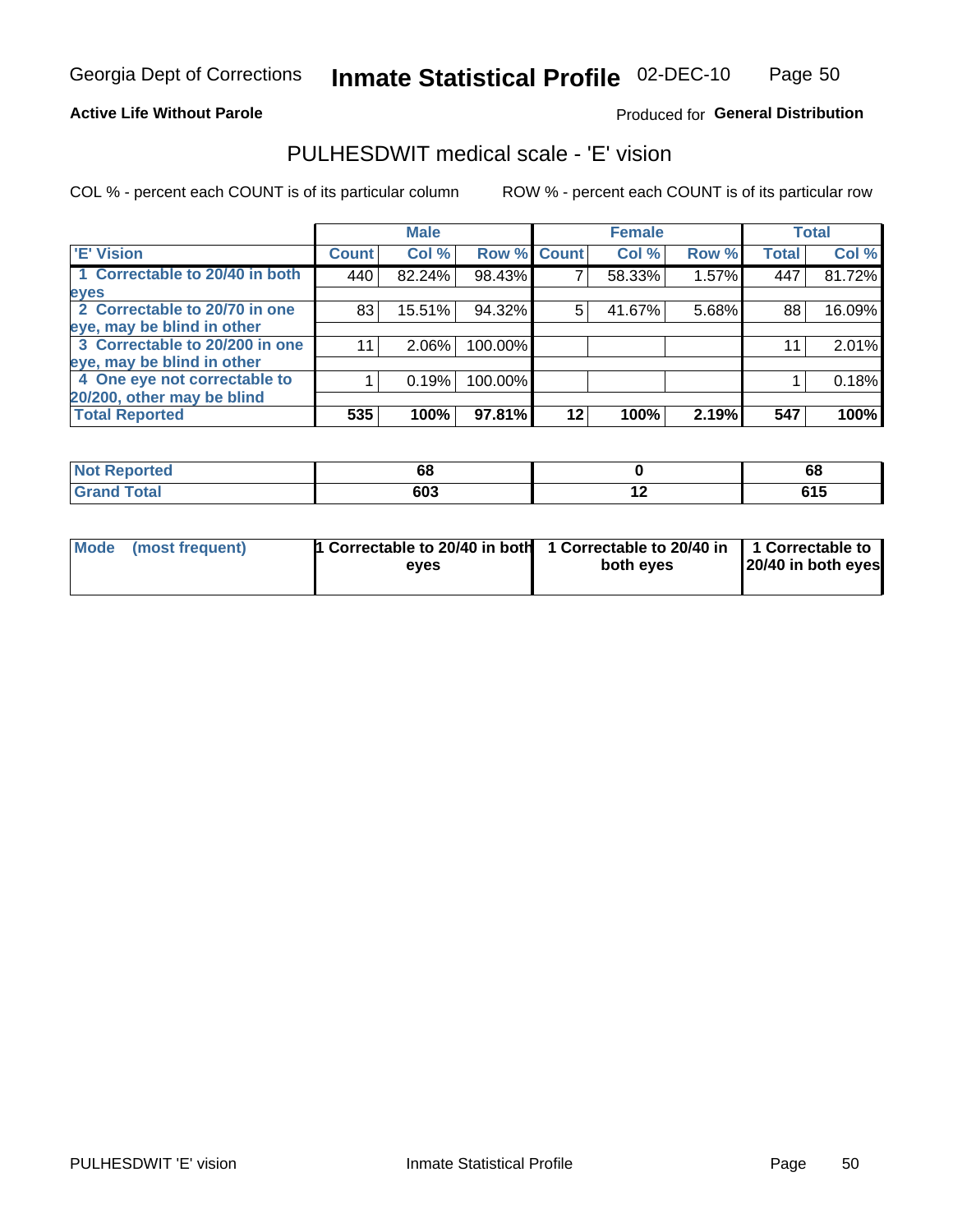Georgia Dept of Corrections **Inmate Statistical Profile** 02-DEC-10

**Active Life Without Parole**

Produced for **General Distribution**

## PULHESDWIT medical scale - 'E' vision

COL % - percent each COUNT is of its particular column     ROW % - percent each COUNT is of its particular row

| | Male | | | Female | | | Total | |
|---|---|---|---|---|---|---|---|---|
| 'E' Vision | Count | Col % | Row % | Count | Col % | Row % | Total | Col % |
| 1 Correctable to 20/40 in both eyes | 440 | 82.24% | 98.43% | 7 | 58.33% | 1.57% | 447 | 81.72% |
| 2 Correctable to 20/70 in one eye, may be blind in other | 83 | 15.51% | 94.32% | 5 | 41.67% | 5.68% | 88 | 16.09% |
| 3 Correctable to 20/200 in one eye, may be blind in other | 11 | 2.06% | 100.00% | | | | 11 | 2.01% |
| 4 One eye not correctable to 20/200, other may be blind | 1 | 0.19% | 100.00% | | | | 1 | 0.18% |
| **Total Reported** | **535** | **100%** | **97.81%** | **12** | **100%** | **2.19%** | **547** | **100%** |

| | Male | Female | Total |
|---|---|---|---|
| Not Reported | 68 | 0 | 68 |
| Grand Total | 603 | 12 | 615 |

| | Male | Female | Total |
|---|---|---|---|
| Mode (most frequent) | 1 Correctable to 20/40 in both eyes | 1 Correctable to 20/40 in both eyes | 1 Correctable to 20/40 in both eyes |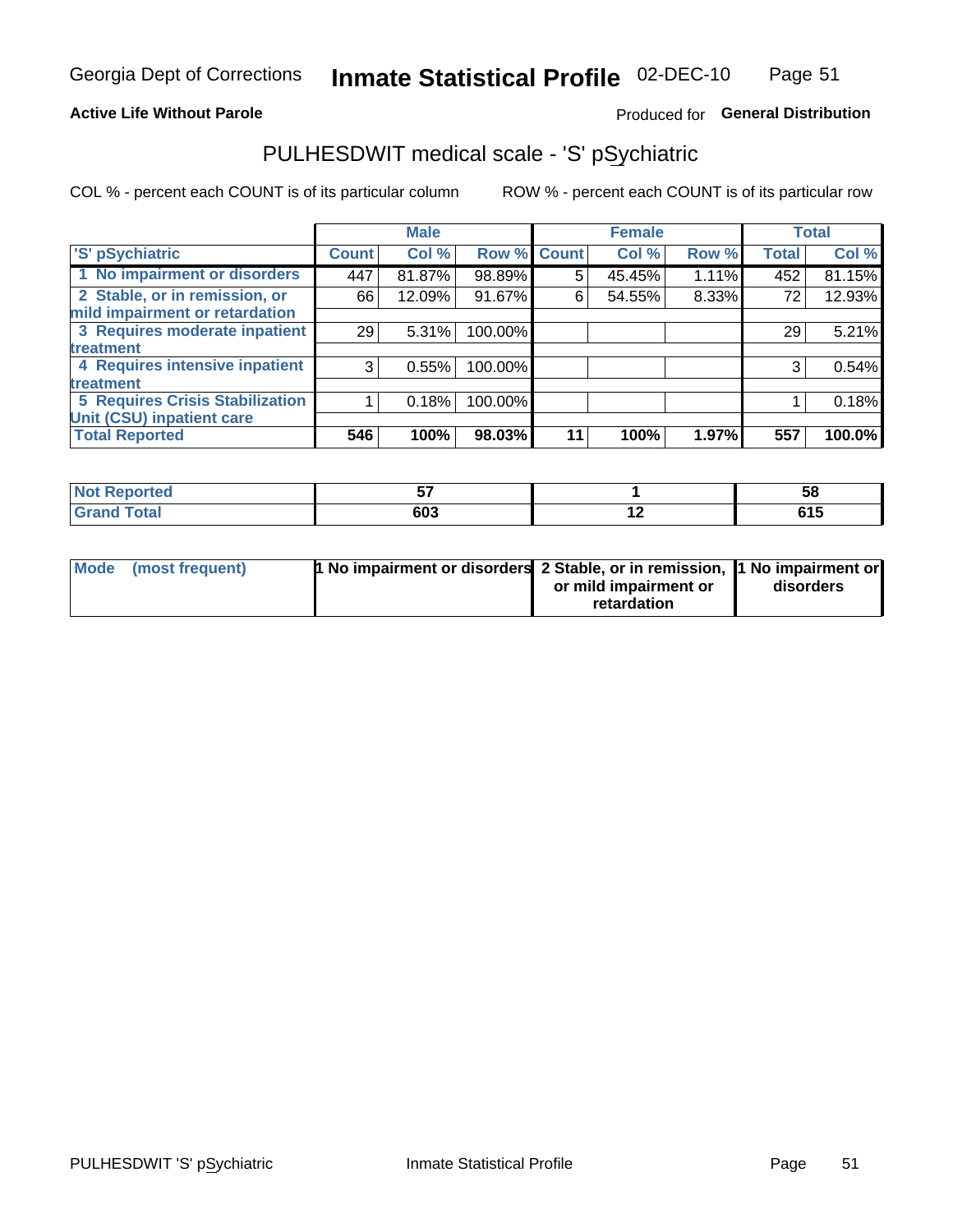Georgia Dept of Corrections **Inmate Statistical Profile** 02-DEC-10

**Active Life Without Parole**

Produced for **General Distribution**

## PULHESDWIT medical scale - 'S' pSychiatric

COL % - percent each COUNT is of its particular column

ROW % - percent each COUNT is of its particular row

| | Male | | | Female | | | Total | |
|---|---|---|---|---|---|---|---|---|
| 'S' pSychiatric | Count | Col % | Row % | Count | Col % | Row % | Total | Col % |
| 1 No impairment or disorders | 447 | 81.87% | 98.89% | 5 | 45.45% | 1.11% | 452 | 81.15% |
| 2 Stable, or in remission, or mild impairment or retardation | 66 | 12.09% | 91.67% | 6 | 54.55% | 8.33% | 72 | 12.93% |
| 3 Requires moderate inpatient treatment | 29 | 5.31% | 100.00% | | | | 29 | 5.21% |
| 4 Requires intensive inpatient treatment | 3 | 0.55% | 100.00% | | | | 3 | 0.54% |
| 5 Requires Crisis Stabilization Unit (CSU) inpatient care | 1 | 0.18% | 100.00% | | | | 1 | 0.18% |
| **Total Reported** | **546** | **100%** | **98.03%** | **11** | **100%** | **1.97%** | **557** | **100.0%** |

| | Male | Female | Total |
|---|---|---|---|
| Not Reported | 57 | 1 | 58 |
| Grand Total | 603 | 12 | 615 |

| | Male | Female | Total |
|---|---|---|---|
| Mode (most frequent) | 1 No impairment or disorders | 2 Stable, or in remission, or mild impairment or retardation | 1 No impairment or disorders |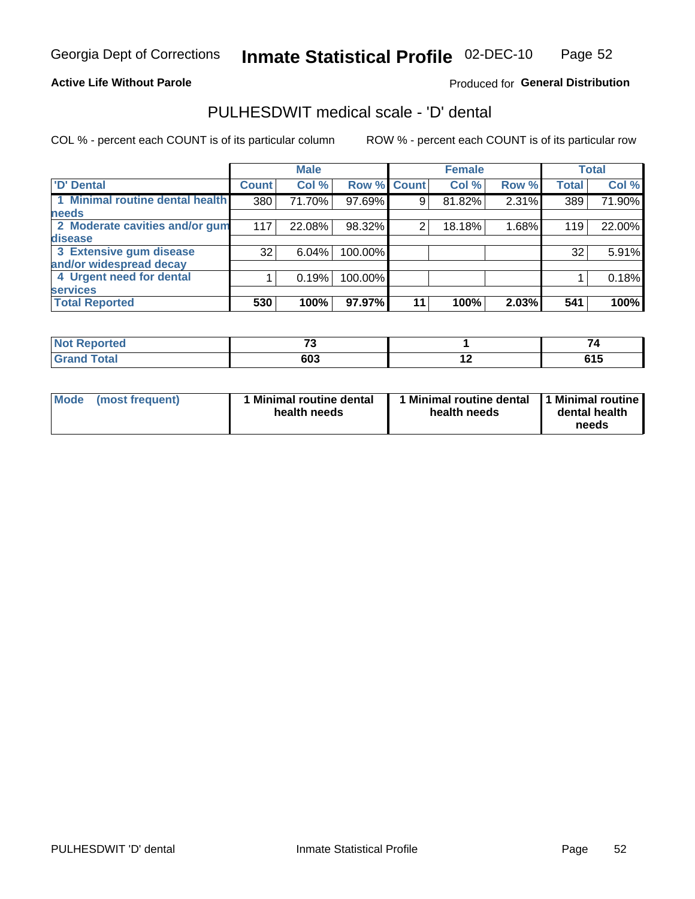Georgia Dept of Corrections **Inmate Statistical Profile** 02-DEC-10

**Active Life Without Parole**

Produced for **General Distribution**

## PULHESDWIT medical scale - 'D' dental

COL % - percent each COUNT is of its particular column

ROW % - percent each COUNT is of its particular row

| | Male | | | Female | | | Total | |
|---|---|---|---|---|---|---|---|---|
| 'D' Dental | Count | Col % | Row % | Count | Col % | Row % | Total | Col % |
| 1 Minimal routine dental health needs | 380 | 71.70% | 97.69% | 9 | 81.82% | 2.31% | 389 | 71.90% |
| 2 Moderate cavities and/or gum disease | 117 | 22.08% | 98.32% | 2 | 18.18% | 1.68% | 119 | 22.00% |
| 3 Extensive gum disease and/or widespread decay | 32 | 6.04% | 100.00% | | | | 32 | 5.91% |
| 4 Urgent need for dental services | 1 | 0.19% | 100.00% | | | | 1 | 0.18% |
| **Total Reported** | **530** | **100%** | **97.97%** | **11** | **100%** | **2.03%** | **541** | **100%** |

| | Male | Female | Total |
|---|---|---|---|
| Not Reported | 73 | 1 | 74 |
| Grand Total | 603 | 12 | 615 |

| | Male | Female | Total |
|---|---|---|---|
| Mode (most frequent) | 1 Minimal routine dental health needs | 1 Minimal routine dental health needs | 1 Minimal routine dental health needs |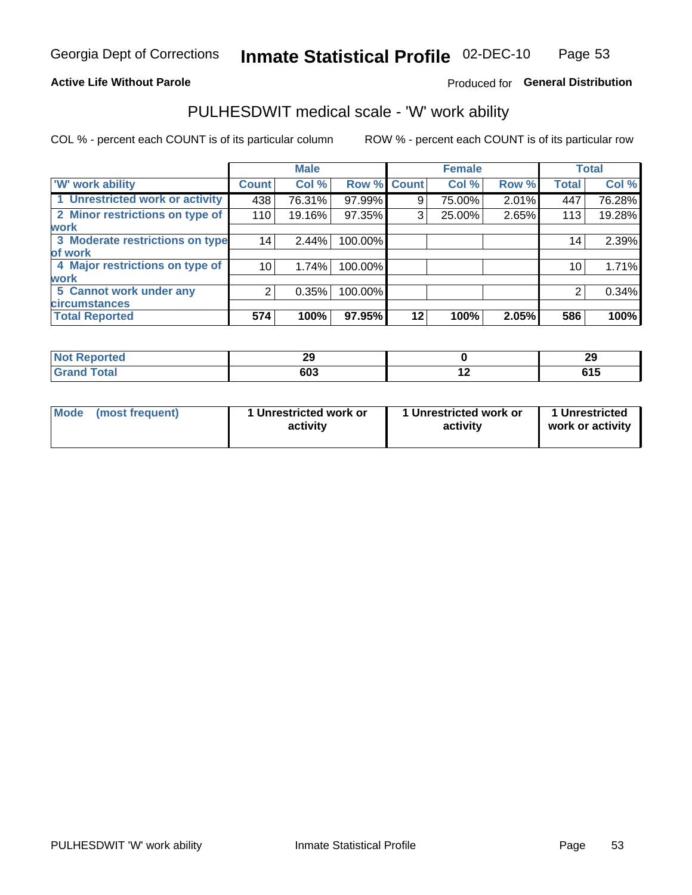Georgia Dept of Corrections **Inmate Statistical Profile** 02-DEC-10

**Active Life Without Parole**

Produced for **General Distribution**

## PULHESDWIT medical scale - 'W' work ability

COL % - percent each COUNT is of its particular column    ROW % - percent each COUNT is of its particular row

| | Male | | | Female | | | Total | |
|---|---|---|---|---|---|---|---|---|
| 'W' work ability | Count | Col % | Row % | Count | Col % | Row % | Total | Col % |
| 1 Unrestricted work or activity | 438 | 76.31% | 97.99% | 9 | 75.00% | 2.01% | 447 | 76.28% |
| 2 Minor restrictions on type of work | 110 | 19.16% | 97.35% | 3 | 25.00% | 2.65% | 113 | 19.28% |
| 3 Moderate restrictions on type of work | 14 | 2.44% | 100.00% | | | | 14 | 2.39% |
| 4 Major restrictions on type of work | 10 | 1.74% | 100.00% | | | | 10 | 1.71% |
| 5 Cannot work under any circumstances | 2 | 0.35% | 100.00% | | | | 2 | 0.34% |
| **Total Reported** | **574** | **100%** | **97.95%** | **12** | **100%** | **2.05%** | **586** | **100%** |

| | Male | Female | Total |
|---|---|---|---|
| Not Reported | 29 | 0 | 29 |
| Grand Total | 603 | 12 | 615 |

| | Male | Female | Total |
|---|---|---|---|
| Mode (most frequent) | 1 Unrestricted work or activity | 1 Unrestricted work or activity | 1 Unrestricted work or activity |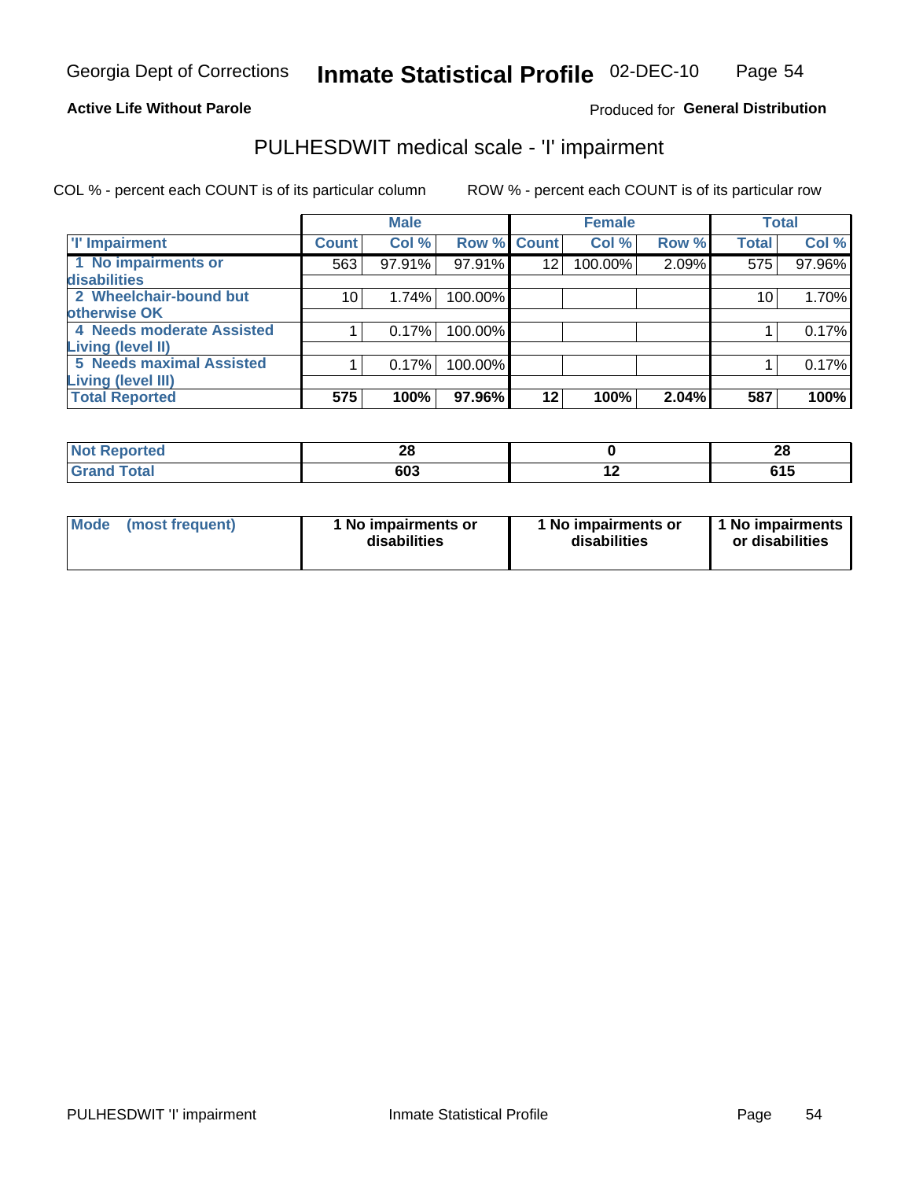Georgia Dept of Corrections **Inmate Statistical Profile** 02-DEC-10

**Active Life Without Parole**

Produced for **General Distribution**

## PULHESDWIT medical scale - 'I' impairment

COL % - percent each COUNT is of its particular column ROW % - percent each COUNT is of its particular row

| | Male | | | Female | | | Total | |
|---|---|---|---|---|---|---|---|---|
| **'I' Impairment** | **Count** | **Col %** | **Row %** | **Count** | **Col %** | **Row %** | **Total** | **Col %** |
| **1 No impairments or disabilities** | 563 | 97.91% | 97.91% | 12 | 100.00% | 2.09% | 575 | 97.96% |
| **2 Wheelchair-bound but otherwise OK** | 10 | 1.74% | 100.00% | | | | 10 | 1.70% |
| **4 Needs moderate Assisted Living (level II)** | 1 | 0.17% | 100.00% | | | | 1 | 0.17% |
| **5 Needs maximal Assisted Living (level III)** | 1 | 0.17% | 100.00% | | | | 1 | 0.17% |
| **Total Reported** | **575** | **100%** | **97.96%** | **12** | **100%** | **2.04%** | **587** | **100%** |

| | Male | Female | Total |
|---|---|---|---|
| **Not Reported** | **28** | **0** | **28** |
| **Grand Total** | **603** | **12** | **615** |

| | Male | Female | Total |
|---|---|---|---|
| **Mode (most frequent)** | **1 No impairments or disabilities** | **1 No impairments or disabilities** | **1 No impairments or disabilities** |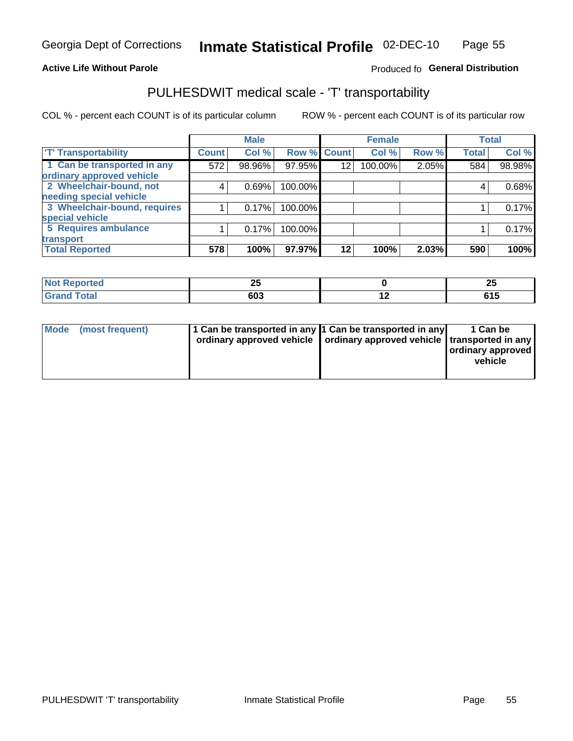**Active Life Without Parole**

Produced fo **General Distribution**

# PULHESDWIT medical scale - 'T' transportability

COL % - percent each COUNT is of its particular column

ROW % - percent each COUNT is of its particular row

| | Male | | | Female | | | Total | |
|---|---|---|---|---|---|---|---|---|
| 'T' Transportability | Count | Col % | Row % | Count | Col % | Row % | Total | Col % |
| 1 Can be transported in any ordinary approved vehicle | 572 | 98.96% | 97.95% | 12 | 100.00% | 2.05% | 584 | 98.98% |
| 2 Wheelchair-bound, not needing special vehicle | 4 | 0.69% | 100.00% | | | | 4 | 0.68% |
| 3 Wheelchair-bound, requires special vehicle | 1 | 0.17% | 100.00% | | | | 1 | 0.17% |
| 5 Requires ambulance transport | 1 | 0.17% | 100.00% | | | | 1 | 0.17% |
| **Total Reported** | **578** | **100%** | **97.97%** | **12** | **100%** | **2.03%** | **590** | **100%** |

| | Male | Female | Total |
|---|---|---|---|
| Not Reported | 25 | 0 | 25 |
| Grand Total | 603 | 12 | 615 |

| | Male | Female | Total |
|---|---|---|---|
| Mode (most frequent) | 1 Can be transported in any ordinary approved vehicle | 1 Can be transported in any ordinary approved vehicle | 1 Can be transported in any ordinary approved vehicle |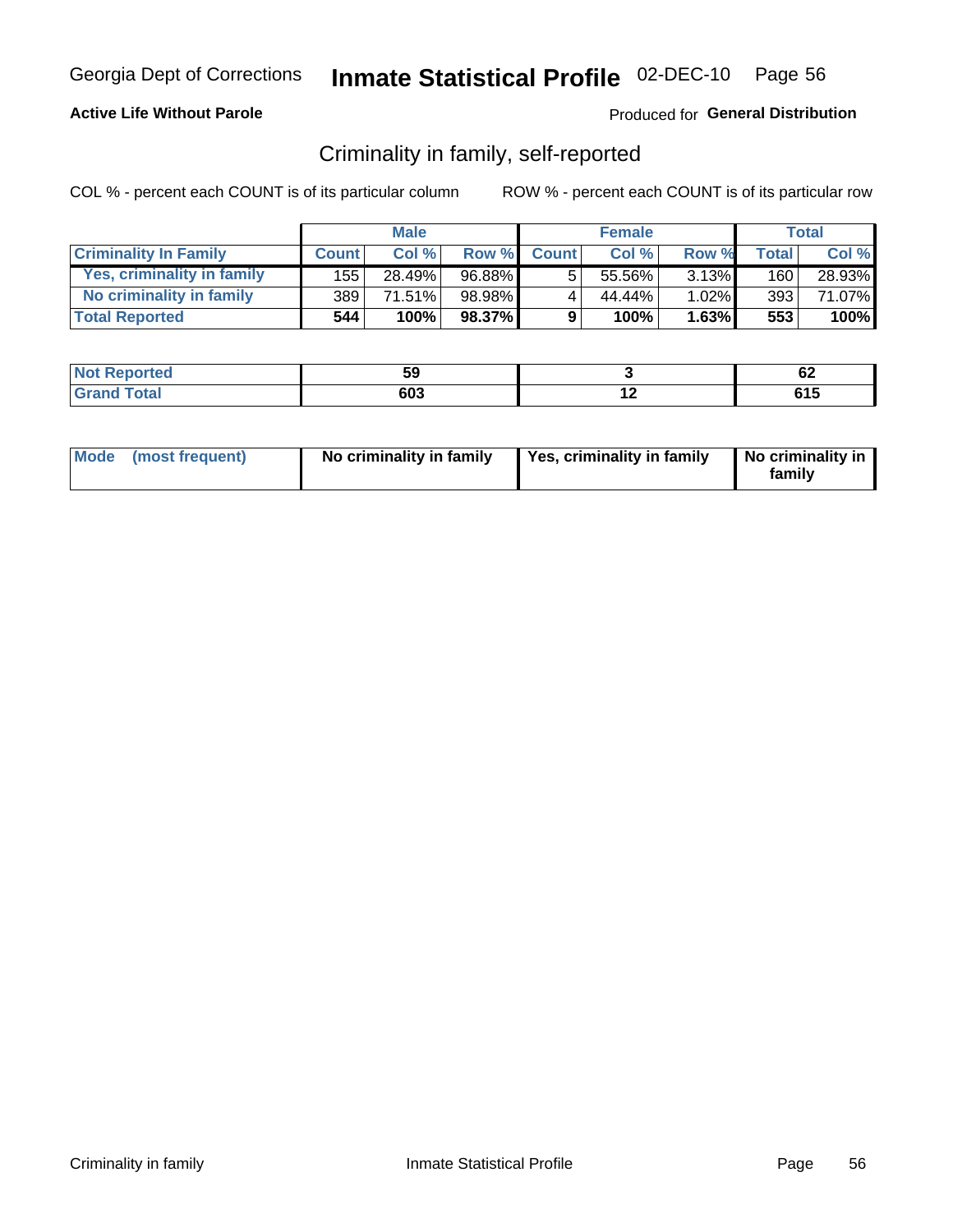Georgia Dept of Corrections **Inmate Statistical Profile** 02-DEC-10 Page 56

**Active Life Without Parole**

Produced for **General Distribution**

## Criminality in family, self-reported

COL % - percent each COUNT is of its particular column

ROW % - percent each COUNT is of its particular row

| | Male | | | Female | | | Total | |
|---|---|---|---|---|---|---|---|---|
| **Criminality In Family** | **Count** | **Col %** | **Row %** | **Count** | **Col %** | **Row %** | **Total** | **Col %** |
| Yes, criminality in family | 155 | 28.49% | 96.88% | 5 | 55.56% | 3.13% | 160 | 28.93% |
| No criminality in family | 389 | 71.51% | 98.98% | 4 | 44.44% | 1.02% | 393 | 71.07% |
| **Total Reported** | **544** | **100%** | **98.37%** | **9** | **100%** | **1.63%** | **553** | **100%** |

| | Male | Female | Total |
|---|---|---|---|
| Not Reported | 59 | 3 | 62 |
| Grand Total | 603 | 12 | 615 |

| Mode (most frequent) | No criminality in family | Yes, criminality in family | No criminality in family |
|---|---|---|---|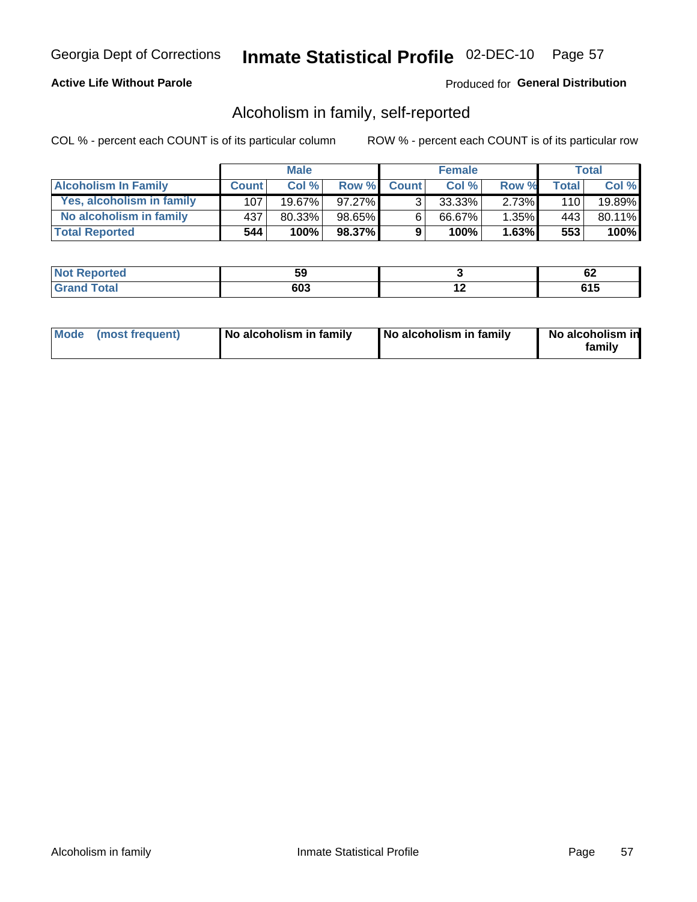Georgia Dept of Corrections **Inmate Statistical Profile** 02-DEC-10

**Active Life Without Parole**

Produced for **General Distribution**

## Alcoholism in family, self-reported

COL % - percent each COUNT is of its particular column

ROW % - percent each COUNT is of its particular row

| | Male | | | Female | | | Total | |
|---|---|---|---|---|---|---|---|---|
| **Alcoholism In Family** | **Count** | **Col %** | **Row %** | **Count** | **Col %** | **Row %** | **Total** | **Col %** |
| Yes, alcoholism in family | 107 | 19.67% | 97.27% | 3 | 33.33% | 2.73% | 110 | 19.89% |
| No alcoholism in family | 437 | 80.33% | 98.65% | 6 | 66.67% | 1.35% | 443 | 80.11% |
| **Total Reported** | **544** | **100%** | **98.37%** | **9** | **100%** | **1.63%** | **553** | **100%** |

| | Male | Female | Total |
|---|---|---|---|
| Not Reported | 59 | 3 | 62 |
| Grand Total | 603 | 12 | 615 |

| | Male | Female | Total |
|---|---|---|---|
| Mode (most frequent) | No alcoholism in family | No alcoholism in family | No alcoholism in family |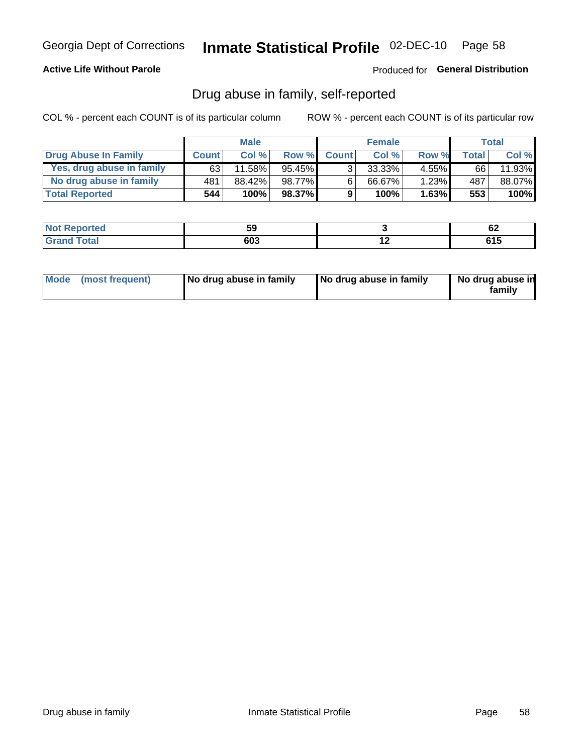Georgia Dept of Corrections **Inmate Statistical Profile** 02-DEC-10

**Active Life Without Parole**

Produced for **General Distribution**

## Drug abuse in family, self-reported

COL % - percent each COUNT is of its particular column

ROW % - percent each COUNT is of its particular row

| | Male | | | Female | | | Total | |
|---|---|---|---|---|---|---|---|---|
| **Drug Abuse In Family** | **Count** | **Col %** | **Row %** | **Count** | **Col %** | **Row %** | **Total** | **Col %** |
| Yes, drug abuse in family | 63 | 11.58% | 95.45% | 3 | 33.33% | 4.55% | 66 | 11.93% |
| No drug abuse in family | 481 | 88.42% | 98.77% | 6 | 66.67% | 1.23% | 487 | 88.07% |
| **Total Reported** | **544** | **100%** | **98.37%** | **9** | **100%** | **1.63%** | **553** | **100%** |

| | Male | Female | Total |
|---|---|---|---|
| **Not Reported** | **59** | **3** | **62** |
| **Grand Total** | **603** | **12** | **615** |

| | Male | Female | Total |
|---|---|---|---|
| **Mode (most frequent)** | **No drug abuse in family** | **No drug abuse in family** | **No drug abuse in family** |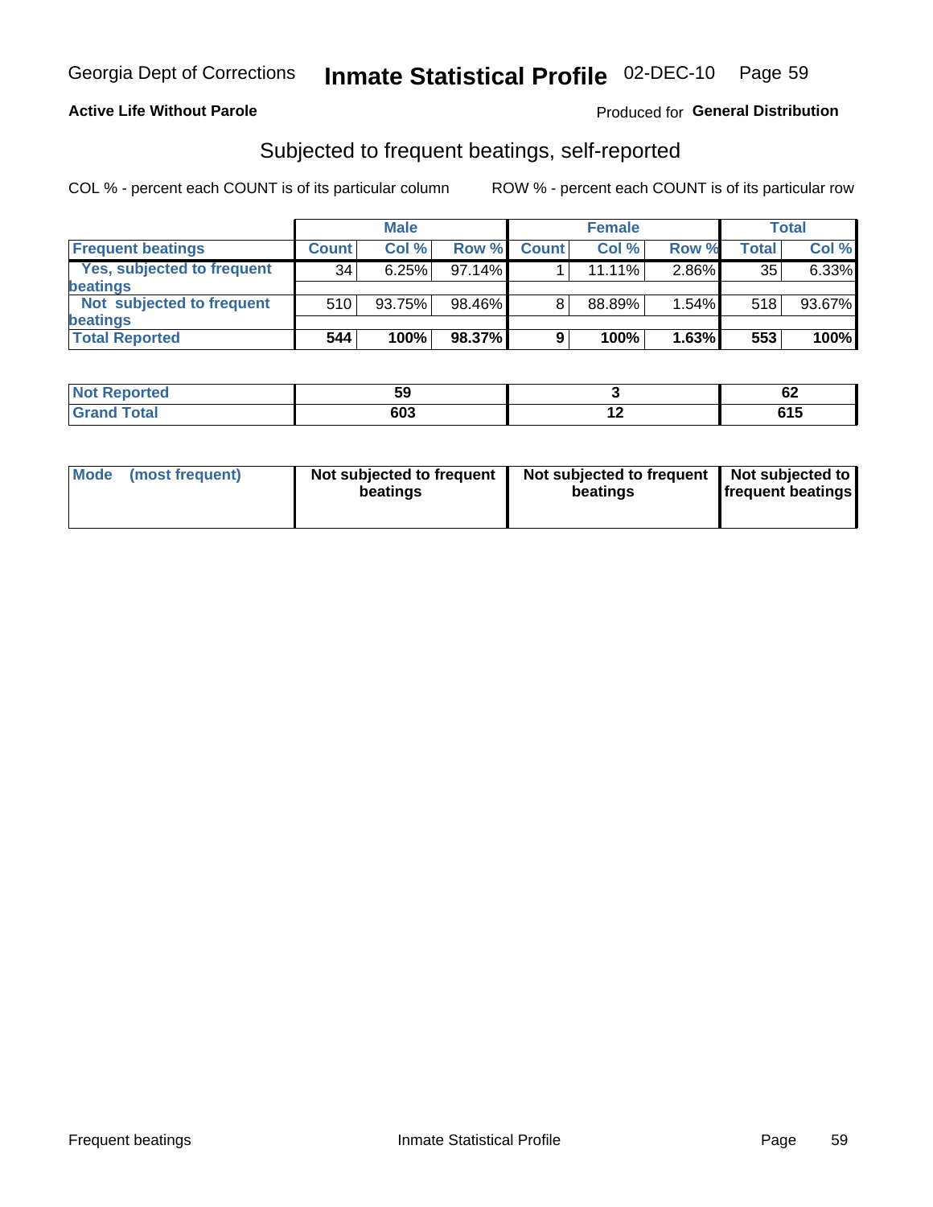Georgia Dept of Corrections **Inmate Statistical Profile** 02-DEC-10

**Active Life Without Parole**

Produced for **General Distribution**

## Subjected to frequent beatings, self-reported

COL % - percent each COUNT is of its particular column

ROW % - percent each COUNT is of its particular row

| | Male | | | Female | | | Total | |
|---|---|---|---|---|---|---|---|---|
| **Frequent beatings** | **Count** | **Col %** | **Row %** | **Count** | **Col %** | **Row %** | **Total** | **Col %** |
| Yes, subjected to frequent beatings | 34 | 6.25% | 97.14% | 1 | 11.11% | 2.86% | 35 | 6.33% |
| Not subjected to frequent beatings | 510 | 93.75% | 98.46% | 8 | 88.89% | 1.54% | 518 | 93.67% |
| **Total Reported** | **544** | **100%** | **98.37%** | **9** | **100%** | **1.63%** | **553** | **100%** |

| | Male | Female | Total |
|---|---|---|---|
| **Not Reported** | **59** | **3** | **62** |
| **Grand Total** | **603** | **12** | **615** |

| | Male | Female | Total |
|---|---|---|---|
| **Mode (most frequent)** | **Not subjected to frequent beatings** | **Not subjected to frequent beatings** | **Not subjected to frequent beatings** |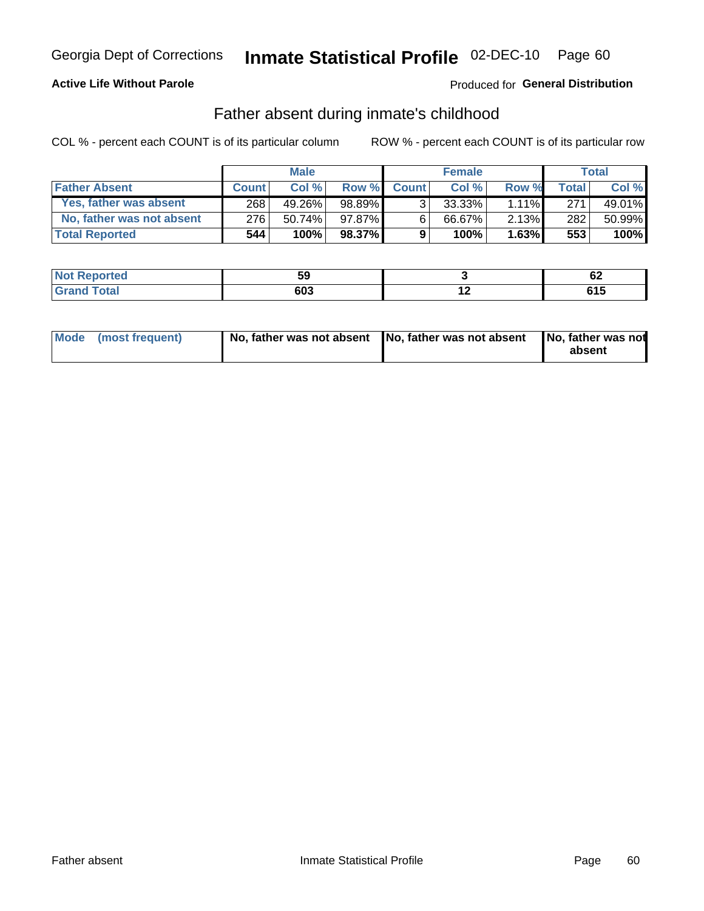Georgia Dept of Corrections **Inmate Statistical Profile** 02-DEC-10

**Active Life Without Parole**

Produced for **General Distribution**

## Father absent during inmate's childhood

COL % - percent each COUNT is of its particular column

ROW % - percent each COUNT is of its particular row

| | Male | | | Female | | | Total | |
|---|---|---|---|---|---|---|---|---|
| **Father Absent** | **Count** | **Col %** | **Row %** | **Count** | **Col %** | **Row %** | **Total** | **Col %** |
| Yes, father was absent | 268 | 49.26% | 98.89% | 3 | 33.33% | 1.11% | 271 | 49.01% |
| No, father was not absent | 276 | 50.74% | 97.87% | 6 | 66.67% | 2.13% | 282 | 50.99% |
| **Total Reported** | **544** | **100%** | **98.37%** | **9** | **100%** | **1.63%** | **553** | **100%** |

| | Male | Female | Total |
|---|---|---|---|
| **Not Reported** | **59** | **3** | **62** |
| **Grand Total** | **603** | **12** | **615** |

| | Male | Female | Total |
|---|---|---|---|
| **Mode (most frequent)** | **No, father was not absent** | **No, father was not absent** | **No, father was not absent** |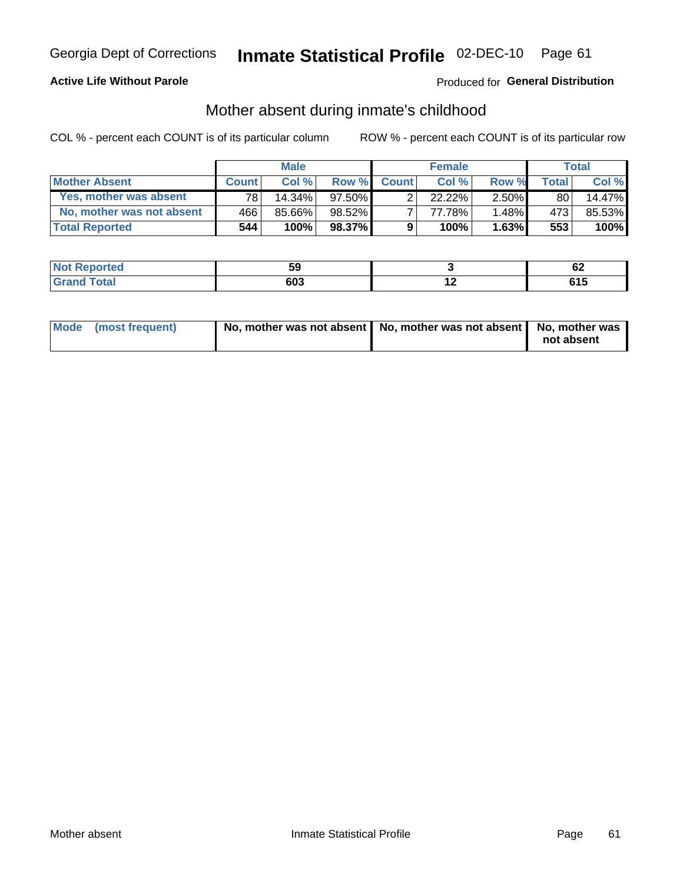Georgia Dept of Corrections **Inmate Statistical Profile** 02-DEC-10

**Active Life Without Parole**

Produced for **General Distribution**

## Mother absent during inmate's childhood

COL % - percent each COUNT is of its particular column

ROW % - percent each COUNT is of its particular row

| | Male | | | Female | | | Total | |
|---|---|---|---|---|---|---|---|---|
| **Mother Absent** | **Count** | **Col %** | **Row %** | **Count** | **Col %** | **Row %** | **Total** | **Col %** |
| Yes, mother was absent | 78 | 14.34% | 97.50% | 2 | 22.22% | 2.50% | 80 | 14.47% |
| No, mother was not absent | 466 | 85.66% | 98.52% | 7 | 77.78% | 1.48% | 473 | 85.53% |
| **Total Reported** | **544** | **100%** | **98.37%** | **9** | **100%** | **1.63%** | **553** | **100%** |

| | Male | Female | Total |
|---|---|---|---|
| **Not Reported** | **59** | **3** | **62** |
| **Grand Total** | **603** | **12** | **615** |

| | Male | Female | Total |
|---|---|---|---|
| **Mode (most frequent)** | **No, mother was not absent** | **No, mother was not absent** | **No, mother was not absent** |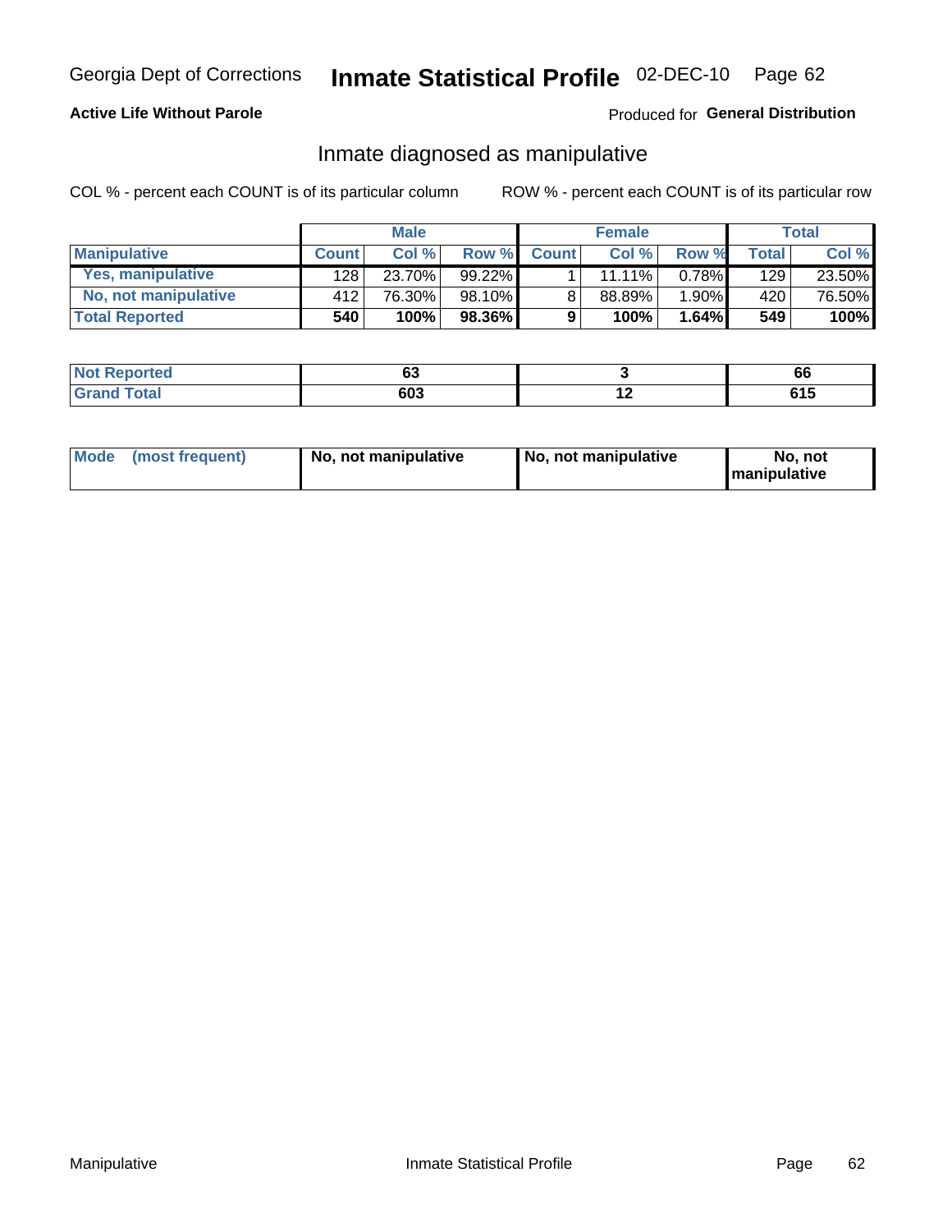Georgia Dept of Corrections **Inmate Statistical Profile** 02-DEC-10

**Active Life Without Parole**

Produced for **General Distribution**

## Inmate diagnosed as manipulative

COL % - percent each COUNT is of its particular column

ROW % - percent each COUNT is of its particular row

| | Male | | | Female | | | Total | |
|---|---|---|---|---|---|---|---|---|
| **Manipulative** | **Count** | **Col %** | **Row %** | **Count** | **Col %** | **Row %** | **Total** | **Col %** |
| **Yes, manipulative** | 128 | 23.70% | 99.22% | 1 | 11.11% | 0.78% | 129 | 23.50% |
| **No, not manipulative** | 412 | 76.30% | 98.10% | 8 | 88.89% | 1.90% | 420 | 76.50% |
| **Total Reported** | **540** | **100%** | **98.36%** | **9** | **100%** | **1.64%** | **549** | **100%** |

| | Male | Female | Total |
|---|---|---|---|
| **Not Reported** | **63** | **3** | **66** |
| **Grand Total** | **603** | **12** | **615** |

| | Male | Female | Total |
|---|---|---|---|
| **Mode (most frequent)** | **No, not manipulative** | **No, not manipulative** | **No, not manipulative** |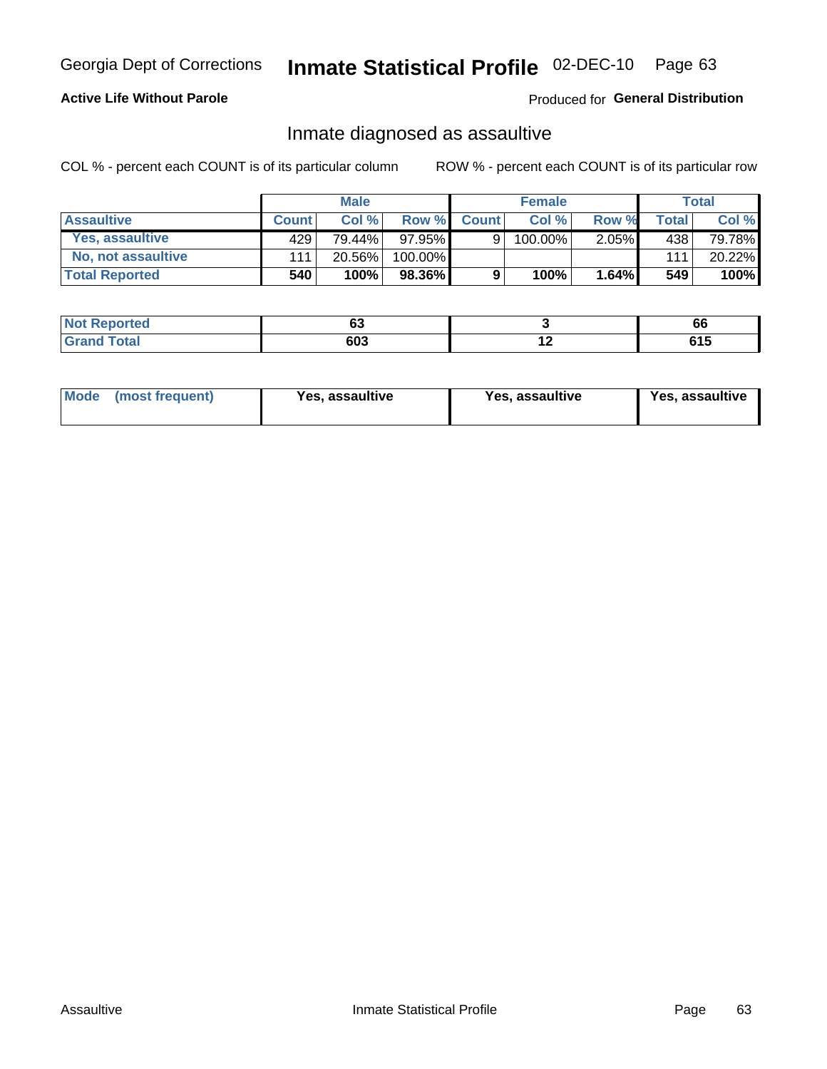Georgia Dept of Corrections **Inmate Statistical Profile** 02-DEC-10

**Active Life Without Parole**

Produced for **General Distribution**

## Inmate diagnosed as assaultive

COL % - percent each COUNT is of its particular column

ROW % - percent each COUNT is of its particular row

| | Male | | | Female | | | Total | |
|---|---|---|---|---|---|---|---|---|
| **Assaultive** | **Count** | **Col %** | **Row %** | **Count** | **Col %** | **Row %** | **Total** | **Col %** |
| **Yes, assaultive** | 429 | 79.44% | 97.95% | 9 | 100.00% | 2.05% | 438 | 79.78% |
| **No, not assaultive** | 111 | 20.56% | 100.00% | | | | 111 | 20.22% |
| **Total Reported** | **540** | **100%** | **98.36%** | **9** | **100%** | **1.64%** | **549** | **100%** |

| | Male | Female | Total |
|---|---|---|---|
| **Not Reported** | **63** | **3** | **66** |
| **Grand Total** | **603** | **12** | **615** |

| | Male | Female | Total |
|---|---|---|---|
| **Mode (most frequent)** | **Yes, assaultive** | **Yes, assaultive** | **Yes, assaultive** |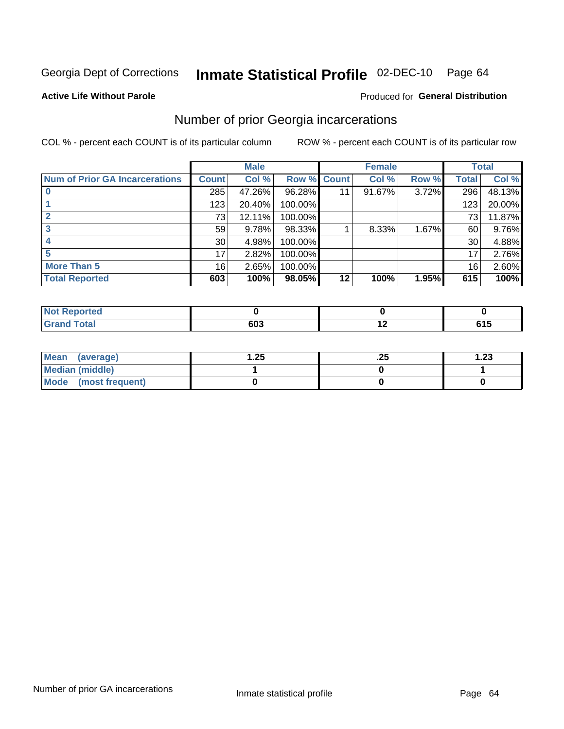Georgia Dept of Corrections **Inmate Statistical Profile** 02-DEC-10

**Active Life Without Parole**

Produced for **General Distribution**

## Number of prior Georgia incarcerations

COL % - percent each COUNT is of its particular column    ROW % - percent each COUNT is of its particular row

| | Male | | | Female | | | Total | |
|---|---|---|---|---|---|---|---|---|
| **Num of Prior GA Incarcerations** | **Count** | **Col %** | **Row %** | **Count** | **Col %** | **Row %** | **Total** | **Col %** |
| **0** | 285 | 47.26% | 96.28% | 11 | 91.67% | 3.72% | 296 | 48.13% |
| **1** | 123 | 20.40% | 100.00% | | | | 123 | 20.00% |
| **2** | 73 | 12.11% | 100.00% | | | | 73 | 11.87% |
| **3** | 59 | 9.78% | 98.33% | 1 | 8.33% | 1.67% | 60 | 9.76% |
| **4** | 30 | 4.98% | 100.00% | | | | 30 | 4.88% |
| **5** | 17 | 2.82% | 100.00% | | | | 17 | 2.76% |
| **More Than 5** | 16 | 2.65% | 100.00% | | | | 16 | 2.60% |
| **Total Reported** | **603** | **100%** | **98.05%** | **12** | **100%** | **1.95%** | **615** | **100%** |

| | Male | Female | Total |
|---|---|---|---|
| **Not Reported** | **0** | **0** | **0** |
| **Grand Total** | **603** | **12** | **615** |

| | Male | Female | Total |
|---|---|---|---|
| **Mean (average)** | **1.25** | **.25** | **1.23** |
| **Median (middle)** | **1** | **0** | **1** |
| **Mode (most frequent)** | **0** | **0** | **0** |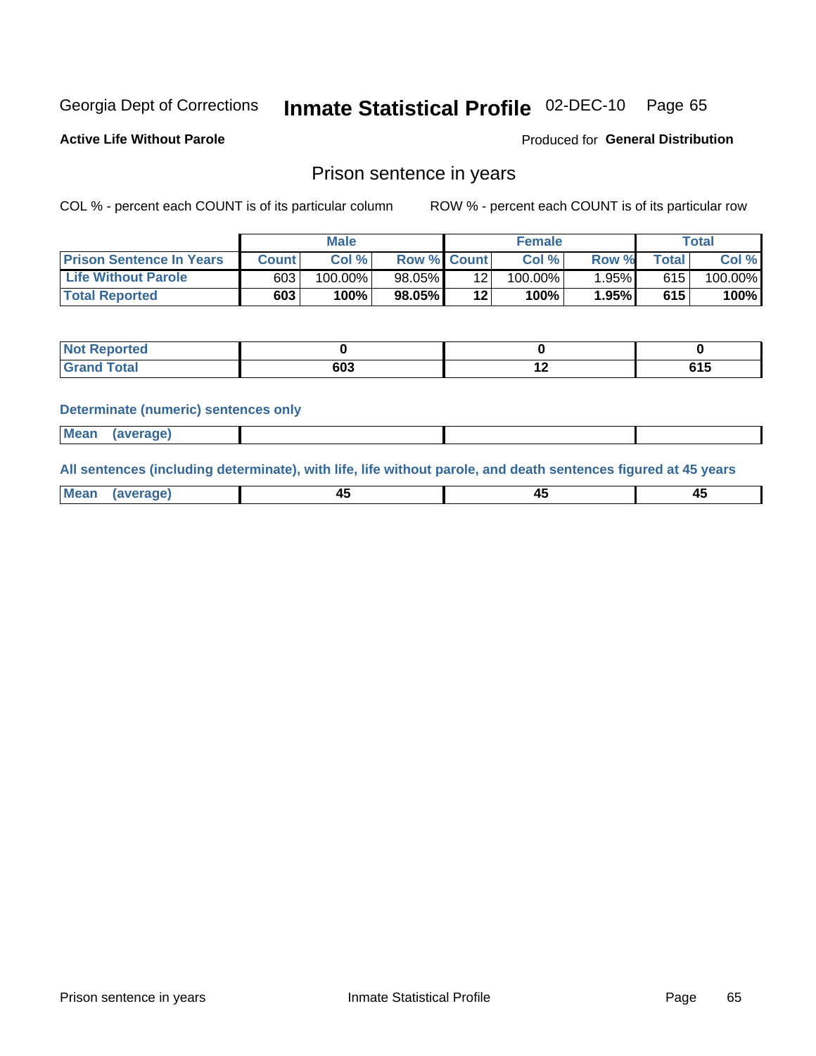Georgia Dept of Corrections **Inmate Statistical Profile** 02-DEC-10

**Active Life Without Parole**

Produced for **General Distribution**

## Prison sentence in years

COL % - percent each COUNT is of its particular column  ROW % - percent each COUNT is of its particular row

| | Male | | | Female | | | Total | |
|---|---|---|---|---|---|---|---|---|
| **Prison Sentence In Years** | **Count** | **Col %** | **Row %** | **Count** | **Col %** | **Row %** | **Total** | **Col %** |
| **Life Without Parole** | 603 | 100.00% | 98.05% | 12 | 100.00% | 1.95% | 615 | 100.00% |
| **Total Reported** | **603** | **100%** | **98.05%** | **12** | **100%** | **1.95%** | **615** | **100%** |

| | Male | Female | Total |
|---|---|---|---|
| **Not Reported** | **0** | **0** | **0** |
| **Grand Total** | **603** | **12** | **615** |

**Determinate (numeric) sentences only**

| | Male | Female | Total |
|---|---|---|---|
| **Mean (average)** | | | |

**All sentences (including determinate), with life, life without parole, and death sentences figured at 45 years**

| | Male | Female | Total |
|---|---|---|---|
| **Mean (average)** | **45** | **45** | **45** |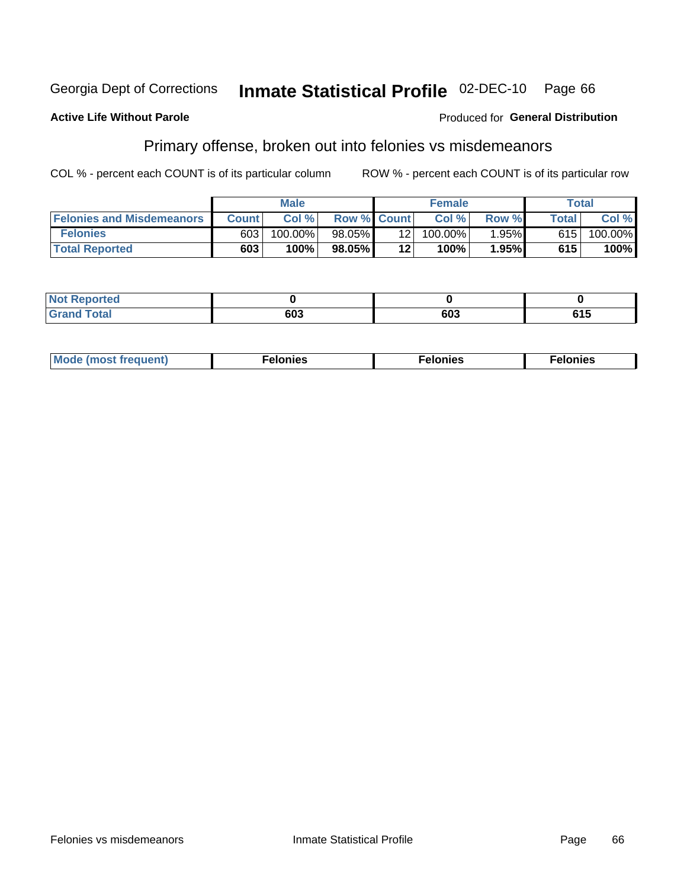Georgia Dept of Corrections **Inmate Statistical Profile** 02-DEC-10

**Active Life Without Parole**

Produced for **General Distribution**

## Primary offense, broken out into felonies vs misdemeanors

COL % - percent each COUNT is of its particular column

ROW % - percent each COUNT is of its particular row

| | Male | | | Female | | | Total | |
|---|---|---|---|---|---|---|---|---|
| Felonies and Misdemeanors | Count | Col % | Row % | Count | Col % | Row % | Total | Col % |
| Felonies | 603 | 100.00% | 98.05% | 12 | 100.00% | 1.95% | 615 | 100.00% |
| **Total Reported** | **603** | **100%** | **98.05%** | **12** | **100%** | **1.95%** | **615** | **100%** |

| | Male | Female | Total |
|---|---|---|---|
| Not Reported | **0** | **0** | **0** |
| Grand Total | **603** | **603** | **615** |

| | Male | Female | Total |
|---|---|---|---|
| Mode (most frequent) | **Felonies** | **Felonies** | **Felonies** |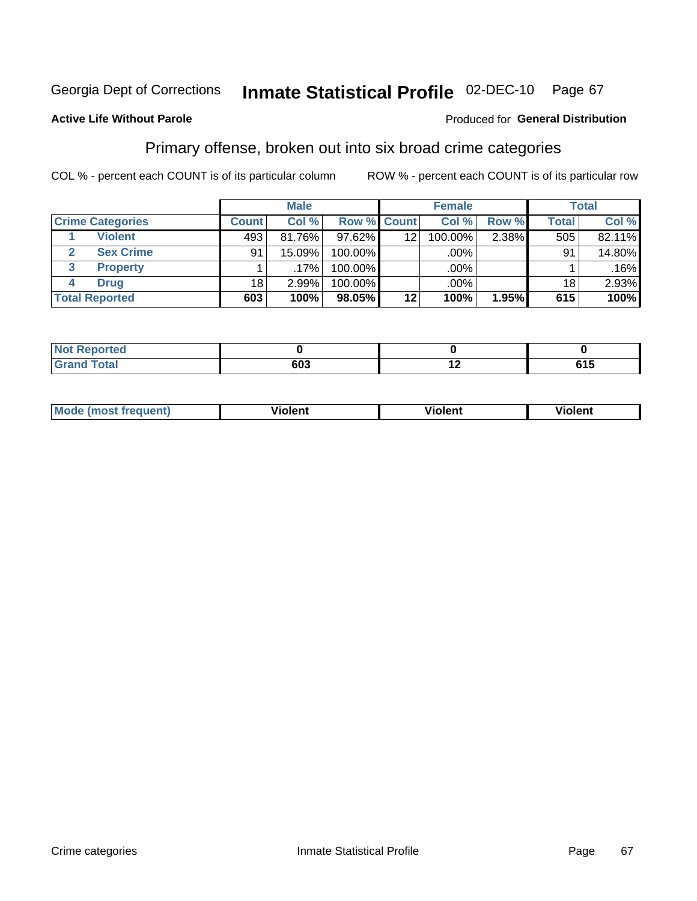Georgia Dept of Corrections **Inmate Statistical Profile** 02-DEC-10 Page 67

**Active Life Without Parole**

Produced for **General Distribution**

## Primary offense, broken out into six broad crime categories

COL % - percent each COUNT is of its particular column ROW % - percent each COUNT is of its particular row

| | | Male | | | Female | | | Total | |
|---|---|---|---|---|---|---|---|---|---|
| **Crime Categories** | | **Count** | **Col %** | **Row %** | **Count** | **Col %** | **Row %** | **Total** | **Col %** |
| 1 | **Violent** | 493 | 81.76% | 97.62% | 12 | 100.00% | 2.38% | 505 | 82.11% |
| 2 | **Sex Crime** | 91 | 15.09% | 100.00% | | .00% | | 91 | 14.80% |
| 3 | **Property** | 1 | .17% | 100.00% | | .00% | | 1 | .16% |
| 4 | **Drug** | 18 | 2.99% | 100.00% | | .00% | | 18 | 2.93% |
| **Total Reported** | | **603** | **100%** | **98.05%** | **12** | **100%** | **1.95%** | **615** | **100%** |

| | Male | Female | Total |
|---|---|---|---|
| **Not Reported** | **0** | **0** | **0** |
| **Grand Total** | **603** | **12** | **615** |

| | Male | Female | Total |
|---|---|---|---|
| **Mode (most frequent)** | **Violent** | **Violent** | **Violent** |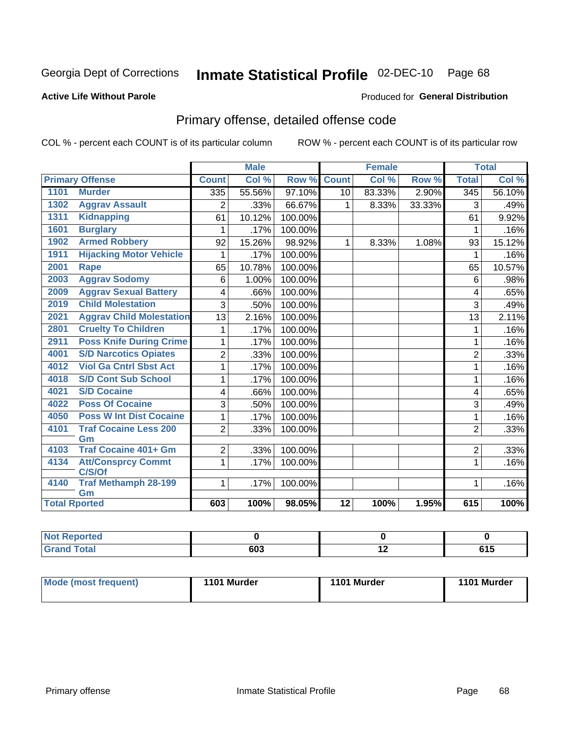Georgia Dept of Corrections **Inmate Statistical Profile** 02-DEC-10

**Active Life Without Parole**

Produced for **General Distribution**

## Primary offense, detailed offense code

COL % - percent each COUNT is of its particular column

ROW % - percent each COUNT is of its particular row

| Primary Offense | | Male | | | Female | | | Total | |
|---|---|---|---|---|---|---|---|---|---|
| | | Count | Col % | Row % | Count | Col % | Row % | Total | Col % |
| 1101 | Murder | 335 | 55.56% | 97.10% | 10 | 83.33% | 2.90% | 345 | 56.10% |
| 1302 | Aggrav Assault | 2 | .33% | 66.67% | 1 | 8.33% | 33.33% | 3 | .49% |
| 1311 | Kidnapping | 61 | 10.12% | 100.00% | | | | 61 | 9.92% |
| 1601 | Burglary | 1 | .17% | 100.00% | | | | 1 | .16% |
| 1902 | Armed Robbery | 92 | 15.26% | 98.92% | 1 | 8.33% | 1.08% | 93 | 15.12% |
| 1911 | Hijacking Motor Vehicle | 1 | .17% | 100.00% | | | | 1 | .16% |
| 2001 | Rape | 65 | 10.78% | 100.00% | | | | 65 | 10.57% |
| 2003 | Aggrav Sodomy | 6 | 1.00% | 100.00% | | | | 6 | .98% |
| 2009 | Aggrav Sexual Battery | 4 | .66% | 100.00% | | | | 4 | .65% |
| 2019 | Child Molestation | 3 | .50% | 100.00% | | | | 3 | .49% |
| 2021 | Aggrav Child Molestation | 13 | 2.16% | 100.00% | | | | 13 | 2.11% |
| 2801 | Cruelty To Children | 1 | .17% | 100.00% | | | | 1 | .16% |
| 2911 | Poss Knife During Crime | 1 | .17% | 100.00% | | | | 1 | .16% |
| 4001 | S/D Narcotics Opiates | 2 | .33% | 100.00% | | | | 2 | .33% |
| 4012 | Viol Ga Cntrl Sbst Act | 1 | .17% | 100.00% | | | | 1 | .16% |
| 4018 | S/D Cont Sub School | 1 | .17% | 100.00% | | | | 1 | .16% |
| 4021 | S/D Cocaine | 4 | .66% | 100.00% | | | | 4 | .65% |
| 4022 | Poss Of Cocaine | 3 | .50% | 100.00% | | | | 3 | .49% |
| 4050 | Poss W Int Dist Cocaine | 1 | .17% | 100.00% | | | | 1 | .16% |
| 4101 | Traf Cocaine Less 200 Gm | 2 | .33% | 100.00% | | | | 2 | .33% |
| 4103 | Traf Cocaine 401+ Gm | 2 | .33% | 100.00% | | | | 2 | .33% |
| 4134 | Att/Consprcy Commt C/S/Of | 1 | .17% | 100.00% | | | | 1 | .16% |
| 4140 | Traf Methamph 28-199 Gm | 1 | .17% | 100.00% | | | | 1 | .16% |
| **Total Rported** | | **603** | **100%** | **98.05%** | **12** | **100%** | **1.95%** | **615** | **100%** |

| | Male | Female | Total |
|---|---|---|---|
| Not Reported | 0 | 0 | 0 |
| Grand Total | 603 | 12 | 615 |

| | Male | Female | Total |
|---|---|---|---|
| Mode (most frequent) | 1101 Murder | 1101 Murder | 1101 Murder |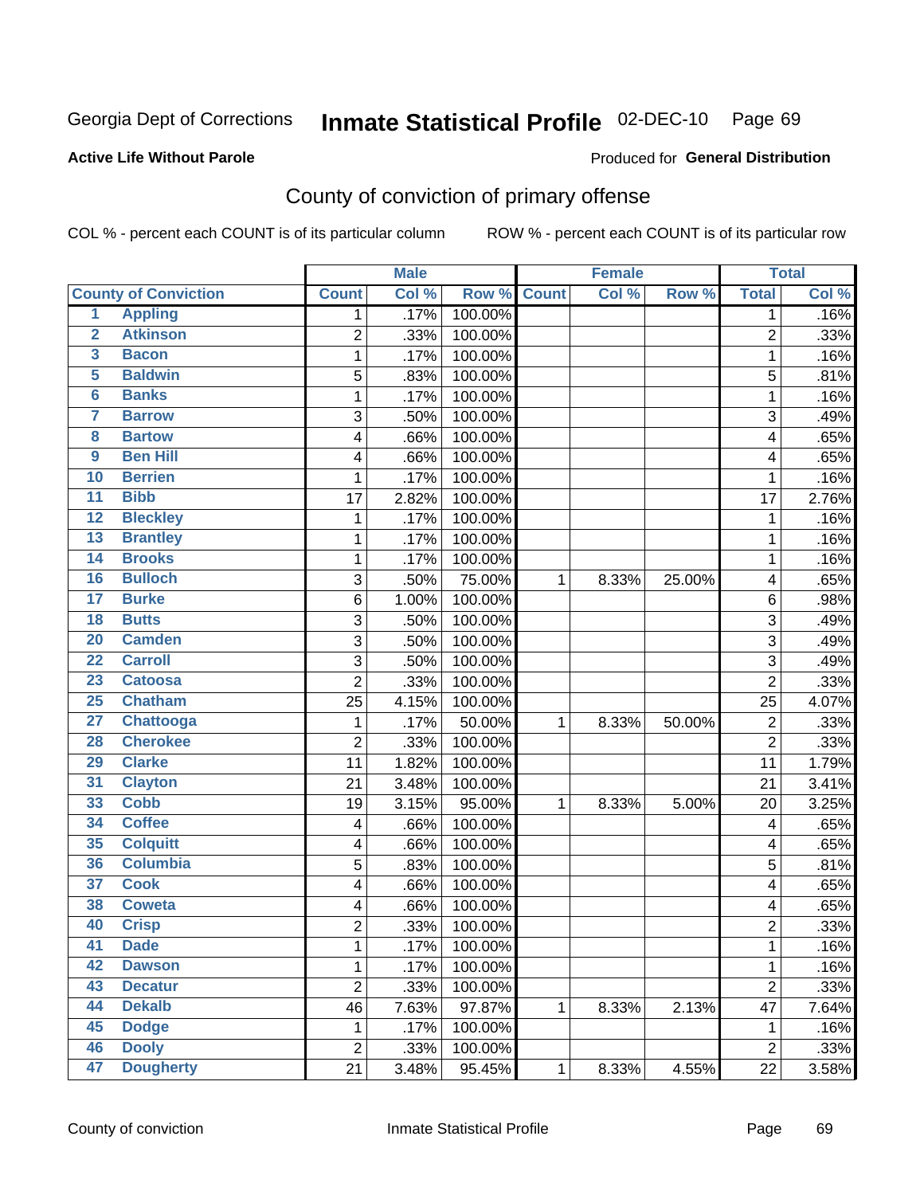Georgia Dept of Corrections **Inmate Statistical Profile** 02-DEC-10

**Active Life Without Parole**

Produced for **General Distribution**

## County of conviction of primary offense

COL % - percent each COUNT is of its particular column ROW % - percent each COUNT is of its particular row

| County of Conviction | | Male | | | Female | | | Total | |
|---|---|---|---|---|---|---|---|---|---|
| | | Count | Col % | Row % | Count | Col % | Row % | Total | Col % |
| 1 | Appling | 1 | .17% | 100.00% | | | | 1 | .16% |
| 2 | Atkinson | 2 | .33% | 100.00% | | | | 2 | .33% |
| 3 | Bacon | 1 | .17% | 100.00% | | | | 1 | .16% |
| 5 | Baldwin | 5 | .83% | 100.00% | | | | 5 | .81% |
| 6 | Banks | 1 | .17% | 100.00% | | | | 1 | .16% |
| 7 | Barrow | 3 | .50% | 100.00% | | | | 3 | .49% |
| 8 | Bartow | 4 | .66% | 100.00% | | | | 4 | .65% |
| 9 | Ben Hill | 4 | .66% | 100.00% | | | | 4 | .65% |
| 10 | Berrien | 1 | .17% | 100.00% | | | | 1 | .16% |
| 11 | Bibb | 17 | 2.82% | 100.00% | | | | 17 | 2.76% |
| 12 | Bleckley | 1 | .17% | 100.00% | | | | 1 | .16% |
| 13 | Brantley | 1 | .17% | 100.00% | | | | 1 | .16% |
| 14 | Brooks | 1 | .17% | 100.00% | | | | 1 | .16% |
| 16 | Bulloch | 3 | .50% | 75.00% | 1 | 8.33% | 25.00% | 4 | .65% |
| 17 | Burke | 6 | 1.00% | 100.00% | | | | 6 | .98% |
| 18 | Butts | 3 | .50% | 100.00% | | | | 3 | .49% |
| 20 | Camden | 3 | .50% | 100.00% | | | | 3 | .49% |
| 22 | Carroll | 3 | .50% | 100.00% | | | | 3 | .49% |
| 23 | Catoosa | 2 | .33% | 100.00% | | | | 2 | .33% |
| 25 | Chatham | 25 | 4.15% | 100.00% | | | | 25 | 4.07% |
| 27 | Chattooga | 1 | .17% | 50.00% | 1 | 8.33% | 50.00% | 2 | .33% |
| 28 | Cherokee | 2 | .33% | 100.00% | | | | 2 | .33% |
| 29 | Clarke | 11 | 1.82% | 100.00% | | | | 11 | 1.79% |
| 31 | Clayton | 21 | 3.48% | 100.00% | | | | 21 | 3.41% |
| 33 | Cobb | 19 | 3.15% | 95.00% | 1 | 8.33% | 5.00% | 20 | 3.25% |
| 34 | Coffee | 4 | .66% | 100.00% | | | | 4 | .65% |
| 35 | Colquitt | 4 | .66% | 100.00% | | | | 4 | .65% |
| 36 | Columbia | 5 | .83% | 100.00% | | | | 5 | .81% |
| 37 | Cook | 4 | .66% | 100.00% | | | | 4 | .65% |
| 38 | Coweta | 4 | .66% | 100.00% | | | | 4 | .65% |
| 40 | Crisp | 2 | .33% | 100.00% | | | | 2 | .33% |
| 41 | Dade | 1 | .17% | 100.00% | | | | 1 | .16% |
| 42 | Dawson | 1 | .17% | 100.00% | | | | 1 | .16% |
| 43 | Decatur | 2 | .33% | 100.00% | | | | 2 | .33% |
| 44 | Dekalb | 46 | 7.63% | 97.87% | 1 | 8.33% | 2.13% | 47 | 7.64% |
| 45 | Dodge | 1 | .17% | 100.00% | | | | 1 | .16% |
| 46 | Dooly | 2 | .33% | 100.00% | | | | 2 | .33% |
| 47 | Dougherty | 21 | 3.48% | 95.45% | 1 | 8.33% | 4.55% | 22 | 3.58% |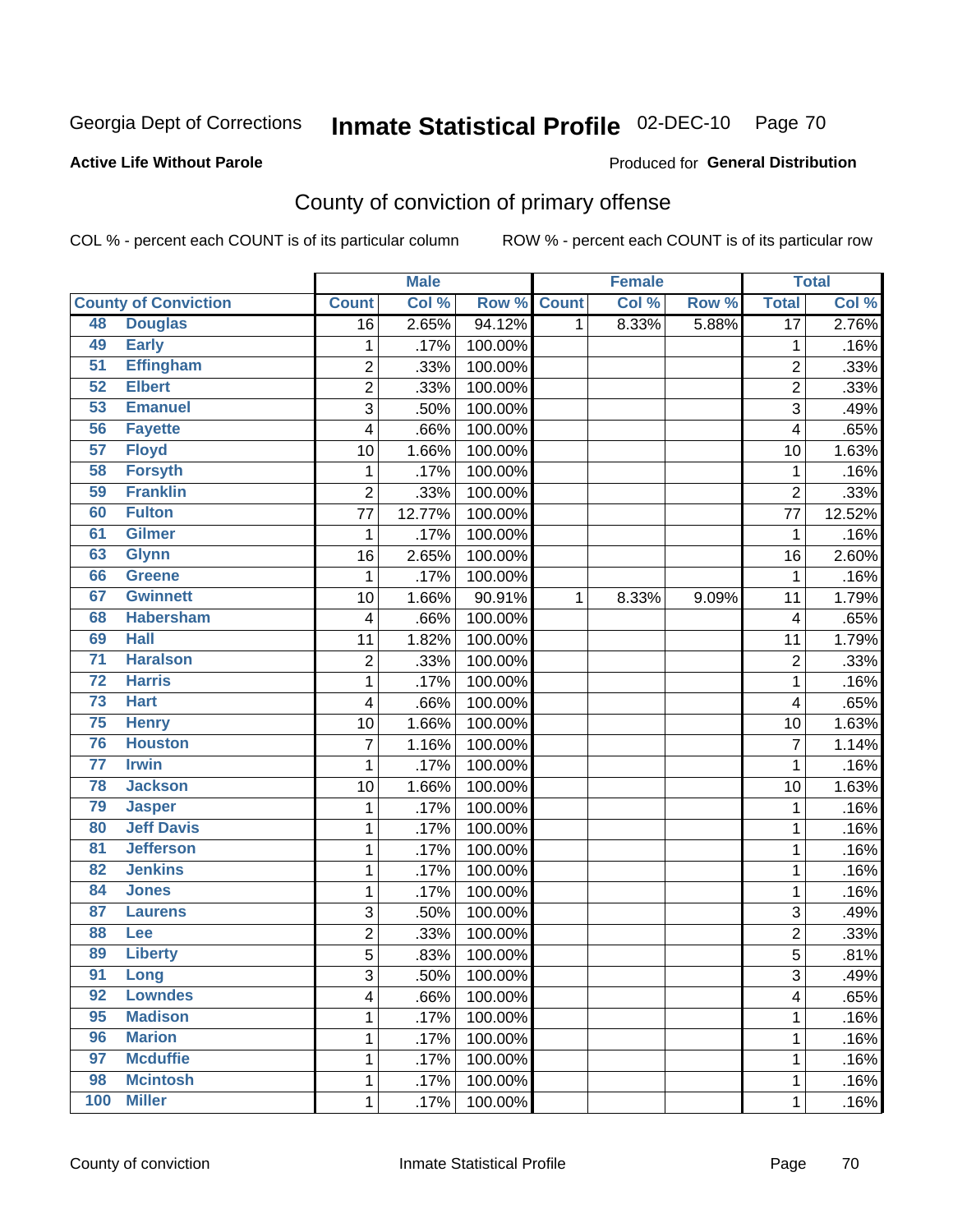Georgia Dept of Corrections **Inmate Statistical Profile** 02-DEC-10

**Active Life Without Parole**

Produced for **General Distribution**

## County of conviction of primary offense

COL % - percent each COUNT is of its particular column ROW % - percent each COUNT is of its particular row

| County of Conviction | | Male | | | Female | | | Total | |
|---|---|---|---|---|---|---|---|---|---|
| | | Count | Col % | Row % | Count | Col % | Row % | Total | Col % |
| 48 | Douglas | 16 | 2.65% | 94.12% | 1 | 8.33% | 5.88% | 17 | 2.76% |
| 49 | Early | 1 | .17% | 100.00% | | | | 1 | .16% |
| 51 | Effingham | 2 | .33% | 100.00% | | | | 2 | .33% |
| 52 | Elbert | 2 | .33% | 100.00% | | | | 2 | .33% |
| 53 | Emanuel | 3 | .50% | 100.00% | | | | 3 | .49% |
| 56 | Fayette | 4 | .66% | 100.00% | | | | 4 | .65% |
| 57 | Floyd | 10 | 1.66% | 100.00% | | | | 10 | 1.63% |
| 58 | Forsyth | 1 | .17% | 100.00% | | | | 1 | .16% |
| 59 | Franklin | 2 | .33% | 100.00% | | | | 2 | .33% |
| 60 | Fulton | 77 | 12.77% | 100.00% | | | | 77 | 12.52% |
| 61 | Gilmer | 1 | .17% | 100.00% | | | | 1 | .16% |
| 63 | Glynn | 16 | 2.65% | 100.00% | | | | 16 | 2.60% |
| 66 | Greene | 1 | .17% | 100.00% | | | | 1 | .16% |
| 67 | Gwinnett | 10 | 1.66% | 90.91% | 1 | 8.33% | 9.09% | 11 | 1.79% |
| 68 | Habersham | 4 | .66% | 100.00% | | | | 4 | .65% |
| 69 | Hall | 11 | 1.82% | 100.00% | | | | 11 | 1.79% |
| 71 | Haralson | 2 | .33% | 100.00% | | | | 2 | .33% |
| 72 | Harris | 1 | .17% | 100.00% | | | | 1 | .16% |
| 73 | Hart | 4 | .66% | 100.00% | | | | 4 | .65% |
| 75 | Henry | 10 | 1.66% | 100.00% | | | | 10 | 1.63% |
| 76 | Houston | 7 | 1.16% | 100.00% | | | | 7 | 1.14% |
| 77 | Irwin | 1 | .17% | 100.00% | | | | 1 | .16% |
| 78 | Jackson | 10 | 1.66% | 100.00% | | | | 10 | 1.63% |
| 79 | Jasper | 1 | .17% | 100.00% | | | | 1 | .16% |
| 80 | Jeff Davis | 1 | .17% | 100.00% | | | | 1 | .16% |
| 81 | Jefferson | 1 | .17% | 100.00% | | | | 1 | .16% |
| 82 | Jenkins | 1 | .17% | 100.00% | | | | 1 | .16% |
| 84 | Jones | 1 | .17% | 100.00% | | | | 1 | .16% |
| 87 | Laurens | 3 | .50% | 100.00% | | | | 3 | .49% |
| 88 | Lee | 2 | .33% | 100.00% | | | | 2 | .33% |
| 89 | Liberty | 5 | .83% | 100.00% | | | | 5 | .81% |
| 91 | Long | 3 | .50% | 100.00% | | | | 3 | .49% |
| 92 | Lowndes | 4 | .66% | 100.00% | | | | 4 | .65% |
| 95 | Madison | 1 | .17% | 100.00% | | | | 1 | .16% |
| 96 | Marion | 1 | .17% | 100.00% | | | | 1 | .16% |
| 97 | Mcduffie | 1 | .17% | 100.00% | | | | 1 | .16% |
| 98 | Mcintosh | 1 | .17% | 100.00% | | | | 1 | .16% |
| 100 | Miller | 1 | .17% | 100.00% | | | | 1 | .16% |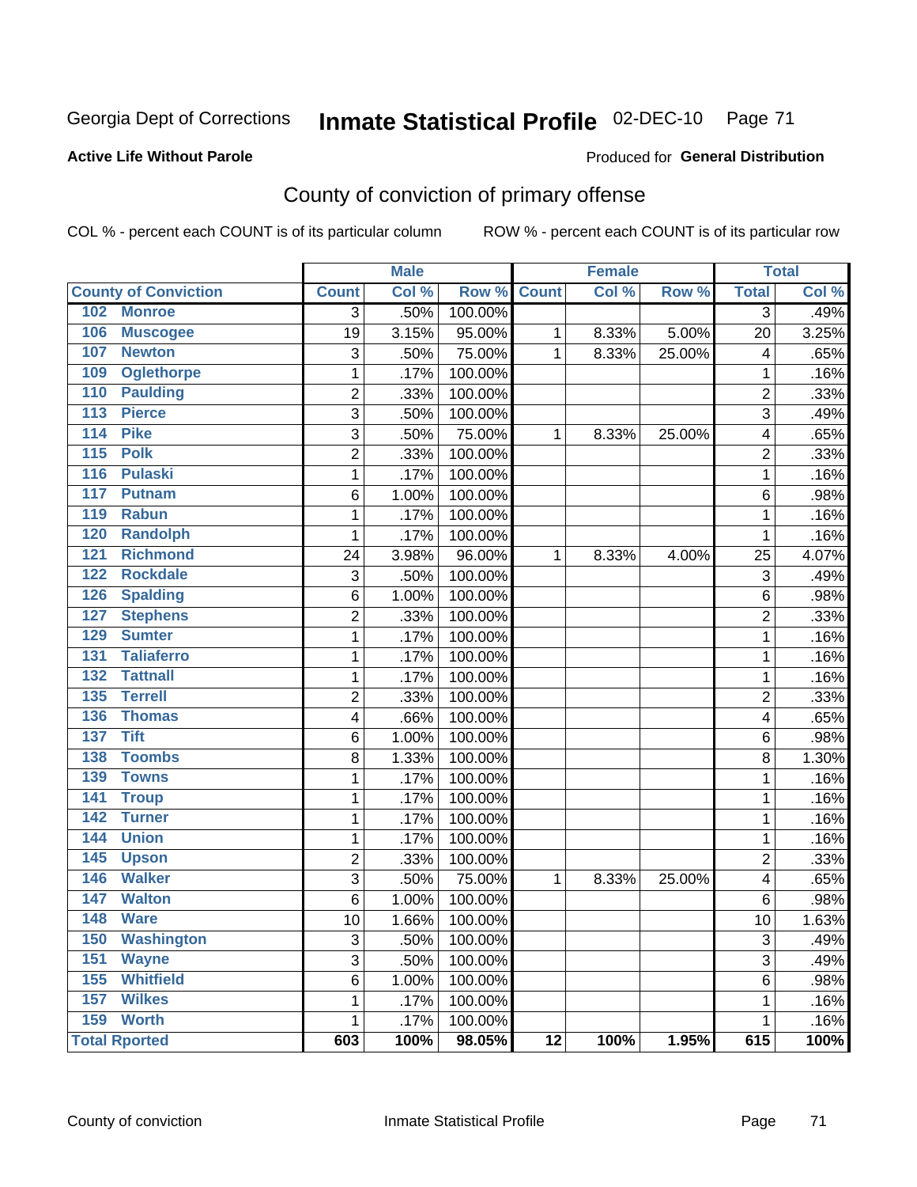Georgia Dept of Corrections **Inmate Statistical Profile** 02-DEC-10

**Active Life Without Parole**

Produced for **General Distribution**

## County of conviction of primary offense

COL % - percent each COUNT is of its particular column    ROW % - percent each COUNT is of its particular row

| | Male | | | Female | | | Total | |
|---|---|---|---|---|---|---|---|---|
| **County of Conviction** | **Count** | **Col %** | **Row %** | **Count** | **Col %** | **Row %** | **Total** | **Col %** |
| 102 Monroe | 3 | .50% | 100.00% | | | | 3 | .49% |
| 106 Muscogee | 19 | 3.15% | 95.00% | 1 | 8.33% | 5.00% | 20 | 3.25% |
| 107 Newton | 3 | .50% | 75.00% | 1 | 8.33% | 25.00% | 4 | .65% |
| 109 Oglethorpe | 1 | .17% | 100.00% | | | | 1 | .16% |
| 110 Paulding | 2 | .33% | 100.00% | | | | 2 | .33% |
| 113 Pierce | 3 | .50% | 100.00% | | | | 3 | .49% |
| 114 Pike | 3 | .50% | 75.00% | 1 | 8.33% | 25.00% | 4 | .65% |
| 115 Polk | 2 | .33% | 100.00% | | | | 2 | .33% |
| 116 Pulaski | 1 | .17% | 100.00% | | | | 1 | .16% |
| 117 Putnam | 6 | 1.00% | 100.00% | | | | 6 | .98% |
| 119 Rabun | 1 | .17% | 100.00% | | | | 1 | .16% |
| 120 Randolph | 1 | .17% | 100.00% | | | | 1 | .16% |
| 121 Richmond | 24 | 3.98% | 96.00% | 1 | 8.33% | 4.00% | 25 | 4.07% |
| 122 Rockdale | 3 | .50% | 100.00% | | | | 3 | .49% |
| 126 Spalding | 6 | 1.00% | 100.00% | | | | 6 | .98% |
| 127 Stephens | 2 | .33% | 100.00% | | | | 2 | .33% |
| 129 Sumter | 1 | .17% | 100.00% | | | | 1 | .16% |
| 131 Taliaferro | 1 | .17% | 100.00% | | | | 1 | .16% |
| 132 Tattnall | 1 | .17% | 100.00% | | | | 1 | .16% |
| 135 Terrell | 2 | .33% | 100.00% | | | | 2 | .33% |
| 136 Thomas | 4 | .66% | 100.00% | | | | 4 | .65% |
| 137 Tift | 6 | 1.00% | 100.00% | | | | 6 | .98% |
| 138 Toombs | 8 | 1.33% | 100.00% | | | | 8 | 1.30% |
| 139 Towns | 1 | .17% | 100.00% | | | | 1 | .16% |
| 141 Troup | 1 | .17% | 100.00% | | | | 1 | .16% |
| 142 Turner | 1 | .17% | 100.00% | | | | 1 | .16% |
| 144 Union | 1 | .17% | 100.00% | | | | 1 | .16% |
| 145 Upson | 2 | .33% | 100.00% | | | | 2 | .33% |
| 146 Walker | 3 | .50% | 75.00% | 1 | 8.33% | 25.00% | 4 | .65% |
| 147 Walton | 6 | 1.00% | 100.00% | | | | 6 | .98% |
| 148 Ware | 10 | 1.66% | 100.00% | | | | 10 | 1.63% |
| 150 Washington | 3 | .50% | 100.00% | | | | 3 | .49% |
| 151 Wayne | 3 | .50% | 100.00% | | | | 3 | .49% |
| 155 Whitfield | 6 | 1.00% | 100.00% | | | | 6 | .98% |
| 157 Wilkes | 1 | .17% | 100.00% | | | | 1 | .16% |
| 159 Worth | 1 | .17% | 100.00% | | | | 1 | .16% |
| **Total Rported** | **603** | **100%** | **98.05%** | **12** | **100%** | **1.95%** | **615** | **100%** |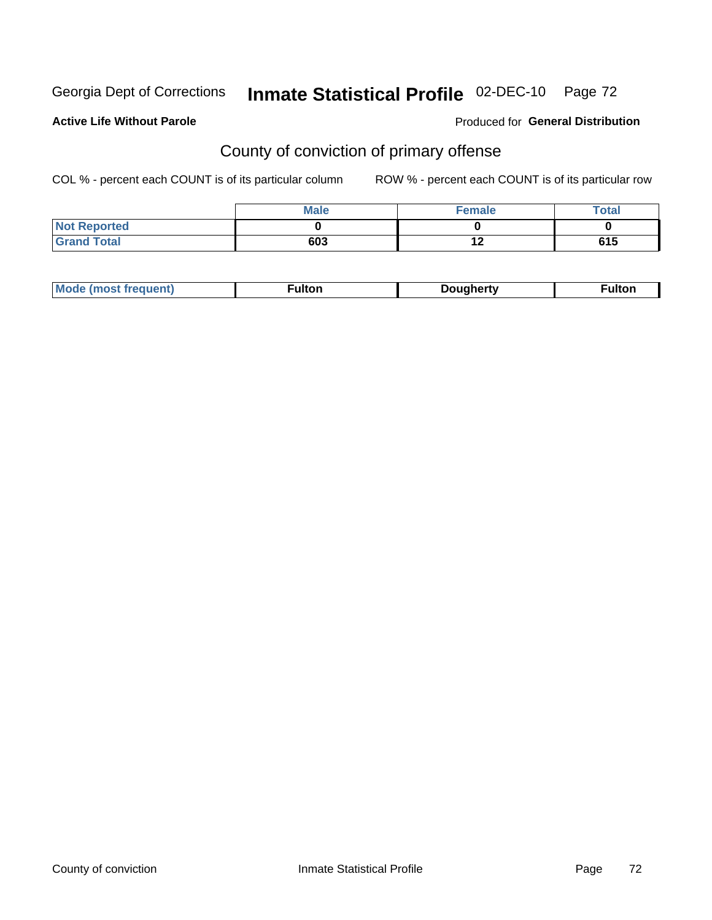Georgia Dept of Corrections **Inmate Statistical Profile** 02-DEC-10

**Active Life Without Parole**

Produced for **General Distribution**

## County of conviction of primary offense

COL % - percent each COUNT is of its particular column

ROW % - percent each COUNT is of its particular row

| | Male | Female | Total |
|---|---|---|---|
| Not Reported | 0 | 0 | 0 |
| Grand Total | 603 | 12 | 615 |

| Mode (most frequent) | Fulton | Dougherty | Fulton |
|---|---|---|---|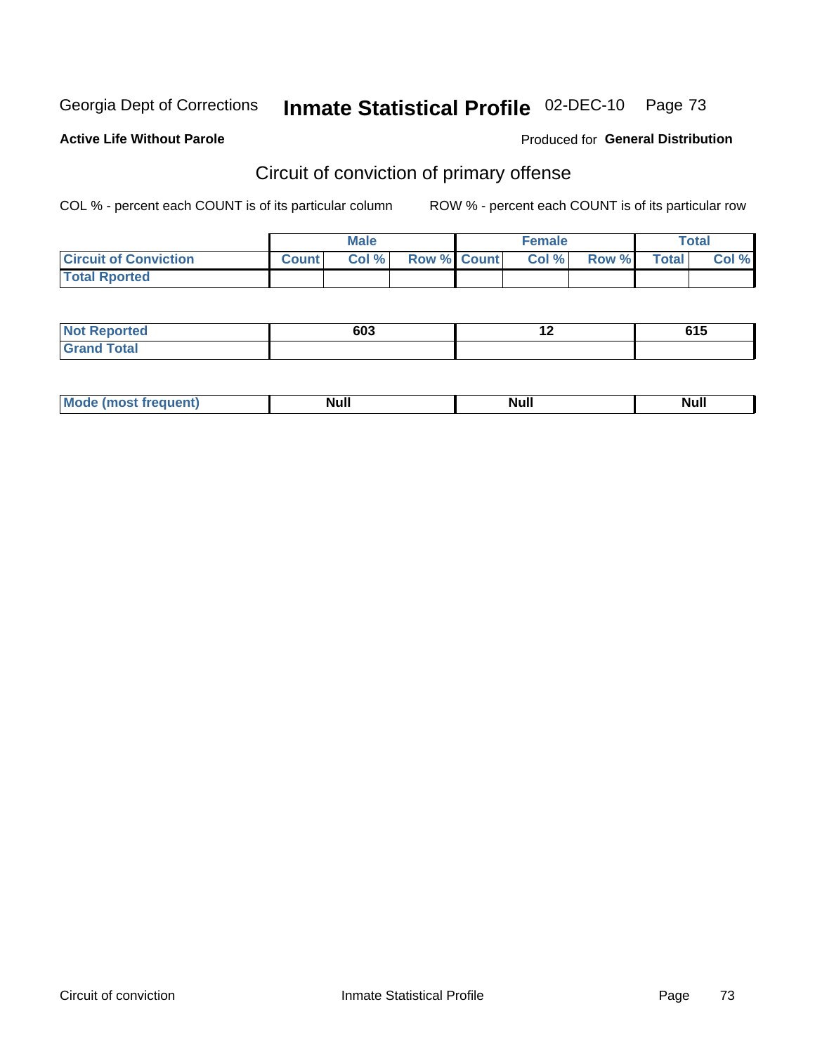Georgia Dept of Corrections **Inmate Statistical Profile** 02-DEC-10 Page 73

**Active Life Without Parole**

Produced for **General Distribution**

## Circuit of conviction of primary offense

COL % - percent each COUNT is of its particular column

ROW % - percent each COUNT is of its particular row

| | Male | | | Female | | | Total | |
|---|---|---|---|---|---|---|---|---|
| **Circuit of Conviction** | **Count** | **Col %** | **Row %** | **Count** | **Col %** | **Row %** | **Total** | **Col %** |
| **Total Rported** | | | | | | | | |

| | Male | Female | Total |
|---|---|---|---|
| **Not Reported** | 603 | 12 | 615 |
| **Grand Total** | | | |

| | Male | Female | Total |
|---|---|---|---|
| **Mode (most frequent)** | Null | Null | Null |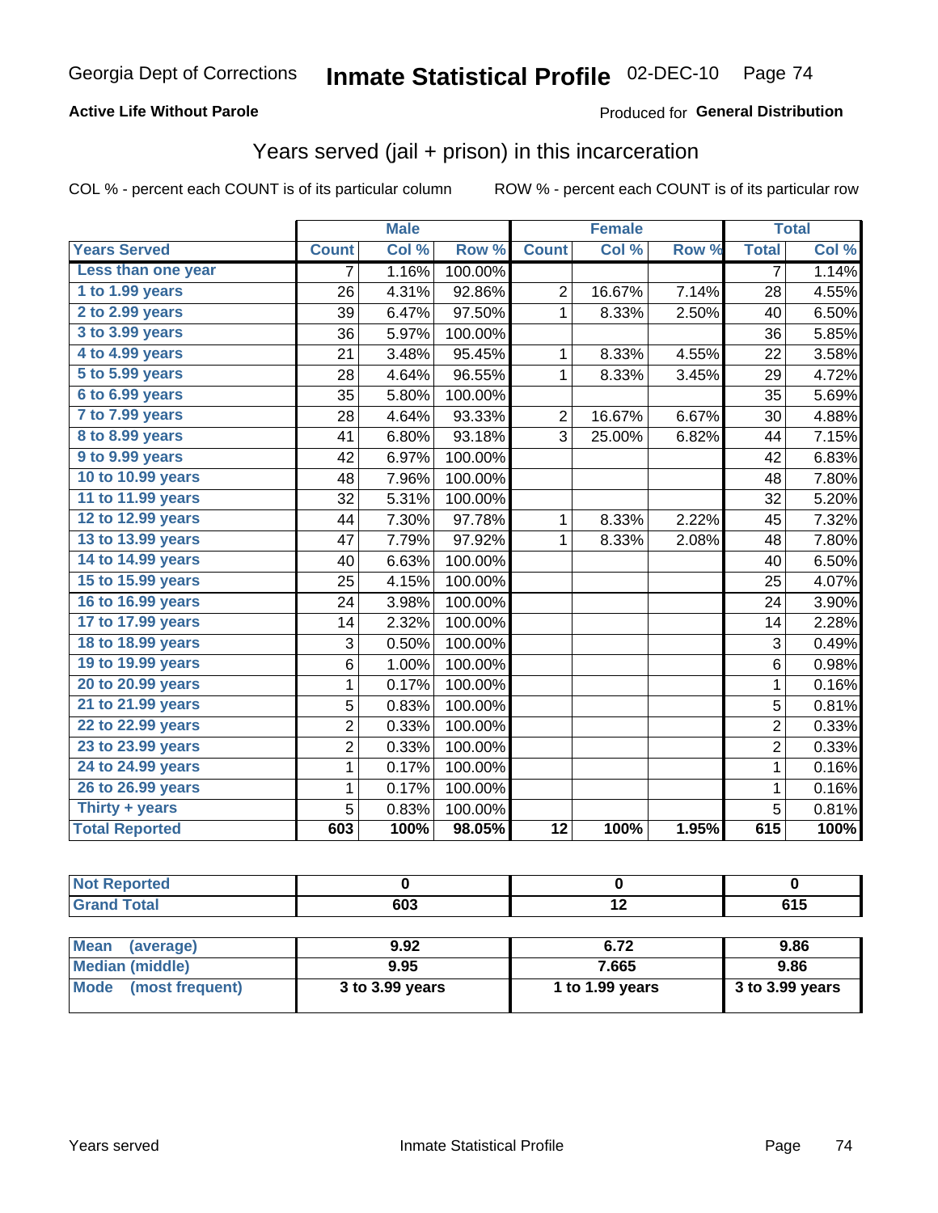Georgia Dept of Corrections **Inmate Statistical Profile** 02-DEC-10

**Active Life Without Parole**

Produced for **General Distribution**

## Years served (jail + prison) in this incarceration

COL % - percent each COUNT is of its particular column    ROW % - percent each COUNT is of its particular row

| | Male | | | Female | | | Total | |
|---|---|---|---|---|---|---|---|---|
| **Years Served** | **Count** | **Col %** | **Row %** | **Count** | **Col %** | **Row %** | **Total** | **Col %** |
| Less than one year | 7 | 1.16% | 100.00% | | | | 7 | 1.14% |
| 1 to 1.99 years | 26 | 4.31% | 92.86% | 2 | 16.67% | 7.14% | 28 | 4.55% |
| 2 to 2.99 years | 39 | 6.47% | 97.50% | 1 | 8.33% | 2.50% | 40 | 6.50% |
| 3 to 3.99 years | 36 | 5.97% | 100.00% | | | | 36 | 5.85% |
| 4 to 4.99 years | 21 | 3.48% | 95.45% | 1 | 8.33% | 4.55% | 22 | 3.58% |
| 5 to 5.99 years | 28 | 4.64% | 96.55% | 1 | 8.33% | 3.45% | 29 | 4.72% |
| 6 to 6.99 years | 35 | 5.80% | 100.00% | | | | 35 | 5.69% |
| 7 to 7.99 years | 28 | 4.64% | 93.33% | 2 | 16.67% | 6.67% | 30 | 4.88% |
| 8 to 8.99 years | 41 | 6.80% | 93.18% | 3 | 25.00% | 6.82% | 44 | 7.15% |
| 9 to 9.99 years | 42 | 6.97% | 100.00% | | | | 42 | 6.83% |
| 10 to 10.99 years | 48 | 7.96% | 100.00% | | | | 48 | 7.80% |
| 11 to 11.99 years | 32 | 5.31% | 100.00% | | | | 32 | 5.20% |
| 12 to 12.99 years | 44 | 7.30% | 97.78% | 1 | 8.33% | 2.22% | 45 | 7.32% |
| 13 to 13.99 years | 47 | 7.79% | 97.92% | 1 | 8.33% | 2.08% | 48 | 7.80% |
| 14 to 14.99 years | 40 | 6.63% | 100.00% | | | | 40 | 6.50% |
| 15 to 15.99 years | 25 | 4.15% | 100.00% | | | | 25 | 4.07% |
| 16 to 16.99 years | 24 | 3.98% | 100.00% | | | | 24 | 3.90% |
| 17 to 17.99 years | 14 | 2.32% | 100.00% | | | | 14 | 2.28% |
| 18 to 18.99 years | 3 | 0.50% | 100.00% | | | | 3 | 0.49% |
| 19 to 19.99 years | 6 | 1.00% | 100.00% | | | | 6 | 0.98% |
| 20 to 20.99 years | 1 | 0.17% | 100.00% | | | | 1 | 0.16% |
| 21 to 21.99 years | 5 | 0.83% | 100.00% | | | | 5 | 0.81% |
| 22 to 22.99 years | 2 | 0.33% | 100.00% | | | | 2 | 0.33% |
| 23 to 23.99 years | 2 | 0.33% | 100.00% | | | | 2 | 0.33% |
| 24 to 24.99 years | 1 | 0.17% | 100.00% | | | | 1 | 0.16% |
| 26 to 26.99 years | 1 | 0.17% | 100.00% | | | | 1 | 0.16% |
| Thirty + years | 5 | 0.83% | 100.00% | | | | 5 | 0.81% |
| **Total Reported** | **603** | **100%** | **98.05%** | **12** | **100%** | **1.95%** | **615** | **100%** |

| | Male | Female | Total |
|---|---|---|---|
| **Not Reported** | **0** | **0** | **0** |
| **Grand Total** | **603** | **12** | **615** |

| | Male | Female | Total |
|---|---|---|---|
| **Mean (average)** | **9.92** | **6.72** | **9.86** |
| **Median (middle)** | **9.95** | **7.665** | **9.86** |
| **Mode (most frequent)** | **3 to 3.99 years** | **1 to 1.99 years** | **3 to 3.99 years** |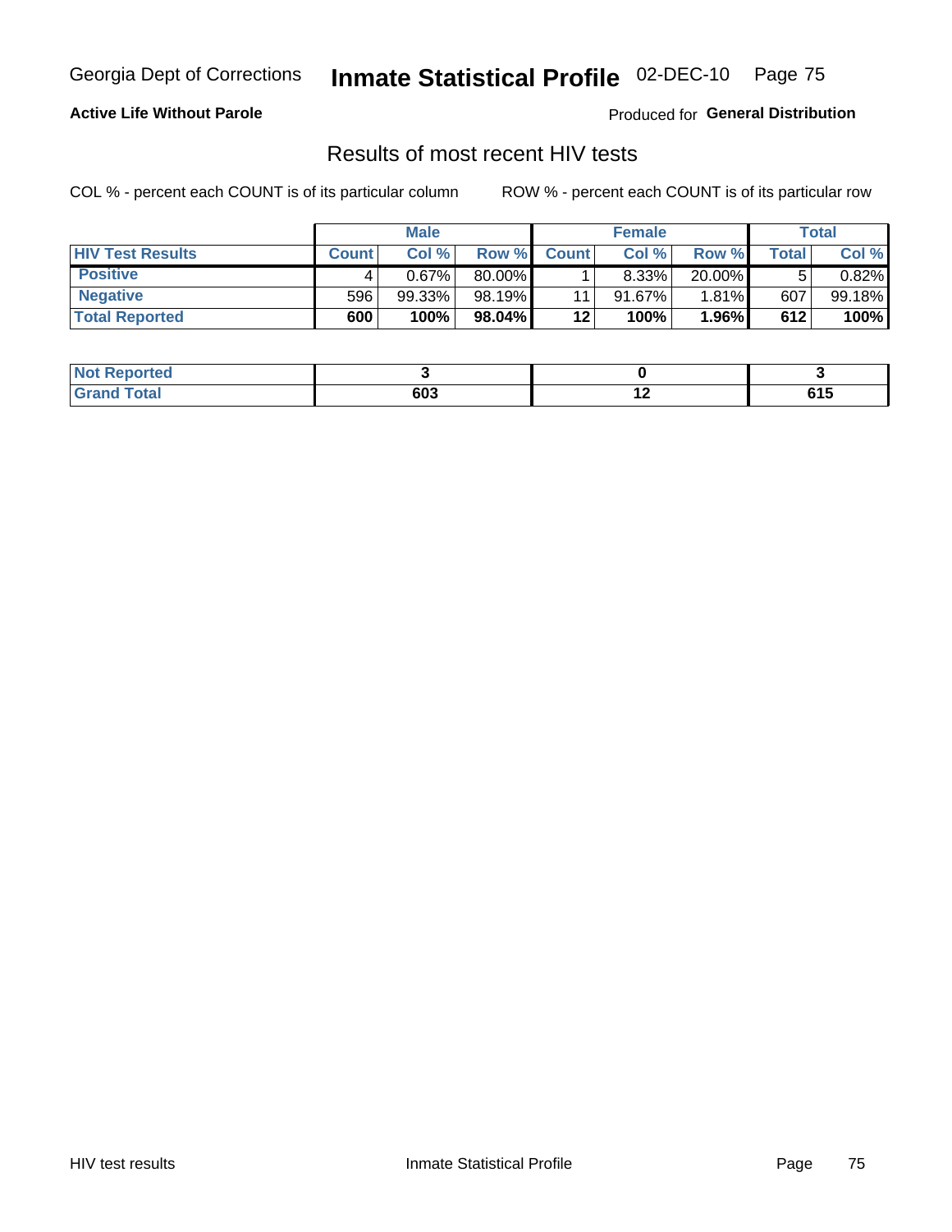Georgia Dept of Corrections **Inmate Statistical Profile** 02-DEC-10

**Active Life Without Parole**

Produced for **General Distribution**

## Results of most recent HIV tests

COL % - percent each COUNT is of its particular column     ROW % - percent each COUNT is of its particular row

| | Male | | | Female | | | Total | |
|---|---|---|---|---|---|---|---|---|
| **HIV Test Results** | **Count** | **Col %** | **Row %** | **Count** | **Col %** | **Row %** | **Total** | **Col %** |
| **Positive** | 4 | 0.67% | 80.00% | 1 | 8.33% | 20.00% | 5 | 0.82% |
| **Negative** | 596 | 99.33% | 98.19% | 11 | 91.67% | 1.81% | 607 | 99.18% |
| **Total Reported** | **600** | **100%** | **98.04%** | **12** | **100%** | **1.96%** | **612** | **100%** |

| | Male | Female | Total |
|---|---|---|---|
| **Not Reported** | **3** | **0** | **3** |
| **Grand Total** | **603** | **12** | **615** |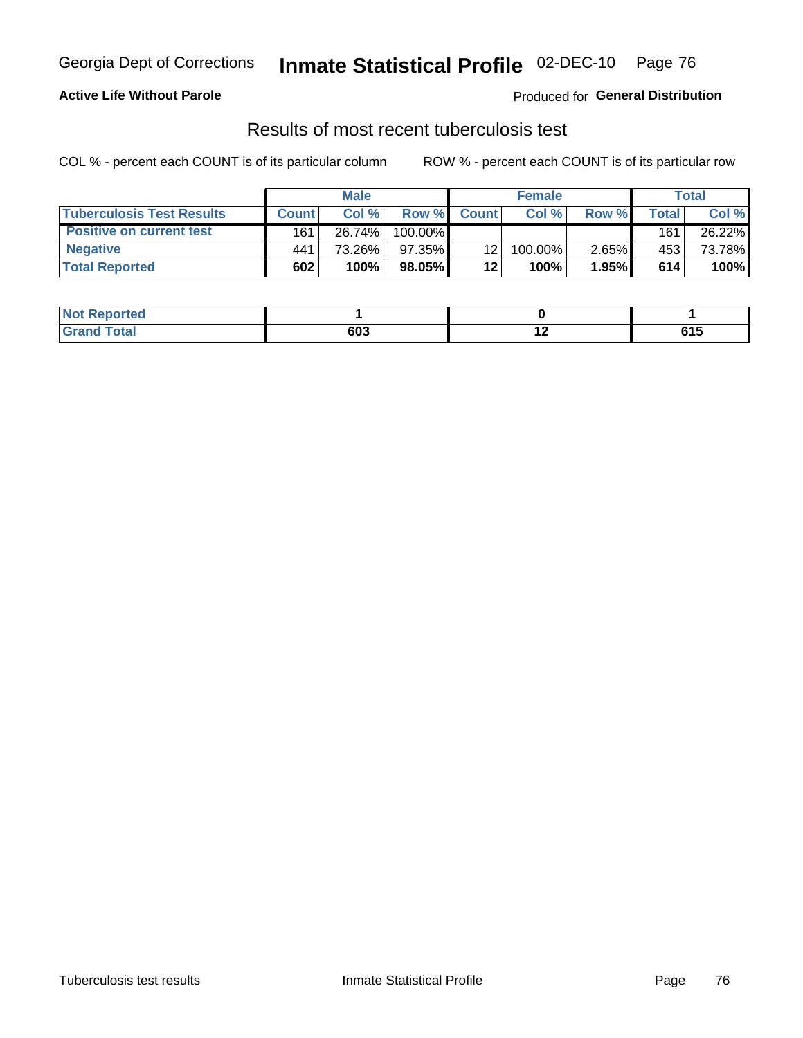Georgia Dept of Corrections **Inmate Statistical Profile** 02-DEC-10

**Active Life Without Parole**

Produced for **General Distribution**

## Results of most recent tuberculosis test

COL % - percent each COUNT is of its particular column    ROW % - percent each COUNT is of its particular row

| | Male | | | Female | | | Total | |
|---|---|---|---|---|---|---|---|---|
| **Tuberculosis Test Results** | **Count** | **Col %** | **Row %** | **Count** | **Col %** | **Row %** | **Total** | **Col %** |
| **Positive on current test** | 161 | 26.74% | 100.00% | | | | 161 | 26.22% |
| **Negative** | 441 | 73.26% | 97.35% | 12 | 100.00% | 2.65% | 453 | 73.78% |
| **Total Reported** | **602** | **100%** | **98.05%** | **12** | **100%** | **1.95%** | **614** | **100%** |

| | Male | Female | Total |
|---|---|---|---|
| **Not Reported** | **1** | **0** | **1** |
| **Grand Total** | **603** | **12** | **615** |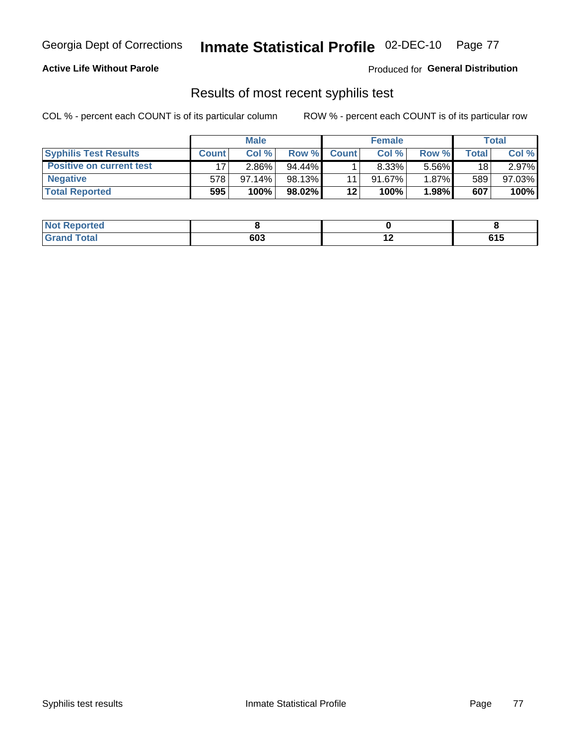Georgia Dept of Corrections **Inmate Statistical Profile** 02-DEC-10

**Active Life Without Parole**

Produced for **General Distribution**

## Results of most recent syphilis test

COL % - percent each COUNT is of its particular column

ROW % - percent each COUNT is of its particular row

| | Male | | | Female | | | Total | |
|---|---|---|---|---|---|---|---|---|
| **Syphilis Test Results** | **Count** | **Col %** | **Row %** | **Count** | **Col %** | **Row %** | **Total** | **Col %** |
| **Positive on current test** | 17 | 2.86% | 94.44% | 1 | 8.33% | 5.56% | 18 | 2.97% |
| **Negative** | 578 | 97.14% | 98.13% | 11 | 91.67% | 1.87% | 589 | 97.03% |
| **Total Reported** | **595** | **100%** | **98.02%** | **12** | **100%** | **1.98%** | **607** | **100%** |

| | Male | Female | Total |
|---|---|---|---|
| **Not Reported** | **8** | **0** | **8** |
| **Grand Total** | **603** | **12** | **615** |

Syphilis test results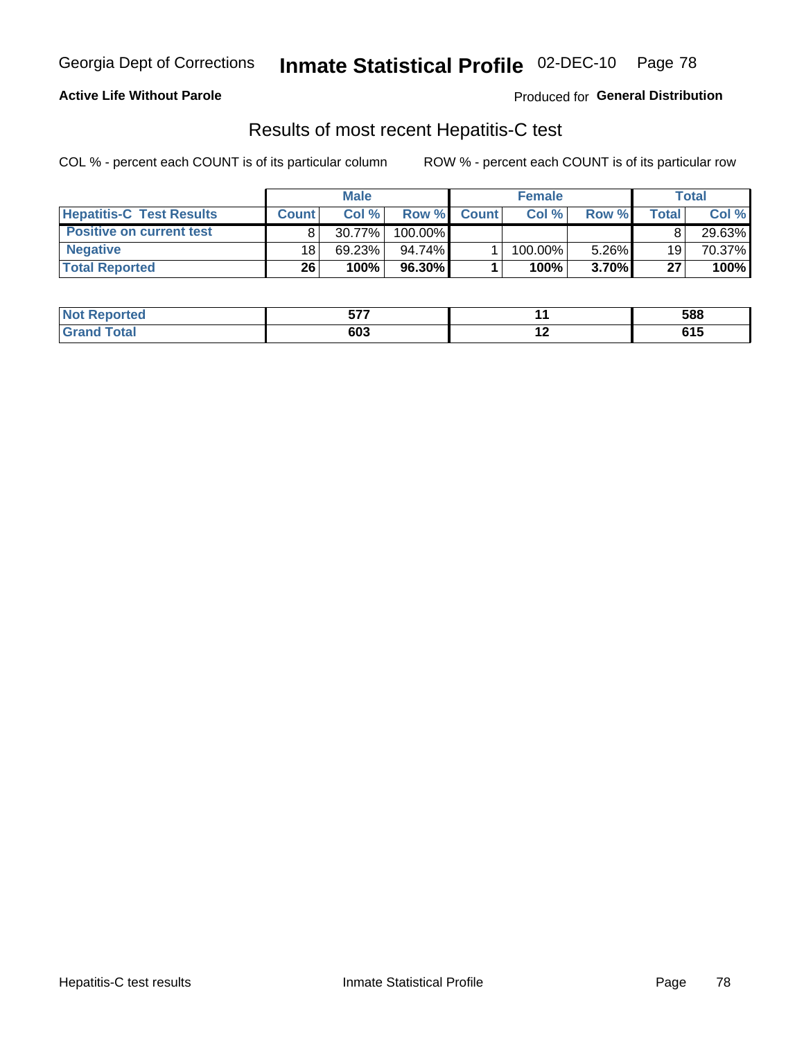Georgia Dept of Corrections **Inmate Statistical Profile** 02-DEC-10

**Active Life Without Parole**

Produced for **General Distribution**

## Results of most recent Hepatitis-C test

COL % - percent each COUNT is of its particular column    ROW % - percent each COUNT is of its particular row

| | Male | | | Female | | | Total | |
|---|---|---|---|---|---|---|---|---|
| **Hepatitis-C Test Results** | **Count** | **Col %** | **Row %** | **Count** | **Col %** | **Row %** | **Total** | **Col %** |
| **Positive on current test** | 8 | 30.77% | 100.00% | | | | 8 | 29.63% |
| **Negative** | 18 | 69.23% | 94.74% | 1 | 100.00% | 5.26% | 19 | 70.37% |
| **Total Reported** | **26** | **100%** | **96.30%** | **1** | **100%** | **3.70%** | **27** | **100%** |

| | Male | Female | Total |
|---|---|---|---|
| **Not Reported** | **577** | **11** | **588** |
| **Grand Total** | **603** | **12** | **615** |

Hepatitis-C test results